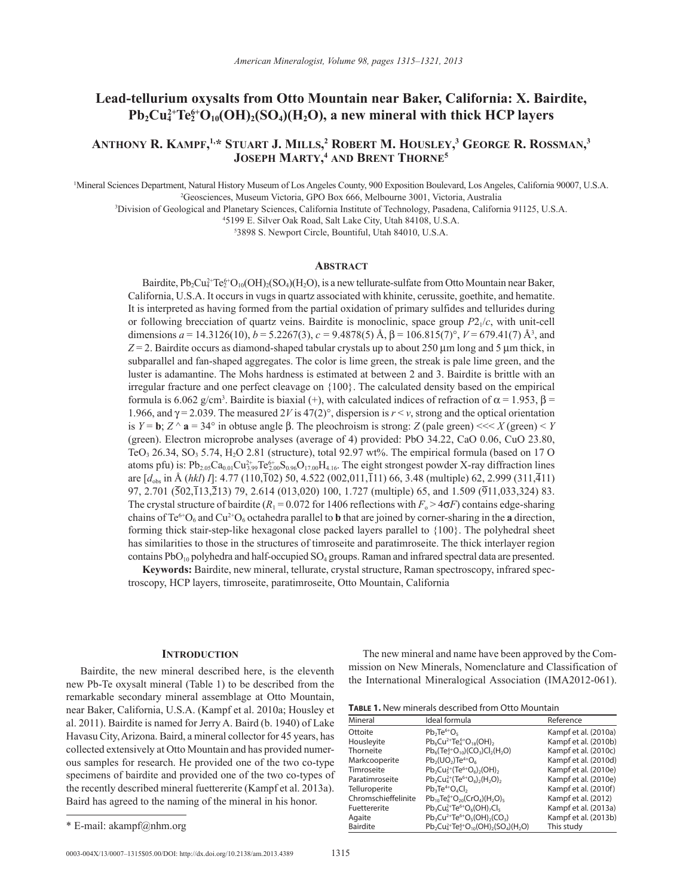# Lead-tellurium oxysalts from Otto Mountain near Baker, California: X. Bairdite, $Pb_2Cu_4^{2+}Te_2^{6+}O_{10}(OH)_2(SO_4)(H_2O)$, a new mineral with thick HCP layers

**Anthony R. Kampf,[1,*] Stuart J. Mills,[2] Robert M. Housley,[3] George R. Rossman,[3] Joseph Marty,[4] and Brent Thorne[5]**

[1]Mineral Sciences Department, Natural History Museum of Los Angeles County, 900 Exposition Boulevard, Los Angeles, California 90007, U.S.A.
[2]Geosciences, Museum Victoria, GPO Box 666, Melbourne 3001, Victoria, Australia
[3]Division of Geological and Planetary Sciences, California Institute of Technology, Pasadena, California 91125, U.S.A.
[4]5199 E. Silver Oak Road, Salt Lake City, Utah 84108, U.S.A.
[5]3898 S. Newport Circle, Bountiful, Utah 84010, U.S.A.

## Abstract

Bairdite, $Pb_2Cu_4^{2+}Te_2^{6+}O_{10}(OH)_2(SO_4)(H_2O)$, is a new tellurate-sulfate from Otto Mountain near Baker, California, U.S.A. It occurs in vugs in quartz associated with khinite, cerussite, goethite, and hematite. It is interpreted as having formed from the partial oxidation of primary sulfides and tellurides during or following brecciation of quartz veins. Bairdite is monoclinic, space group $P2_1/c$, with unit-cell dimensions $a = 14.3126(10)$, $b = 5.2267(3)$, $c = 9.4878(5)$ Å, $\beta = 106.815(7)°$, $V = 679.41(7)$ Å$^3$, and $Z = 2$. Bairdite occurs as diamond-shaped tabular crystals up to about 250 μm long and 5 μm thick, in subparallel and fan-shaped aggregates. The color is lime green, the streak is pale lime green, and the luster is adamantine. The Mohs hardness is estimated at between 2 and 3. Bairdite is brittle with an irregular fracture and one perfect cleavage on {100}. The calculated density based on the empirical formula is 6.062 g/cm$^3$. Bairdite is biaxial (+), with calculated indices of refraction of $\alpha = 1.953$, $\beta = 1.966$, and $\gamma = 2.039$. The measured $2V$ is 47(2)°, dispersion is $r < v$, strong and the optical orientation is $Y = \mathbf{b}$; $Z \wedge \mathbf{a} = 34°$ in obtuse angle β. The pleochroism is strong: $Z$ (pale green) <<< $X$ (green) < $Y$ (green). Electron microprobe analyses (average of 4) provided: PbO 34.22, CaO 0.06, CuO 23.80, $TeO_3$ 26.34, $SO_3$ 5.74, $H_2O$ 2.81 (structure), total 92.97 wt%. The empirical formula (based on 17 O atoms pfu) is: $Pb_{2.05}Ca_{0.01}Cu_{3.99}^{2+}Te_{2.00}^{6+}S_{0.96}O_{17.00}H_{4.16}$. The eight strongest powder X-ray diffraction lines are [$d_{obs}$ in Å ($hkl$) $I$]: 4.77 (110,$\bar{1}$02) 50, 4.522 (002,011,$\bar{1}$11) 66, 3.48 (multiple) 62, 2.999 (311,$\bar{4}$11) 97, 2.701 ($\bar{5}$02,$\bar{1}$13,$\bar{2}$13) 79, 2.614 (013,020) 100, 1.727 (multiple) 65, and 1.509 ($\bar{9}$11,033,324) 83. The crystal structure of bairdite ($R_1 = 0.072$ for 1406 reflections with $F_o > 4\sigma F$) contains edge-sharing chains of $Te^{6+}O_6$ and $Cu^{2+}O_6$ octahedra parallel to **b** that are joined by corner-sharing in the **a** direction, forming thick stair-step-like hexagonal close packed layers parallel to {100}. The polyhedral sheet has similarities to those in the structures of timroseite and paratimroseite. The thick interlayer region contains $PbO_{10}$ polyhedra and half-occupied $SO_4$ groups. Raman and infrared spectral data are presented.

**Keywords:** Bairdite, new mineral, tellurate, crystal structure, Raman spectroscopy, infrared spectroscopy, HCP layers, timroseite, paratimroseite, Otto Mountain, California

## Introduction

Bairdite, the new mineral described here, is the eleventh new Pb-Te oxysalt mineral (Table 1) to be described from the remarkable secondary mineral assemblage at Otto Mountain, near Baker, California, U.S.A. (Kampf et al. 2010a; Housley et al. 2011). Bairdite is named for Jerry A. Baird (b. 1940) of Lake Havasu City, Arizona. Baird, a mineral collector for 45 years, has collected extensively at Otto Mountain and has provided numerous samples for research. He provided one of the two co-type specimens of bairdite and provided one of the two co-types of the recently described mineral fuettererite (Kampf et al. 2013a). Baird has agreed to the naming of the mineral in his honor.

\* E-mail: akampf@nhm.org

The new mineral and name have been approved by the Commission on New Minerals, Nomenclature and Classification of the International Mineralogical Association (IMA2012-061).

**Table 1.** New minerals described from Otto Mountain

| Mineral | Ideal formula | Reference |
|---|---|---|
| Ottoite | $Pb_2Te^{6+}O_5$ | Kampf et al. (2010a) |
| Housleyite | $Pb_6Cu^{2+}Te_4^{6+}O_{18}(OH)_2$ | Kampf et al. (2010b) |
| Thorneite | $Pb_6(Te_2^{6+}O_{10})(CO_3)Cl_2(H_2O)$ | Kampf et al. (2010c) |
| Markcooperite | $Pb_2(UO_2)Te^{6+}O_6$ | Kampf et al. (2010d) |
| Timroseite | $Pb_2Cu_5^{2+}(Te^{6+}O_6)_2(OH)_2$ | Kampf et al. (2010e) |
| Paratimroseite | $Pb_2Cu_4^{2+}(Te^{6+}O_6)_2(H_2O)_2$ | Kampf et al. (2010e) |
| Telluroperite | $Pb_3Te^{4+}O_4Cl_2$ | Kampf et al. (2010f) |
| Chromschieffelinite | $Pb_{10}Te_6^{6+}O_{20}(CrO_4)(H_2O)_5$ | Kampf et al. (2012) |
| Fuettererite | $Pb_3Cu_6^{2+}Te^{6+}O_6(OH)_7Cl_5$ | Kampf et al. (2013a) |
| Agaite | $Pb_3Cu^{2+}Te^{6+}O_5(OH)_2(CO_3)$ | Kampf et al. (2013b) |
| Bairdite | $Pb_2Cu_4^{2+}Te_2^{6+}O_{10}(OH)_2(SO_4)(H_2O)$ | This study |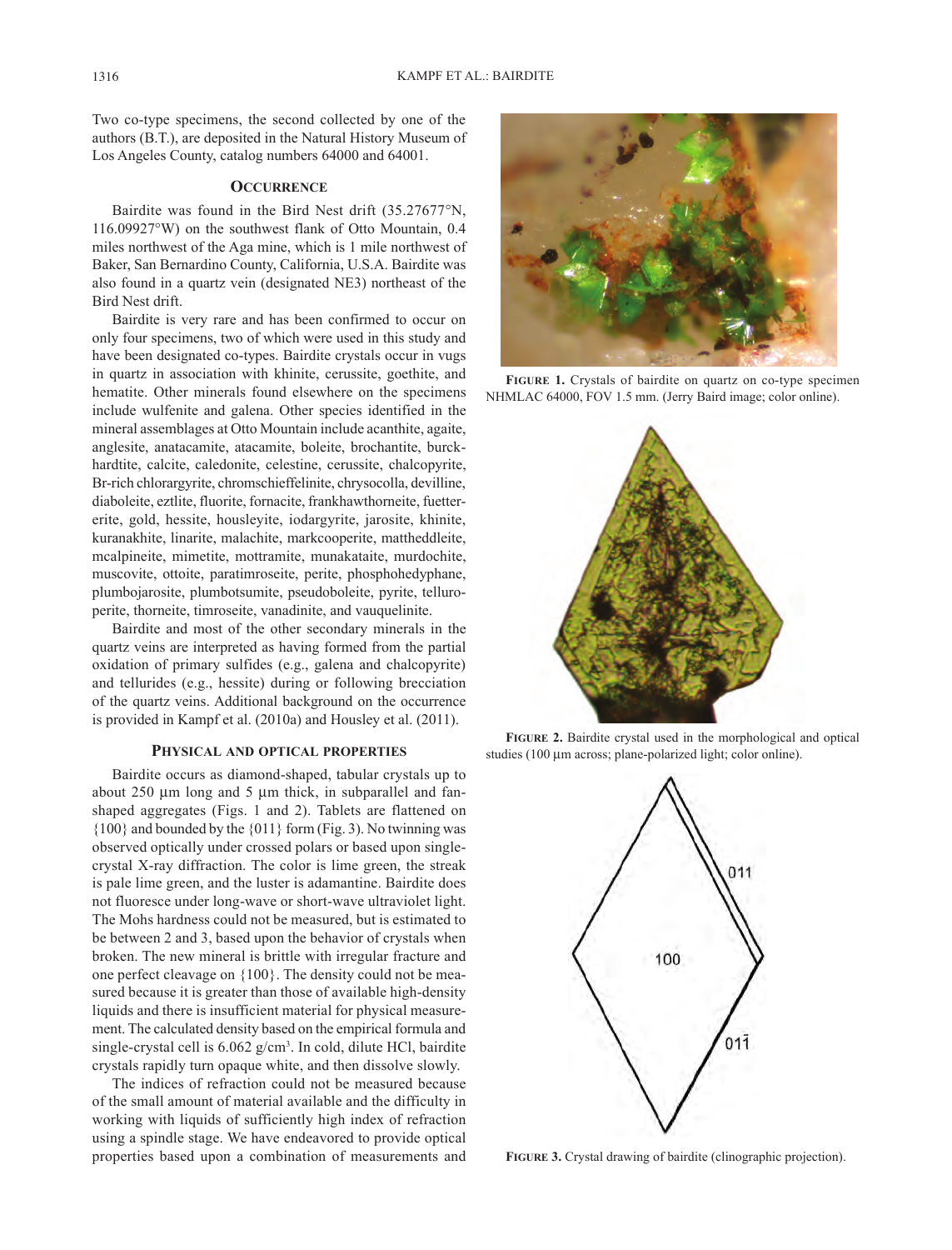Two co-type specimens, the second collected by one of the authors (B.T.), are deposited in the Natural History Museum of Los Angeles County, catalog numbers 64000 and 64001.

## Occurrence

Bairdite was found in the Bird Nest drift (35.27677°N, 116.09927°W) on the southwest flank of Otto Mountain, 0.4 miles northwest of the Aga mine, which is 1 mile northwest of Baker, San Bernardino County, California, U.S.A. Bairdite was also found in a quartz vein (designated NE3) northeast of the Bird Nest drift.

Bairdite is very rare and has been confirmed to occur on only four specimens, two of which were used in this study and have been designated co-types. Bairdite crystals occur in vugs in quartz in association with khinite, cerussite, goethite, and hematite. Other minerals found elsewhere on the specimens include wulfenite and galena. Other species identified in the mineral assemblages at Otto Mountain include acanthite, agaite, anglesite, anatacamite, atacamite, boleite, brochantite, burckhardtite, calcite, caledonite, celestine, cerussite, chalcopyrite, Br-rich chlorargyrite, chromschieffelinite, chrysocolla, devilline, diaboleite, eztlite, fluorite, fornacite, frankhawthorneite, fuettererite, gold, hessite, housleyite, iodargyrite, jarosite, khinite, kuranakhite, linarite, malachite, markcooperite, mattheddleite, mcalpineite, mimetite, mottramite, munakataite, murdochite, muscovite, ottoite, paratimroseite, perite, phosphohedyphane, plumbojarosite, plumbotsumite, pseudoboleite, pyrite, telluroperite, thorneite, timroseite, vanadinite, and vauquelinite.

Bairdite and most of the other secondary minerals in the quartz veins are interpreted as having formed from the partial oxidation of primary sulfides (e.g., galena and chalcopyrite) and tellurides (e.g., hessite) during or following brecciation of the quartz veins. Additional background on the occurrence is provided in Kampf et al. (2010a) and Housley et al. (2011).

## Physical and optical properties

Bairdite occurs as diamond-shaped, tabular crystals up to about 250 μm long and 5 μm thick, in subparallel and fan-shaped aggregates (Figs. 1 and 2). Tablets are flattened on {100} and bounded by the {011} form (Fig. 3). No twinning was observed optically under crossed polars or based upon single-crystal X-ray diffraction. The color is lime green, the streak is pale lime green, and the luster is adamantine. Bairdite does not fluoresce under long-wave or short-wave ultraviolet light. The Mohs hardness could not be measured, but is estimated to be between 2 and 3, based upon the behavior of crystals when broken. The new mineral is brittle with irregular fracture and one perfect cleavage on {100}. The density could not be measured because it is greater than those of available high-density liquids and there is insufficient material for physical measurement. The calculated density based on the empirical formula and single-crystal cell is 6.062 g/cm$^3$. In cold, dilute HCl, bairdite crystals rapidly turn opaque white, and then dissolve slowly.

The indices of refraction could not be measured because of the small amount of material available and the difficulty in working with liquids of sufficiently high index of refraction using a spindle stage. We have endeavored to provide optical properties based upon a combination of measurements and

**Figure 1.** Crystals of bairdite on quartz on co-type specimen NHMLAC 64000, FOV 1.5 mm. (Jerry Baird image; color online).

**Figure 2.** Bairdite crystal used in the morphological and optical studies (100 μm across; plane-polarized light; color online).

**Figure 3.** Crystal drawing of bairdite (clinographic projection).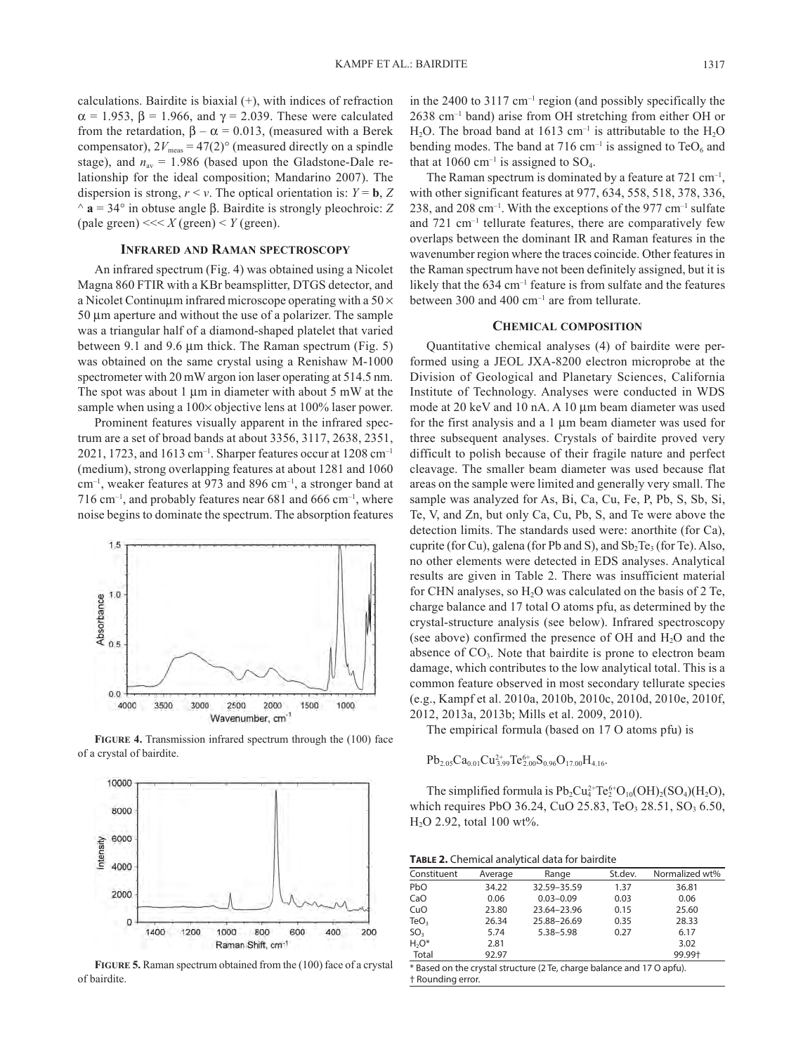calculations. Bairdite is biaxial (+), with indices of refraction $\alpha = 1.953$, $\beta = 1.966$, and $\gamma = 2.039$. These were calculated from the retardation, $\beta - \alpha = 0.013$, (measured with a Berek compensator), $2V_{meas} = 47(2)°$ (measured directly on a spindle stage), and $n_{av} = 1.986$ (based upon the Gladstone-Dale relationship for the ideal composition; Mandarino 2007). The dispersion is strong, $r < v$. The optical orientation is: $Y = \mathbf{b}$, $Z \wedge \mathbf{a} = 34°$ in obtuse angle $\beta$. Bairdite is strongly pleochroic: $Z$ (pale green) <<< $X$ (green) < $Y$ (green).

## Infrared and Raman spectroscopy

An infrared spectrum (Fig. 4) was obtained using a Nicolet Magna 860 FTIR with a KBr beamsplitter, DTGS detector, and a Nicolet Continuμm infrared microscope operating with a 50 × 50 μm aperture and without the use of a polarizer. The sample was a triangular half of a diamond-shaped platelet that varied between 9.1 and 9.6 μm thick. The Raman spectrum (Fig. 5) was obtained on the same crystal using a Renishaw M-1000 spectrometer with 20 mW argon ion laser operating at 514.5 nm. The spot was about 1 μm in diameter with about 5 mW at the sample when using a 100× objective lens at 100% laser power.

Prominent features visually apparent in the infrared spectrum are a set of broad bands at about 3356, 3117, 2638, 2351, 2021, 1723, and 1613 $cm^{-1}$. Sharper features occur at 1208 $cm^{-1}$ (medium), strong overlapping features at about 1281 and 1060 $cm^{-1}$, weaker features at 973 and 896 $cm^{-1}$, a stronger band at 716 $cm^{-1}$, and probably features near 681 and 666 $cm^{-1}$, where noise begins to dominate the spectrum. The absorption features in the 2400 to 3117 $cm^{-1}$ region (and possibly specifically the 2638 $cm^{-1}$ band) arise from OH stretching from either OH or $H_2O$. The broad band at 1613 $cm^{-1}$ is attributable to the $H_2O$ bending modes. The band at 716 $cm^{-1}$ is assigned to $TeO_6$ and that at 1060 $cm^{-1}$ is assigned to $SO_4$.

1.5
1.0
Absorbance
0.5
0.0
4000 3500 3000 2500 2000 1500 1000
Wavenumber, $cm^{-1}$

**Figure 4.** Transmission infrared spectrum through the (100) face of a crystal of bairdite.

10000
8000
6000
Intensity
4000
2000
0
1400 1200 1000 800 600 400 200
Raman Shift, $cm^{-1}$

**Figure 5.** Raman spectrum obtained from the (100) face of a crystal of bairdite.

The Raman spectrum is dominated by a feature at 721 $cm^{-1}$, with other significant features at 977, 634, 558, 518, 378, 336, 238, and 208 $cm^{-1}$. With the exceptions of the 977 $cm^{-1}$ sulfate and 721 $cm^{-1}$ tellurate features, there are comparatively few overlaps between the dominant IR and Raman features in the wavenumber region where the traces coincide. Other features in the Raman spectrum have not been definitely assigned, but it is likely that the 634 $cm^{-1}$ feature is from sulfate and the features between 300 and 400 $cm^{-1}$ are from tellurate.

## Chemical composition

Quantitative chemical analyses (4) of bairdite were performed using a JEOL JXA-8200 electron microprobe at the Division of Geological and Planetary Sciences, California Institute of Technology. Analyses were conducted in WDS mode at 20 keV and 10 nA. A 10 μm beam diameter was used for the first analysis and a 1 μm beam diameter was used for three subsequent analyses. Crystals of bairdite proved very difficult to polish because of their fragile nature and perfect cleavage. The smaller beam diameter was used because flat areas on the sample were limited and generally very small. The sample was analyzed for As, Bi, Ca, Cu, Fe, P, Pb, S, Sb, Si, Te, V, and Zn, but only Ca, Cu, Pb, S, and Te were above the detection limits. The standards used were: anorthite (for Ca), cuprite (for Cu), galena (for Pb and S), and $Sb_2Te_3$ (for Te). Also, no other elements were detected in EDS analyses. Analytical results are given in Table 2. There was insufficient material for CHN analyses, so $H_2O$ was calculated on the basis of 2 Te, charge balance and 17 total O atoms pfu, as determined by the crystal-structure analysis (see below). Infrared spectroscopy (see above) confirmed the presence of OH and $H_2O$ and the absence of $CO_3$. Note that bairdite is prone to electron beam damage, which contributes to the low analytical total. This is a common feature observed in most secondary tellurate species (e.g., Kampf et al. 2010a, 2010b, 2010c, 2010d, 2010e, 2010f, 2012, 2013a, 2013b; Mills et al. 2009, 2010).

The empirical formula (based on 17 O atoms pfu) is

$$Pb_{2.05}Ca_{0.01}Cu^{2+}_{3.99}Te^{6+}_{2.00}S_{0.96}O_{17.00}H_{4.16}.$$

The simplified formula is $Pb_2Cu^{2+}_4Te^{6+}_2O_{10}(OH)_2(SO_4)(H_2O)$, which requires PbO 36.24, CuO 25.83, $TeO_3$ 28.51, $SO_3$ 6.50, $H_2O$ 2.92, total 100 wt%.

**Table 2.** Chemical analytical data for bairdite

| Constituent | Average | Range | St.dev. | Normalized wt% |
|---|---|---|---|---|
| PbO | 34.22 | 32.59–35.59 | 1.37 | 36.81 |
| CaO | 0.06 | 0.03–0.09 | 0.03 | 0.06 |
| CuO | 23.80 | 23.64–23.96 | 0.15 | 25.60 |
| $TeO_3$ | 26.34 | 25.88–26.69 | 0.35 | 28.33 |
| $SO_3$ | 5.74 | 5.38–5.98 | 0.27 | 6.17 |
| $H_2O$* | 2.81 | | | 3.02 |
| Total | 92.97 | | | 99.99† |

\* Based on the crystal structure (2 Te, charge balance and 17 O apfu).
† Rounding error.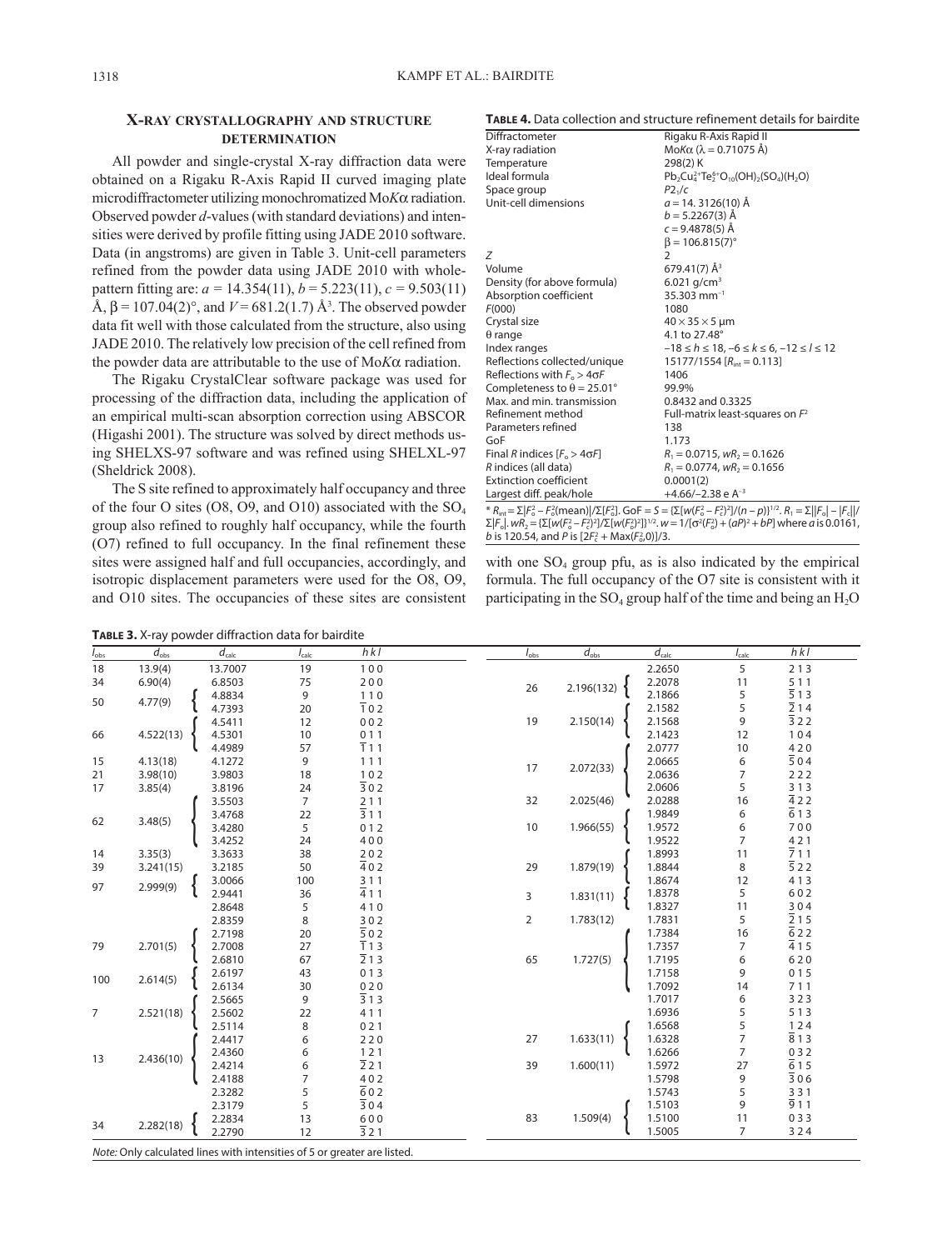## X-RAY CRYSTALLOGRAPHY AND STRUCTURE DETERMINATION

All powder and single-crystal X-ray diffraction data were obtained on a Rigaku R-Axis Rapid II curved imaging plate microdiffractometer utilizing monochromatized Mo$K\alpha$ radiation. Observed powder $d$-values (with standard deviations) and intensities were derived by profile fitting using JADE 2010 software. Data (in angstroms) are given in Table 3. Unit-cell parameters refined from the powder data using JADE 2010 with whole-pattern fitting are: $a$ = 14.354(11), $b$ = 5.223(11), $c$ = 9.503(11) Å, $\beta$ = 107.04(2)°, and $V$ = 681.2(1.7) Å$^3$. The observed powder data fit well with those calculated from the structure, also using JADE 2010. The relatively low precision of the cell refined from the powder data are attributable to the use of Mo$K\alpha$ radiation.

The Rigaku CrystalClear software package was used for processing of the diffraction data, including the application of an empirical multi-scan absorption correction using ABSCOR (Higashi 2001). The structure was solved by direct methods using SHELXS-97 software and was refined using SHELXL-97 (Sheldrick 2008).

The S site refined to approximately half occupancy and three of the four O sites (O8, O9, and O10) associated with the $SO_4$ group also refined to roughly half occupancy, while the fourth (O7) refined to full occupancy. In the final refinement these sites were assigned half and full occupancies, accordingly, and isotropic displacement parameters were used for the O8, O9, and O10 sites. The occupancies of these sites are consistent with one $SO_4$ group pfu, as is also indicated by the empirical formula. The full occupancy of the O7 site is consistent with it participating in the $SO_4$ group half of the time and being an $H_2O$

**TABLE 4.** Data collection and structure refinement details for bairdite

| | |
|---|---|
| Diffractometer | Rigaku R-Axis Rapid II |
| X-ray radiation | Mo$K\alpha$ ($\lambda$ = 0.71075 Å) |
| Temperature | 298(2) K |
| Ideal formula | $Pb_2Cu_4^{2+}Te_2^{6+}O_{10}(OH)_2(SO_4)(H_2O)$ |
| Space group | $P2_1/c$ |
| Unit-cell dimensions | $a$ = 14. 3126(10) Å |
| | $b$ = 5.2267(3) Å |
| | $c$ = 9.4878(5) Å |
| | $\beta$ = 106.815(7)° |
| $Z$ | 2 |
| Volume | 679.41(7) Å$^3$ |
| Density (for above formula) | 6.021 g/cm$^3$ |
| Absorption coefficient | 35.303 mm$^{-1}$ |
| $F$(000) | 1080 |
| Crystal size | 40 × 35 × 5 μm |
| $\theta$ range | 4.1 to 27.48° |
| Index ranges | $-18 \le h \le 18$, $-6 \le k \le 6$, $-12 \le l \le 12$ |
| Reflections collected/unique | 15177/1554 [$R_{int}$ = 0.113] |
| Reflections with $F_o > 4\sigma F$ | 1406 |
| Completeness to $\theta$ = 25.01° | 99.9% |
| Max. and min. transmission | 0.8432 and 0.3325 |
| Refinement method | Full-matrix least-squares on $F^2$ |
| Parameters refined | 138 |
| GoF | 1.173 |
| Final $R$ indices [$F_o > 4\sigma F$] | $R_1$ = 0.0715, $wR_2$ = 0.1626 |
| $R$ indices (all data) | $R_1$ = 0.0774, $wR_2$ = 0.1656 |
| Extinction coefficient | 0.0001(2) |
| Largest diff. peak/hole | +4.66/–2.38 e A$^{-3}$ |

\* $R_{int} = \Sigma|F_o^2 - F_o^2(\text{mean})|/\Sigma[F_o^2]$. GoF = $S = \{\Sigma[w(F_o^2 - F_c^2)^2]/(n-p)\}^{1/2}$. $R_1 = \Sigma||F_o| - |F_c||/\Sigma|F_o|$. $wR_2 = \{\Sigma[w(F_o^2 - F_c^2)^2]/\Sigma[w(F_o^2)^2]\}^{1/2}$. $w = 1/[\sigma^2(F_o^2) + (aP)^2 + bP]$ where $a$ is 0.0161, $b$ is 120.54, and $P$ is $[2F_c^2 + \text{Max}(F_o^2,0)]/3$.

**TABLE 3.** X-ray powder diffraction data for bairdite

| $I_{obs}$ | $d_{obs}$ | $d_{calc}$ | $I_{calc}$ | $hkl$ |
|---|---|---|---|---|
| 18 | 13.9(4) | 13.7007 | 19 | 1 0 0 |
| 34 | 6.90(4) | 6.8503 | 75 | 2 0 0 |
| 50 | 4.77(9) | 4.8834 | 9 | 1 1 0 |
| | | 4.7393 | 20 | $\bar{1}$ 0 2 |
| 66 | 4.522(13) | 4.5411 | 12 | 0 0 2 |
| | | 4.5301 | 10 | 0 1 1 |
| | | 4.4989 | 57 | $\bar{1}$ 1 1 |
| 15 | 4.13(18) | 4.1272 | 9 | 1 1 1 |
| 21 | 3.98(10) | 3.9803 | 18 | 1 0 2 |
| 17 | 3.85(4) | 3.8196 | 24 | $\bar{3}$ 0 2 |
| 62 | 3.48(5) | 3.5503 | 7 | 2 1 1 |
| | | 3.4768 | 22 | $\bar{3}$ 1 1 |
| | | 3.4280 | 5 | 0 1 2 |
| | | 3.4252 | 24 | 4 0 0 |
| 14 | 3.35(3) | 3.3633 | 38 | 2 0 2 |
| 39 | 3.241(15) | 3.2185 | 50 | $\bar{4}$ 0 2 |
| 97 | 2.999(9) | 3.0066 | 100 | 3 1 1 |
| | | 2.9441 | 36 | $\bar{4}$ 1 1 |
| | | 2.8648 | 5 | 4 1 0 |
| | | 2.8359 | 8 | 3 0 2 |
| 79 | 2.701(5) | 2.7198 | 20 | $\bar{5}$ 0 2 |
| | | 2.7008 | 27 | $\bar{1}$ 1 3 |
| | | 2.6810 | 67 | $\bar{2}$ 1 3 |
| 100 | 2.614(5) | 2.6197 | 43 | 0 1 3 |
| | | 2.6134 | 30 | 0 2 0 |
| 7 | 2.521(18) | 2.5665 | 9 | $\bar{3}$ 1 3 |
| | | 2.5602 | 22 | 4 1 1 |
| | | 2.5114 | 8 | 0 2 1 |
| 13 | 2.436(10) | 2.4417 | 6 | 2 2 0 |
| | | 2.4360 | 6 | 1 2 1 |
| | | 2.4214 | 6 | $\bar{2}$ 2 1 |
| | | 2.4188 | 7 | 4 0 2 |
| | | 2.3282 | 5 | $\bar{6}$ 0 2 |
| | | 2.3179 | 5 | $\bar{3}$ 0 4 |
| 34 | 2.282(18) | 2.2834 | 13 | 6 0 0 |
| | | 2.2790 | 12 | $\bar{3}$ 2 1 |
| | | 2.2650 | 5 | 2 1 3 |
| 26 | 2.196(132) | 2.2078 | 11 | 5 1 1 |
| | | 2.1866 | 5 | $\bar{5}$ 1 3 |
| 19 | 2.150(14) | 2.1582 | 5 | $\bar{2}$ 1 4 |
| | | 2.1568 | 9 | $\bar{3}$ 2 2 |
| | | 2.1423 | 12 | 1 0 4 |
| 17 | 2.072(33) | 2.0777 | 10 | 4 2 0 |
| | | 2.0665 | 6 | $\bar{5}$ 0 4 |
| | | 2.0636 | 7 | 2 2 2 |
| | | 2.0606 | 5 | 3 1 3 |
| 32 | 2.025(46) | 2.0288 | 16 | $\bar{4}$ 2 2 |
| 10 | 1.966(55) | 1.9849 | 6 | $\bar{6}$ 1 3 |
| | | 1.9572 | 6 | 7 0 0 |
| | | 1.9522 | 7 | 4 2 1 |
| 29 | 1.879(19) | 1.8993 | 11 | $\bar{7}$ 1 1 |
| | | 1.8844 | 8 | $\bar{5}$ 2 2 |
| | | 1.8674 | 12 | 4 1 3 |
| 3 | 1.831(11) | 1.8378 | 5 | 6 0 2 |
| | | 1.8327 | 11 | 3 0 4 |
| 2 | 1.783(12) | 1.7831 | 5 | $\bar{2}$ 1 5 |
| 65 | 1.727(5) | 1.7384 | 16 | $\bar{6}$ 2 2 |
| | | 1.7357 | 7 | $\bar{4}$ 1 5 |
| | | 1.7195 | 6 | 6 2 0 |
| | | 1.7158 | 9 | 0 1 5 |
| | | 1.7092 | 14 | 7 1 1 |
| | | 1.7017 | 6 | 3 2 3 |
| | | 1.6936 | 5 | 5 1 3 |
| 27 | 1.633(11) | 1.6568 | 5 | 1 2 4 |
| | | 1.6328 | 7 | $\bar{8}$ 1 3 |
| | | 1.6266 | 7 | 0 3 2 |
| 39 | 1.600(11) | 1.5972 | 27 | $\bar{6}$ 1 5 |
| | | 1.5798 | 9 | $\bar{3}$ 0 6 |
| | | 1.5743 | 5 | 3 3 1 |
| 83 | 1.509(4) | 1.5103 | 9 | $\bar{9}$ 1 1 |
| | | 1.5100 | 11 | 0 3 3 |
| | | 1.5005 | 7 | 3 2 4 |

*Note:* Only calculated lines with intensities of 5 or greater are listed.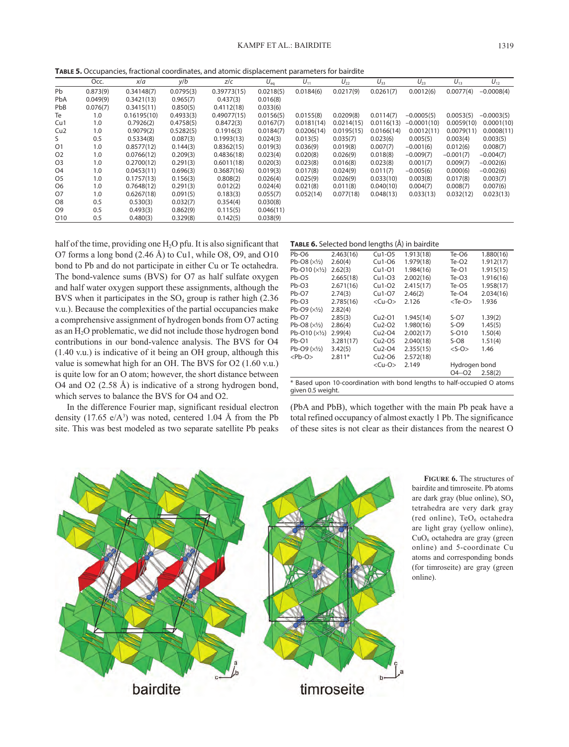**Table 5.** Occupancies, fractional coordinates, and atomic displacement parameters for bairdite

| | Occ. | $x/a$ | $y/b$ | $z/c$ | $U_{eq}$ | $U_{11}$ | $U_{22}$ | $U_{33}$ | $U_{23}$ | $U_{13}$ | $U_{12}$ |
|---|---|---|---|---|---|---|---|---|---|---|---|
| Pb | 0.873(9) | 0.34148(7) | 0.0795(3) | 0.39773(15) | 0.0218(5) | 0.0184(6) | 0.0217(9) | 0.0261(7) | 0.0012(6) | 0.0077(4) | −0.0008(4) |
| PbA | 0.049(9) | 0.3421(13) | 0.965(7) | 0.437(3) | 0.016(8) | | | | | | |
| PbB | 0.076(7) | 0.3415(11) | 0.850(5) | 0.4112(18) | 0.033(6) | | | | | | |
| Te | 1.0 | 0.16195(10) | 0.4933(3) | 0.49077(15) | 0.0156(5) | 0.0155(8) | 0.0209(8) | 0.0114(7) | −0.0005(5) | 0.0053(5) | −0.0003(5) |
| Cu1 | 1.0 | 0.7926(2) | 0.4758(5) | 0.8472(3) | 0.0167(7) | 0.0181(14) | 0.0214(15) | 0.0116(13) | −0.0001(10) | 0.0059(10) | 0.0001(10) |
| Cu2 | 1.0 | 0.9079(2) | 0.5282(5) | 0.1916(3) | 0.0184(7) | 0.0206(14) | 0.0195(15) | 0.0166(14) | 0.0012(11) | 0.0079(11) | 0.0008(11) |
| S | 0.5 | 0.5334(8) | 0.087(3) | 0.1993(13) | 0.024(3) | 0.013(5) | 0.035(7) | 0.023(6) | 0.005(5) | 0.003(4) | 0.003(5) |
| O1 | 1.0 | 0.8577(12) | 0.144(3) | 0.8362(15) | 0.019(3) | 0.036(9) | 0.019(8) | 0.007(7) | −0.001(6) | 0.012(6) | 0.008(7) |
| O2 | 1.0 | 0.0766(12) | 0.209(3) | 0.4836(18) | 0.023(4) | 0.020(8) | 0.026(9) | 0.018(8) | −0.009(7) | −0.001(7) | −0.004(7) |
| O3 | 1.0 | 0.2700(12) | 0.291(3) | 0.6011(18) | 0.020(3) | 0.023(8) | 0.016(8) | 0.023(8) | 0.001(7) | 0.009(7) | −0.002(6) |
| O4 | 1.0 | 0.0453(11) | 0.696(3) | 0.3687(16) | 0.019(3) | 0.017(8) | 0.024(9) | 0.011(7) | −0.005(6) | 0.000(6) | −0.002(6) |
| O5 | 1.0 | 0.1757(13) | 0.156(3) | 0.808(2) | 0.026(4) | 0.025(9) | 0.026(9) | 0.033(10) | 0.003(8) | 0.017(8) | 0.003(7) |
| O6 | 1.0 | 0.7648(12) | 0.291(3) | 0.012(2) | 0.024(4) | 0.021(8) | 0.011(8) | 0.040(10) | 0.004(7) | 0.008(7) | 0.007(6) |
| O7 | 1.0 | 0.6267(18) | 0.091(5) | 0.183(3) | 0.055(7) | 0.052(14) | 0.077(18) | 0.048(13) | 0.033(13) | 0.032(12) | 0.023(13) |
| O8 | 0.5 | 0.530(3) | 0.032(7) | 0.354(4) | 0.030(8) | | | | | | |
| O9 | 0.5 | 0.493(3) | 0.862(9) | 0.115(5) | 0.046(11) | | | | | | |
| O10 | 0.5 | 0.480(3) | 0.329(8) | 0.142(5) | 0.038(9) | | | | | | |

half of the time, providing one $H_2O$ pfu. It is also significant that O7 forms a long bond (2.46 Å) to Cu1, while O8, O9, and O10 bond to Pb and do not participate in either Cu or Te octahedra. The bond-valence sums (BVS) for O7 as half sulfate oxygen and half water oxygen support these assignments, although the BVS when it participates in the $SO_4$ group is rather high (2.36 v.u.). Because the complexities of the partial occupancies make a comprehensive assignment of hydrogen bonds from O7 acting as an $H_2O$ problematic, we did not include those hydrogen bond contributions in our bond-valence analysis. The BVS for O4 (1.40 v.u.) is indicative of it being an OH group, although this value is somewhat high for an OH. The BVS for O2 (1.60 v.u.) is quite low for an O atom; however, the short distance between O4 and O2 (2.58 Å) is indicative of a strong hydrogen bond, which serves to balance the BVS for O4 and O2.

In the difference Fourier map, significant residual electron density (17.65 e/A$^3$) was noted, centered 1.04 Å from the Pb site. This was best modeled as two separate satellite Pb peaks (PbA and PbB), which together with the main Pb peak have a total refined occupancy of almost exactly 1 Pb. The significance of these sites is not clear as their distances from the nearest O

**Table 6.** Selected bond lengths (Å) in bairdite

| | | | | | |
|---|---|---|---|---|---|
| Pb-O6 | 2.463(16) | Cu1-O5 | 1.913(18) | Te-O6 | 1.880(16) |
| Pb-O8 (×½) | 2.60(4) | Cu1-O6 | 1.979(18) | Te-O2 | 1.912(17) |
| Pb-O10 (×½) | 2.62(3) | Cu1-O1 | 1.984(16) | Te-O1 | 1.915(15) |
| Pb-O5 | 2.665(18) | Cu1-O3 | 2.002(16) | Te-O3 | 1.916(16) |
| Pb-O3 | 2.671(16) | Cu1-O2 | 2.415(17) | Te-O5 | 1.958(17) |
| Pb-O7 | 2.74(3) | Cu1-O7 | 2.46(2) | Te-O4 | 2.034(16) |
| Pb-O3 | 2.785(16) | <Cu-O> | 2.126 | <Te-O> | 1.936 |
| Pb-O9 (×½) | 2.82(4) | | | | |
| Pb-O7 | 2.85(3) | Cu2-O1 | 1.945(14) | S-O7 | 1.39(2) |
| Pb-O8 (×½) | 2.86(4) | Cu2-O2 | 1.980(16) | S-O9 | 1.45(5) |
| Pb-O10 (×½) | 2.99(4) | Cu2-O4 | 2.002(17) | S-O10 | 1.50(4) |
| Pb-O1 | 3.281(17) | Cu2-O5 | 2.040(18) | S-O8 | 1.51(4) |
| Pb-O9 (×½) | 3.42(5) | Cu2-O4 | 2.355(15) | <S-O> | 1.46 |
| <Pb-O> | 2.811* | Cu2-O6 | 2.572(18) | | |
| | | <Cu-O> | 2.149 | Hydrogen bond | |
| | | | | O4···O2 | 2.58(2) |

\* Based upon 10-coordination with bond lengths to half-occupied O atoms given 0.5 weight.

bairdite

timroseite

**Figure 6.** The structures of bairdite and timroseite. Pb atoms are dark gray (blue online), $SO_4$ tetrahedra are very dark gray (red online), $TeO_6$ octahedra are light gray (yellow online), $CuO_6$ octahedra are gray (green online) and 5-coordinate Cu atoms and corresponding bonds (for timroseite) are gray (green online).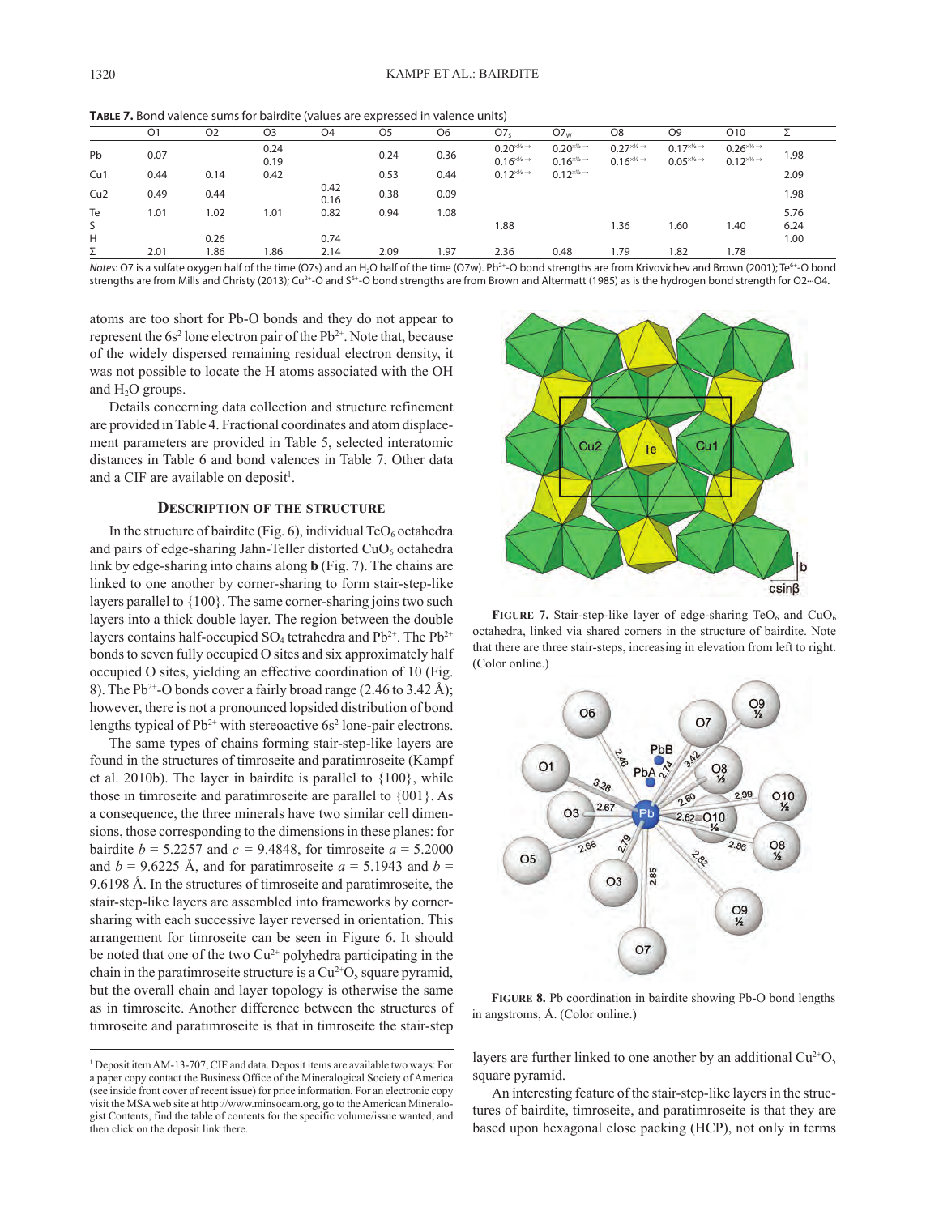**Table 7.** Bond valence sums for bairdite (values are expressed in valence units)

| | O1 | O2 | O3 | O4 | O5 | O6 | O7$_S$ | O7$_W$ | O8 | O9 | O10 | Σ |
|---|---|---|---|---|---|---|---|---|---|---|---|---|
| Pb | 0.07 | | 0.24<br>0.19 | | 0.24 | 0.36 | 0.20$^{\times 1/2 \rightarrow}$<br>0.16$^{\times 1/2 \rightarrow}$ | 0.20$^{\times 1/2 \rightarrow}$<br>0.16$^{\times 1/2 \rightarrow}$ | 0.27$^{\times 1/2 \rightarrow}$<br>0.16$^{\times 1/2 \rightarrow}$ | 0.17$^{\times 1/2 \rightarrow}$<br>0.05$^{\times 1/2 \rightarrow}$ | 0.26$^{\times 1/2 \rightarrow}$<br>0.12$^{\times 1/2 \rightarrow}$ | 1.98 |
| Cu1 | 0.44 | 0.14 | 0.42 | | 0.53 | 0.44 | 0.12$^{\times 1/2 \rightarrow}$ | 0.12$^{\times 1/2 \rightarrow}$ | | | | 2.09 |
| Cu2 | 0.49 | 0.44 | | 0.42<br>0.16 | 0.38 | 0.09 | | | | | | 1.98 |
| Te | 1.01 | 1.02 | 1.01 | 0.82 | 0.94 | 1.08 | | | | | | 5.76 |
| S | | | | | | | 1.88 | | 1.36 | 1.60 | 1.40 | 6.24 |
| H | | 0.26 | | 0.74 | | | | | | | | 1.00 |
| Σ | 2.01 | 1.86 | 1.86 | 2.14 | 2.09 | 1.97 | 2.36 | 0.48 | 1.79 | 1.82 | 1.78 | |

*Notes*: O7 is a sulfate oxygen half of the time (O7s) and an $H_2O$ half of the time (O7w). $Pb^{2+}$-O bond strengths are from Krivovichev and Brown (2001); $Te^{6+}$-O bond strengths are from Mills and Christy (2013); $Cu^{2+}$-O and $S^{6+}$-O bond strengths are from Brown and Altermatt (1985) as is the hydrogen bond strength for O2···O4.

atoms are too short for Pb-O bonds and they do not appear to represent the $6s^2$ lone electron pair of the $Pb^{2+}$. Note that, because of the widely dispersed remaining residual electron density, it was not possible to locate the H atoms associated with the OH and $H_2O$ groups.

Details concerning data collection and structure refinement are provided in Table 4. Fractional coordinates and atom displacement parameters are provided in Table 5, selected interatomic distances in Table 6 and bond valences in Table 7. Other data and a CIF are available on deposit[1].

## Description of the structure

In the structure of bairdite (Fig. 6), individual $TeO_6$ octahedra and pairs of edge-sharing Jahn-Teller distorted $CuO_6$ octahedra link by edge-sharing into chains along **b** (Fig. 7). The chains are linked to one another by corner-sharing to form stair-step-like layers parallel to {100}. The same corner-sharing joins two such layers into a thick double layer. The region between the double layers contains half-occupied $SO_4$ tetrahedra and $Pb^{2+}$. The $Pb^{2+}$ bonds to seven fully occupied O sites and six approximately half occupied O sites, yielding an effective coordination of 10 (Fig. 8). The $Pb^{2+}$-O bonds cover a fairly broad range (2.46 to 3.42 Å); however, there is not a pronounced lopsided distribution of bond lengths typical of $Pb^{2+}$ with stereoactive $6s^2$ lone-pair electrons.

The same types of chains forming stair-step-like layers are found in the structures of timroseite and paratimroseite (Kampf et al. 2010b). The layer in bairdite is parallel to {100}, while those in timroseite and paratimroseite are parallel to {001}. As a consequence, the three minerals have two similar cell dimensions, those corresponding to the dimensions in these planes: for bairdite $b$ = 5.2257 and $c$ = 9.4848, for timroseite $a$ = 5.2000 and $b$ = 9.6225 Å, and for paratimroseite $a$ = 5.1943 and $b$ = 9.6198 Å. In the structures of timroseite and paratimroseite, the stair-step-like layers are assembled into frameworks by corner-sharing with each successive layer reversed in orientation. This arrangement for timroseite can be seen in Figure 6. It should be noted that one of the two $Cu^{2+}$ polyhedra participating in the chain in the paratimroseite structure is a $Cu^{2+}O_5$ square pyramid, but the overall chain and layer topology is otherwise the same as in timroseite. Another difference between the structures of timroseite and paratimroseite is that in timroseite the stair-step layers are further linked to one another by an additional $Cu^{2+}O_5$ square pyramid.

An interesting feature of the stair-step-like layers in the structures of bairdite, timroseite, and paratimroseite is that they are based upon hexagonal close packing (HCP), not only in terms

Cu2
Te
Cu1
b
csinβ

**Figure 7.** Stair-step-like layer of edge-sharing $TeO_6$ and $CuO_6$ octahedra, linked via shared corners in the structure of bairdite. Note that there are three stair-steps, increasing in elevation from left to right. (Color online.)

O6
O7
O9 ½
PbB
O1
PbA
O8 ½
O3
Pb
O10 ½
O10 ½
O8 ½
O5
O3
O9 ½
O7
2.46
3.42
3.28
2.74
2.67
2.60
2.99
2.62
2.86
2.79
2.66
2.82
2.85

**Figure 8.** Pb coordination in bairdite showing Pb-O bond lengths in angstroms, Å. (Color online.)

[1] Deposit item AM-13-707, CIF and data. Deposit items are available two ways: For a paper copy contact the Business Office of the Mineralogical Society of America (see inside front cover of recent issue) for price information. For an electronic copy visit the MSA web site at http://www.minsocam.org, go to the American Mineralogist Contents, find the table of contents for the specific volume/issue wanted, and then click on the deposit link there.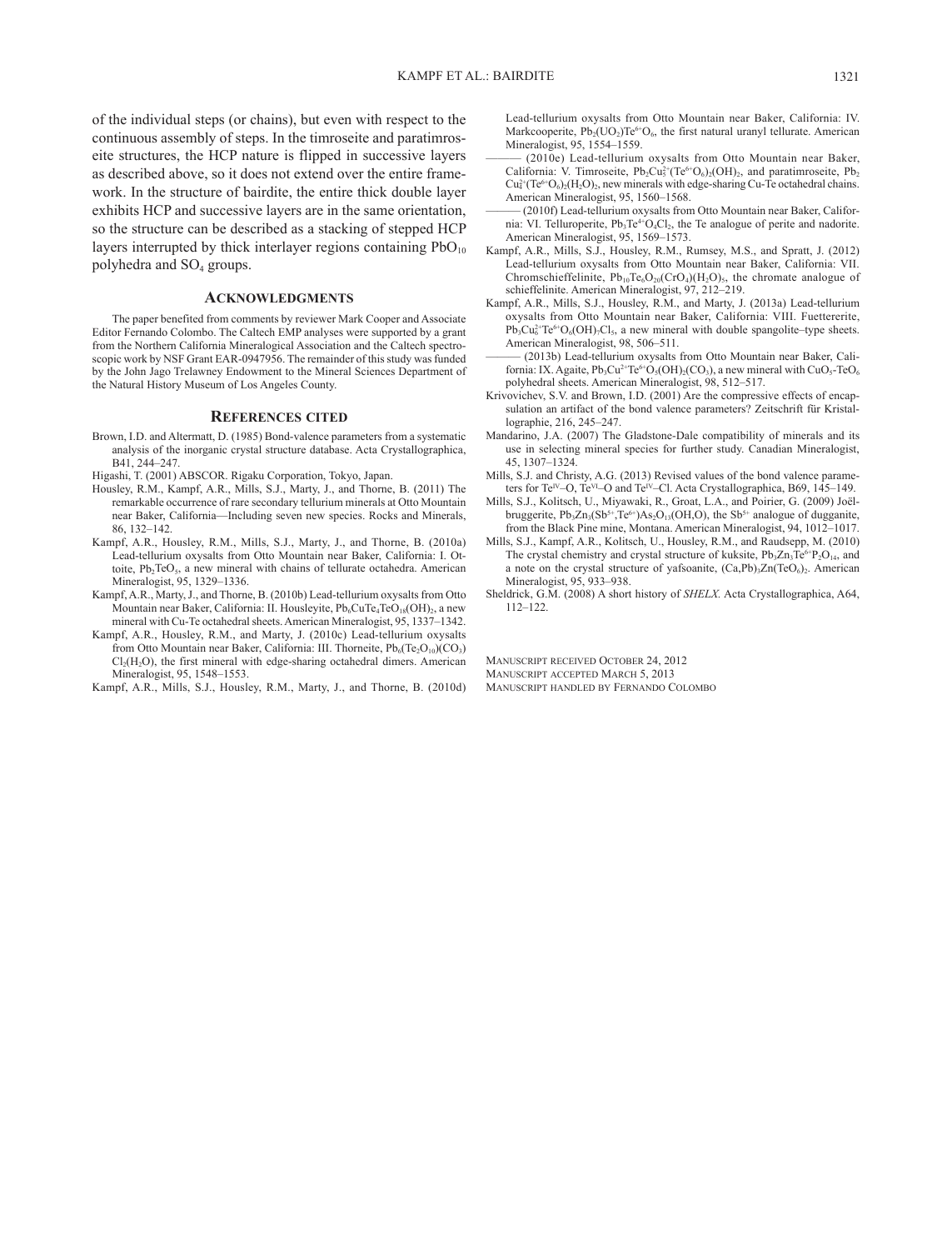of the individual steps (or chains), but even with respect to the continuous assembly of steps. In the timroseite and paratimroseite structures, the HCP nature is flipped in successive layers as described above, so it does not extend over the entire framework. In the structure of bairdite, the entire thick double layer exhibits HCP and successive layers are in the same orientation, so the structure can be described as a stacking of stepped HCP layers interrupted by thick interlayer regions containing $PbO_{10}$ polyhedra and $SO_4$ groups.

## Acknowledgments

The paper benefited from comments by reviewer Mark Cooper and Associate Editor Fernando Colombo. The Caltech EMP analyses were supported by a grant from the Northern California Mineralogical Association and the Caltech spectroscopic work by NSF Grant EAR-0947956. The remainder of this study was funded by the John Jago Trelawney Endowment to the Mineral Sciences Department of the Natural History Museum of Los Angeles County.

## References cited

Brown, I.D. and Altermatt, D. (1985) Bond-valence parameters from a systematic analysis of the inorganic crystal structure database. Acta Crystallographica, B41, 244–247.

Higashi, T. (2001) ABSCOR. Rigaku Corporation, Tokyo, Japan.

Housley, R.M., Kampf, A.R., Mills, S.J., Marty, J., and Thorne, B. (2011) The remarkable occurrence of rare secondary tellurium minerals at Otto Mountain near Baker, California—Including seven new species. Rocks and Minerals, 86, 132–142.

Kampf, A.R., Housley, R.M., Mills, S.J., Marty, J., and Thorne, B. (2010a) Lead-tellurium oxysalts from Otto Mountain near Baker, California: I. Ottoite, $Pb_2TeO_5$, a new mineral with chains of tellurate octahedra. American Mineralogist, 95, 1329–1336.

Kampf, A.R., Marty, J., and Thorne, B. (2010b) Lead-tellurium oxysalts from Otto Mountain near Baker, California: II. Housleyite, $Pb_6CuTe_4TeO_{18}(OH)_2$, a new mineral with Cu-Te octahedral sheets. American Mineralogist, 95, 1337–1342.

Kampf, A.R., Housley, R.M., and Marty, J. (2010c) Lead-tellurium oxysalts from Otto Mountain near Baker, California: III. Thorneite, $Pb_6(Te_2O_{10})(CO_3)Cl_2(H_2O)$, the first mineral with edge-sharing octahedral dimers. American Mineralogist, 95, 1548–1553.

Kampf, A.R., Mills, S.J., Housley, R.M., Marty, J., and Thorne, B. (2010d) Lead-tellurium oxysalts from Otto Mountain near Baker, California: IV. Markcooperite, $Pb_2(UO_2)Te^{6+}O_6$, the first natural uranyl tellurate. American Mineralogist, 95, 1554–1559.

——— (2010e) Lead-tellurium oxysalts from Otto Mountain near Baker, California: V. Timroseite, $Pb_2Cu_5^{2+}(Te^{6+}O_6)_2(OH)_2$, and paratimroseite, $Pb_2Cu_4^{2+}(Te^{6+}O_6)_2(H_2O)_2$, new minerals with edge-sharing Cu-Te octahedral chains. American Mineralogist, 95, 1560–1568.

——— (2010f) Lead-tellurium oxysalts from Otto Mountain near Baker, California: VI. Telluroperite, $Pb_3Te^{4+}O_4Cl_2$, the Te analogue of perite and nadorite. American Mineralogist, 95, 1569–1573.

Kampf, A.R., Mills, S.J., Housley, R.M., Rumsey, M.S., and Spratt, J. (2012) Lead-tellurium oxysalts from Otto Mountain near Baker, California: VII. Chromschieffelinite, $Pb_{10}Te_6O_{20}(CrO_4)(H_2O)_5$, the chromate analogue of schieffelinite. American Mineralogist, 97, 212–219.

Kampf, A.R., Mills, S.J., Housley, R.M., and Marty, J. (2013a) Lead-tellurium oxysalts from Otto Mountain near Baker, California: VIII. Fuettererite, $Pb_3Cu_6^{2+}Te^{6+}O_6(OH)_7Cl_5$, a new mineral with double spangolite–type sheets. American Mineralogist, 98, 506–511.

——— (2013b) Lead-tellurium oxysalts from Otto Mountain near Baker, California: IX. Agaite, $Pb_3Cu^{2+}Te^{6+}O_5(OH)_2(CO_3)$, a new mineral with $CuO_5$-$TeO_6$ polyhedral sheets. American Mineralogist, 98, 512–517.

Krivovichev, S.V. and Brown, I.D. (2001) Are the compressive effects of encapsulation an artifact of the bond valence parameters? Zeitschrift für Kristallographie, 216, 245–247.

Mandarino, J.A. (2007) The Gladstone-Dale compatibility of minerals and its use in selecting mineral species for further study. Canadian Mineralogist, 45, 1307–1324.

Mills, S.J. and Christy, A.G. (2013) Revised values of the bond valence parameters for $Te^{IV}$–O, $Te^{VI}$–O and $Te^{IV}$–Cl. Acta Crystallographica, B69, 145–149.

Mills, S.J., Kolitsch, U., Miyawaki, R., Groat, L.A., and Poirier, G. (2009) Joëlbruggerite, $Pb_3Zn_3(Sb^{5+},Te^{6+})As_2O_{13}(OH,O)$, the $Sb^{5+}$ analogue of dugganite, from the Black Pine mine, Montana. American Mineralogist, 94, 1012–1017.

Mills, S.J., Kampf, A.R., Kolitsch, U., Housley, R.M., and Raudsepp, M. (2010) The crystal chemistry and crystal structure of kuksite, $Pb_3Zn_3Te^{6+}P_2O_{14}$, and a note on the crystal structure of yafsoanite, $(Ca,Pb)_3Zn(TeO_6)_2$. American Mineralogist, 95, 933–938.

Sheldrick, G.M. (2008) A short history of *SHELX*. Acta Crystallographica, A64, 112–122.

Manuscript received October 24, 2012
Manuscript accepted March 5, 2013
Manuscript handled by Fernando Colombo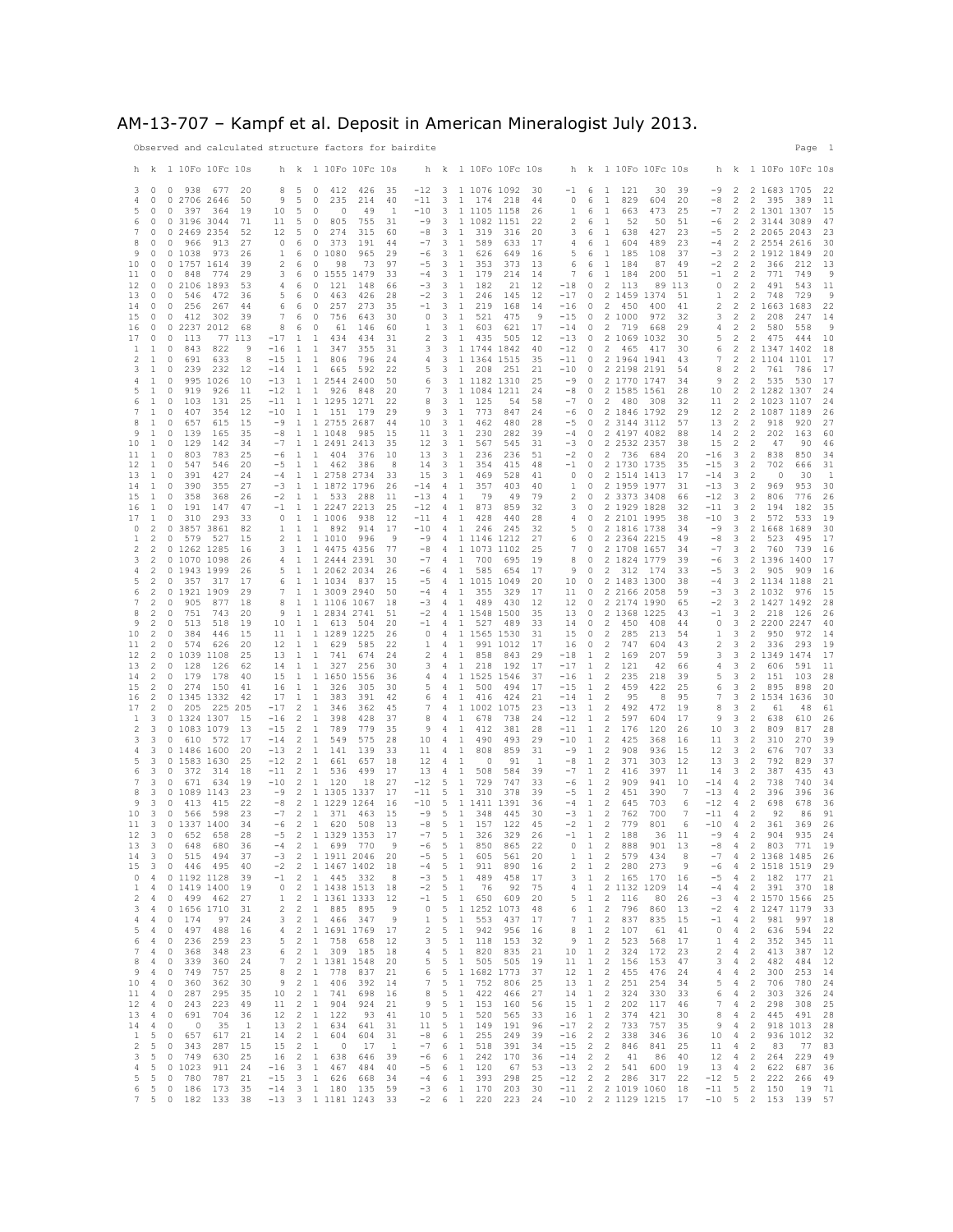Observed and calculated structure factors for bairdite

| h | k | l | 10Fo | 10Fc | 10s |
|---|---|---|---|---|---|
| 3 | 0 | 0 | 938 | 677 | 20 |
| 4 | 0 | 0 | 2706 | 2646 | 50 |
| 5 | 0 | 0 | 397 | 364 | 19 |
| 6 | 0 | 0 | 3196 | 3044 | 71 |
| 7 | 0 | 0 | 2469 | 2354 | 52 |
| 8 | 0 | 0 | 966 | 913 | 27 |
| 9 | 0 | 0 | 1038 | 973 | 26 |
| 10 | 0 | 0 | 1757 | 1614 | 39 |
| 11 | 0 | 0 | 848 | 774 | 29 |
| 12 | 0 | 0 | 2106 | 1893 | 53 |
| 13 | 0 | 0 | 546 | 472 | 36 |
| 14 | 0 | 0 | 256 | 267 | 44 |
| 15 | 0 | 0 | 412 | 302 | 39 |
| 16 | 0 | 0 | 2237 | 2012 | 68 |
| 17 | 0 | 0 | 113 | 77 | 113 |
| 1 | 1 | 0 | 843 | 822 | 9 |
| 2 | 1 | 0 | 691 | 633 | 8 |
| 3 | 1 | 0 | 239 | 232 | 12 |
| 4 | 1 | 0 | 995 | 1026 | 10 |
| 5 | 1 | 0 | 919 | 926 | 11 |
| 6 | 1 | 0 | 103 | 131 | 25 |
| 7 | 1 | 0 | 407 | 354 | 12 |
| 8 | 1 | 0 | 657 | 615 | 15 |
| 9 | 1 | 0 | 139 | 165 | 35 |
| 10 | 1 | 0 | 129 | 142 | 34 |
| 11 | 1 | 0 | 803 | 783 | 25 |
| 12 | 1 | 0 | 547 | 546 | 20 |
| 13 | 1 | 0 | 391 | 427 | 24 |
| 14 | 1 | 0 | 390 | 355 | 27 |
| 15 | 1 | 0 | 358 | 368 | 26 |
| 16 | 1 | 0 | 191 | 147 | 47 |
| 17 | 1 | 0 | 310 | 293 | 33 |
| 0 | 2 | 0 | 3857 | 3861 | 82 |
| 1 | 2 | 0 | 579 | 527 | 15 |
| 2 | 2 | 0 | 1262 | 1285 | 16 |
| 3 | 2 | 0 | 1070 | 1098 | 26 |
| 4 | 2 | 0 | 1943 | 1999 | 26 |
| 5 | 2 | 0 | 357 | 317 | 17 |
| 6 | 2 | 0 | 1921 | 1909 | 29 |
| 7 | 2 | 0 | 905 | 877 | 18 |
| 8 | 2 | 0 | 751 | 743 | 20 |
| 9 | 2 | 0 | 513 | 518 | 19 |
| 10 | 2 | 0 | 384 | 446 | 15 |
| 11 | 2 | 0 | 574 | 626 | 20 |
| 12 | 2 | 0 | 1039 | 1108 | 25 |
| 13 | 2 | 0 | 128 | 126 | 62 |
| 14 | 2 | 0 | 179 | 178 | 40 |
| 15 | 2 | 0 | 274 | 150 | 41 |
| 16 | 2 | 0 | 1345 | 1332 | 42 |
| 17 | 2 | 0 | 205 | 225 | 205 |
| 1 | 3 | 0 | 1324 | 1307 | 15 |
| 2 | 3 | 0 | 1083 | 1079 | 13 |
| 3 | 3 | 0 | 610 | 572 | 17 |
| 4 | 3 | 0 | 1486 | 1600 | 20 |
| 5 | 3 | 0 | 1583 | 1630 | 25 |
| 6 | 3 | 0 | 372 | 314 | 18 |
| 7 | 3 | 0 | 671 | 634 | 19 |
| 8 | 3 | 0 | 1089 | 1143 | 23 |
| 9 | 3 | 0 | 413 | 415 | 22 |
| 10 | 3 | 0 | 566 | 598 | 23 |
| 11 | 3 | 0 | 1337 | 1400 | 34 |
| 12 | 3 | 0 | 652 | 658 | 28 |
| 13 | 3 | 0 | 648 | 680 | 36 |
| 14 | 3 | 0 | 515 | 494 | 37 |
| 15 | 3 | 0 | 446 | 495 | 40 |
| 0 | 4 | 0 | 1192 | 1128 | 39 |
| 1 | 4 | 0 | 1419 | 1400 | 19 |
| 2 | 4 | 0 | 499 | 462 | 27 |
| 3 | 4 | 0 | 1656 | 1710 | 31 |
| 4 | 4 | 0 | 174 | 97 | 24 |
| 5 | 4 | 0 | 497 | 488 | 16 |
| 6 | 4 | 0 | 236 | 259 | 23 |
| 7 | 4 | 0 | 368 | 348 | 23 |
| 8 | 4 | 0 | 339 | 360 | 24 |
| 9 | 4 | 0 | 749 | 757 | 25 |
| 10 | 4 | 0 | 360 | 362 | 30 |
| 11 | 4 | 0 | 287 | 295 | 35 |
| 12 | 4 | 0 | 243 | 223 | 49 |
| 13 | 4 | 0 | 691 | 704 | 36 |
| 14 | 4 | 0 | 0 | 35 | 1 |
| 1 | 5 | 0 | 657 | 617 | 21 |
| 2 | 5 | 0 | 343 | 287 | 15 |
| 3 | 5 | 0 | 749 | 630 | 25 |
| 4 | 5 | 0 | 1023 | 911 | 24 |
| 5 | 5 | 0 | 780 | 787 | 21 |
| 6 | 5 | 0 | 186 | 173 | 35 |
| 7 | 5 | 0 | 182 | 133 | 38 |
| 8 | 5 | 0 | 412 | 426 | 35 |
| 9 | 5 | 0 | 235 | 214 | 40 |
| 10 | 5 | 0 | 0 | 49 | 1 |
| 11 | 5 | 0 | 805 | 755 | 31 |
| 12 | 5 | 0 | 274 | 315 | 60 |
| 0 | 6 | 0 | 373 | 191 | 44 |
| 1 | 6 | 0 | 1080 | 965 | 29 |
| 2 | 6 | 0 | 98 | 73 | 97 |
| 3 | 6 | 0 | 1555 | 1479 | 33 |
| 4 | 6 | 0 | 121 | 148 | 66 |
| 5 | 6 | 0 | 463 | 426 | 28 |
| 6 | 6 | 0 | 257 | 273 | 35 |
| 7 | 6 | 0 | 756 | 643 | 30 |
| 8 | 6 | 0 | 61 | 146 | 60 |
| -17 | 1 | 1 | 434 | 434 | 31 |
| -16 | 1 | 1 | 347 | 355 | 31 |
| -15 | 1 | 1 | 806 | 796 | 24 |
| -14 | 1 | 1 | 665 | 592 | 22 |
| -13 | 1 | 1 | 2544 | 2400 | 50 |
| -12 | 1 | 1 | 926 | 848 | 20 |
| -11 | 1 | 1 | 1295 | 1271 | 22 |
| -10 | 1 | 1 | 151 | 179 | 29 |
| -9 | 1 | 1 | 2755 | 2687 | 44 |
| -8 | 1 | 1 | 1048 | 985 | 15 |
| -7 | 1 | 1 | 2491 | 2413 | 35 |
| -6 | 1 | 1 | 404 | 376 | 10 |
| -5 | 1 | 1 | 462 | 386 | 8 |
| -4 | 1 | 1 | 2758 | 2734 | 33 |
| -3 | 1 | 1 | 1872 | 1796 | 26 |
| -2 | 1 | 1 | 533 | 288 | 11 |
| -1 | 1 | 1 | 2247 | 2213 | 25 |
| 0 | 1 | 1 | 1006 | 938 | 12 |
| 1 | 1 | 1 | 892 | 914 | 17 |
| 2 | 1 | 1 | 1010 | 996 | 9 |
| 3 | 1 | 1 | 4475 | 4356 | 77 |
| 4 | 1 | 1 | 2444 | 2391 | 30 |
| 5 | 1 | 1 | 2062 | 2034 | 26 |
| 6 | 1 | 1 | 1034 | 837 | 15 |
| 7 | 1 | 1 | 3009 | 2940 | 50 |
| 8 | 1 | 1 | 1106 | 1067 | 18 |
| 9 | 1 | 1 | 2834 | 2741 | 51 |
| 10 | 1 | 1 | 613 | 504 | 20 |
| 11 | 1 | 1 | 1289 | 1225 | 26 |
| 12 | 1 | 1 | 629 | 585 | 22 |
| 13 | 1 | 1 | 741 | 674 | 24 |
| 14 | 1 | 1 | 327 | 256 | 30 |
| 15 | 1 | 1 | 1650 | 1556 | 36 |
| 16 | 1 | 1 | 326 | 305 | 30 |
| 17 | 1 | 1 | 383 | 391 | 42 |
| -17 | 2 | 1 | 346 | 362 | 45 |
| -16 | 2 | 1 | 398 | 428 | 37 |
| -15 | 2 | 1 | 789 | 779 | 35 |
| -14 | 2 | 1 | 549 | 575 | 28 |
| -13 | 2 | 1 | 141 | 139 | 33 |
| -12 | 2 | 1 | 661 | 657 | 18 |
| -11 | 2 | 1 | 536 | 499 | 17 |
| -10 | 2 | 1 | 120 | 18 | 27 |
| -9 | 2 | 1 | 1305 | 1337 | 17 |
| -8 | 2 | 1 | 1229 | 1264 | 16 |
| -7 | 2 | 1 | 371 | 463 | 15 |
| -6 | 2 | 1 | 620 | 508 | 13 |
| -5 | 2 | 1 | 1329 | 1353 | 17 |
| -4 | 2 | 1 | 699 | 770 | 9 |
| -3 | 2 | 1 | 1911 | 2046 | 20 |
| -2 | 2 | 1 | 1467 | 1402 | 18 |
| -1 | 2 | 1 | 445 | 332 | 8 |
| 0 | 2 | 1 | 1438 | 1513 | 18 |
| 1 | 2 | 1 | 1361 | 1333 | 12 |
| 2 | 2 | 1 | 885 | 895 | 9 |
| 3 | 2 | 1 | 466 | 347 | 9 |
| 4 | 2 | 1 | 1691 | 1769 | 17 |
| 5 | 2 | 1 | 758 | 658 | 12 |
| 6 | 2 | 1 | 309 | 185 | 18 |
| 7 | 2 | 1 | 1381 | 1548 | 20 |
| 8 | 2 | 1 | 778 | 837 | 21 |
| 9 | 2 | 1 | 406 | 392 | 14 |
| 10 | 2 | 1 | 741 | 698 | 16 |
| 11 | 2 | 1 | 904 | 924 | 21 |
| 12 | 2 | 1 | 122 | 93 | 41 |
| 13 | 2 | 1 | 634 | 641 | 31 |
| 14 | 2 | 1 | 604 | 604 | 31 |
| 15 | 2 | 1 | 0 | 17 | 1 |
| 16 | 2 | 1 | 638 | 646 | 39 |
| -16 | 3 | 1 | 467 | 484 | 40 |
| -15 | 3 | 1 | 626 | 668 | 34 |
| -14 | 3 | 1 | 180 | 135 | 59 |
| -13 | 3 | 1 | 1181 | 1243 | 33 |
| -12 | 3 | 1 | 1076 | 1092 | 30 |
| -11 | 3 | 1 | 174 | 218 | 44 |
| -10 | 3 | 1 | 1105 | 1158 | 26 |
| -9 | 3 | 1 | 1082 | 1151 | 22 |
| -8 | 3 | 1 | 319 | 316 | 20 |
| -7 | 3 | 1 | 589 | 633 | 17 |
| -6 | 3 | 1 | 626 | 649 | 16 |
| -5 | 3 | 1 | 353 | 373 | 13 |
| -4 | 3 | 1 | 179 | 214 | 14 |
| -3 | 3 | 1 | 182 | 21 | 12 |
| -2 | 3 | 1 | 246 | 145 | 12 |
| -1 | 3 | 1 | 219 | 168 | 14 |
| 0 | 3 | 1 | 521 | 475 | 9 |
| 1 | 3 | 1 | 603 | 621 | 17 |
| 2 | 3 | 1 | 435 | 505 | 12 |
| 3 | 3 | 1 | 1744 | 1842 | 40 |
| 4 | 3 | 1 | 1364 | 1515 | 35 |
| 5 | 3 | 1 | 208 | 251 | 21 |
| 6 | 3 | 1 | 1182 | 1310 | 25 |
| 7 | 3 | 1 | 1084 | 1211 | 24 |
| 8 | 3 | 1 | 125 | 54 | 58 |
| 9 | 3 | 1 | 773 | 847 | 24 |
| 10 | 3 | 1 | 462 | 480 | 28 |
| 11 | 3 | 1 | 230 | 282 | 39 |
| 12 | 3 | 1 | 567 | 545 | 31 |
| 13 | 3 | 1 | 236 | 236 | 51 |
| 14 | 3 | 1 | 354 | 415 | 48 |
| 15 | 3 | 1 | 469 | 528 | 41 |
| -14 | 4 | 1 | 357 | 403 | 40 |
| -13 | 4 | 1 | 79 | 49 | 79 |
| -12 | 4 | 1 | 873 | 859 | 32 |
| -11 | 4 | 1 | 428 | 440 | 28 |
| -10 | 4 | 1 | 246 | 245 | 32 |
| -9 | 4 | 1 | 1146 | 1212 | 27 |
| -8 | 4 | 1 | 1073 | 1102 | 25 |
| -7 | 4 | 1 | 700 | 695 | 19 |
| -6 | 4 | 1 | 585 | 654 | 17 |
| -5 | 4 | 1 | 1015 | 1049 | 20 |
| -4 | 4 | 1 | 355 | 329 | 17 |
| -3 | 4 | 1 | 489 | 430 | 12 |
| -2 | 4 | 1 | 1548 | 1500 | 35 |
| -1 | 4 | 1 | 527 | 489 | 33 |
| 0 | 4 | 1 | 1565 | 1530 | 31 |
| 1 | 4 | 1 | 991 | 1012 | 17 |
| 2 | 4 | 1 | 858 | 843 | 29 |
| 3 | 4 | 1 | 218 | 192 | 17 |
| 4 | 4 | 1 | 1525 | 1546 | 37 |
| 5 | 4 | 1 | 500 | 494 | 17 |
| 6 | 4 | 1 | 416 | 424 | 21 |
| 7 | 4 | 1 | 1002 | 1075 | 23 |
| 8 | 4 | 1 | 678 | 738 | 24 |
| 9 | 4 | 1 | 412 | 381 | 28 |
| 10 | 4 | 1 | 490 | 493 | 29 |
| 11 | 4 | 1 | 808 | 859 | 31 |
| 12 | 4 | 1 | 0 | 91 | 1 |
| 13 | 4 | 1 | 508 | 584 | 39 |
| -12 | 5 | 1 | 729 | 747 | 33 |
| -11 | 5 | 1 | 310 | 378 | 39 |
| -10 | 5 | 1 | 1411 | 1391 | 36 |
| -9 | 5 | 1 | 348 | 445 | 30 |
| -8 | 5 | 1 | 157 | 122 | 45 |
| -7 | 5 | 1 | 326 | 329 | 26 |
| -6 | 5 | 1 | 850 | 865 | 22 |
| -5 | 5 | 1 | 605 | 561 | 20 |
| -4 | 5 | 1 | 911 | 890 | 16 |
| -3 | 5 | 1 | 489 | 458 | 17 |
| -2 | 5 | 1 | 76 | 92 | 75 |
| -1 | 5 | 1 | 650 | 609 | 20 |
| 0 | 5 | 1 | 1252 | 1073 | 48 |
| 1 | 5 | 1 | 553 | 437 | 17 |
| 2 | 5 | 1 | 942 | 956 | 16 |
| 3 | 5 | 1 | 118 | 153 | 32 |
| 4 | 5 | 1 | 820 | 835 | 21 |
| 5 | 5 | 1 | 505 | 505 | 19 |
| 6 | 5 | 1 | 1682 | 1773 | 37 |
| 7 | 5 | 1 | 752 | 806 | 25 |
| 8 | 5 | 1 | 422 | 466 | 27 |
| 9 | 5 | 1 | 153 | 160 | 56 |
| 10 | 5 | 1 | 520 | 565 | 33 |
| 11 | 5 | 1 | 149 | 191 | 96 |
| -8 | 6 | 1 | 255 | 249 | 39 |
| -7 | 6 | 1 | 518 | 391 | 34 |
| -6 | 6 | 1 | 242 | 170 | 36 |
| -5 | 6 | 1 | 120 | 67 | 53 |
| -4 | 6 | 1 | 393 | 298 | 25 |
| -3 | 6 | 1 | 170 | 203 | 30 |
| -2 | 6 | 1 | 220 | 223 | 24 |
| -1 | 6 | 1 | 121 | 30 | 39 |
| 0 | 6 | 1 | 829 | 604 | 20 |
| 1 | 6 | 1 | 663 | 473 | 25 |
| 2 | 6 | 1 | 52 | 50 | 51 |
| 3 | 6 | 1 | 638 | 427 | 23 |
| 4 | 6 | 1 | 604 | 489 | 23 |
| 5 | 6 | 1 | 185 | 108 | 37 |
| 6 | 6 | 1 | 184 | 87 | 49 |
| 7 | 6 | 1 | 184 | 200 | 51 |
| -18 | 0 | 2 | 113 | 89 | 113 |
| -17 | 0 | 2 | 1459 | 1374 | 51 |
| -16 | 0 | 2 | 450 | 400 | 41 |
| -15 | 0 | 2 | 1000 | 972 | 32 |
| -14 | 0 | 2 | 719 | 668 | 29 |
| -13 | 0 | 2 | 1069 | 1032 | 30 |
| -12 | 0 | 2 | 465 | 417 | 30 |
| -11 | 0 | 2 | 1964 | 1941 | 43 |
| -10 | 0 | 2 | 2198 | 2191 | 54 |
| -9 | 0 | 2 | 1770 | 1747 | 34 |
| -8 | 0 | 2 | 1585 | 1561 | 28 |
| -7 | 0 | 2 | 480 | 308 | 32 |
| -6 | 0 | 2 | 1846 | 1792 | 29 |
| -5 | 0 | 2 | 3144 | 3112 | 57 |
| -4 | 0 | 2 | 4197 | 4082 | 88 |
| -3 | 0 | 2 | 2532 | 2357 | 38 |
| -2 | 0 | 2 | 736 | 684 | 20 |
| -1 | 0 | 2 | 1730 | 1735 | 35 |
| 0 | 0 | 2 | 1514 | 1413 | 17 |
| 1 | 0 | 2 | 1959 | 1977 | 31 |
| 2 | 0 | 2 | 3373 | 3408 | 66 |
| 3 | 0 | 2 | 1929 | 1828 | 32 |
| 4 | 0 | 2 | 2101 | 1995 | 38 |
| 5 | 0 | 2 | 1816 | 1738 | 34 |
| 6 | 0 | 2 | 2364 | 2215 | 49 |
| 7 | 0 | 2 | 1708 | 1657 | 34 |
| 8 | 0 | 2 | 1824 | 1779 | 39 |
| 9 | 0 | 2 | 312 | 174 | 33 |
| 10 | 0 | 2 | 1483 | 1300 | 38 |
| 11 | 0 | 2 | 2166 | 2058 | 59 |
| 12 | 0 | 2 | 2174 | 1990 | 65 |
| 13 | 0 | 2 | 1368 | 1225 | 43 |
| 14 | 0 | 2 | 450 | 408 | 44 |
| 15 | 0 | 2 | 285 | 213 | 54 |
| 16 | 0 | 2 | 747 | 604 | 43 |
| -18 | 1 | 2 | 169 | 207 | 59 |
| -17 | 1 | 2 | 121 | 42 | 66 |
| -16 | 1 | 2 | 235 | 218 | 39 |
| -15 | 1 | 2 | 459 | 422 | 25 |
| -14 | 1 | 2 | 95 | 8 | 95 |
| -13 | 1 | 2 | 492 | 472 | 19 |
| -12 | 1 | 2 | 597 | 604 | 17 |
| -11 | 1 | 2 | 176 | 120 | 26 |
| -10 | 1 | 2 | 425 | 368 | 16 |
| -9 | 1 | 2 | 908 | 936 | 15 |
| -8 | 1 | 2 | 371 | 303 | 12 |
| -7 | 1 | 2 | 416 | 397 | 11 |
| -6 | 1 | 2 | 909 | 941 | 10 |
| -5 | 1 | 2 | 451 | 390 | 7 |
| -4 | 1 | 2 | 645 | 703 | 6 |
| -3 | 1 | 2 | 762 | 700 | 7 |
| -2 | 1 | 2 | 779 | 801 | 6 |
| -1 | 1 | 2 | 188 | 36 | 11 |
| 0 | 1 | 2 | 888 | 901 | 13 |
| 1 | 1 | 2 | 579 | 434 | 8 |
| 2 | 1 | 2 | 280 | 273 | 9 |
| 3 | 1 | 2 | 165 | 170 | 16 |
| 4 | 1 | 2 | 1132 | 1209 | 14 |
| 5 | 1 | 2 | 116 | 80 | 26 |
| 6 | 1 | 2 | 796 | 860 | 13 |
| 7 | 1 | 2 | 837 | 835 | 15 |
| 8 | 1 | 2 | 107 | 61 | 41 |
| 9 | 1 | 2 | 523 | 568 | 17 |
| 10 | 1 | 2 | 324 | 172 | 23 |
| 11 | 1 | 2 | 156 | 153 | 47 |
| 12 | 1 | 2 | 455 | 476 | 24 |
| 13 | 1 | 2 | 251 | 254 | 34 |
| 14 | 1 | 2 | 324 | 330 | 33 |
| 15 | 1 | 2 | 202 | 117 | 46 |
| 16 | 1 | 2 | 374 | 421 | 30 |
| -17 | 2 | 2 | 733 | 757 | 35 |
| -16 | 2 | 2 | 338 | 346 | 36 |
| -15 | 2 | 2 | 846 | 841 | 25 |
| -14 | 2 | 2 | 41 | 86 | 40 |
| -13 | 2 | 2 | 541 | 600 | 19 |
| -12 | 2 | 2 | 286 | 317 | 22 |
| -11 | 2 | 2 | 1019 | 1060 | 18 |
| -10 | 2 | 2 | 1129 | 1215 | 17 |
| -9 | 2 | 2 | 1683 | 1705 | 22 |
| -8 | 2 | 2 | 395 | 389 | 11 |
| -7 | 2 | 2 | 1301 | 1307 | 15 |
| -6 | 2 | 2 | 3144 | 3089 | 47 |
| -5 | 2 | 2 | 2065 | 2043 | 23 |
| -4 | 2 | 2 | 2554 | 2616 | 30 |
| -3 | 2 | 2 | 1912 | 1849 | 20 |
| -2 | 2 | 2 | 366 | 212 | 13 |
| -1 | 2 | 2 | 771 | 749 | 9 |
| 0 | 2 | 2 | 491 | 543 | 11 |
| 1 | 2 | 2 | 748 | 729 | 9 |
| 2 | 2 | 2 | 1663 | 1683 | 22 |
| 3 | 2 | 2 | 208 | 247 | 14 |
| 4 | 2 | 2 | 580 | 558 | 9 |
| 5 | 2 | 2 | 475 | 444 | 10 |
| 6 | 2 | 2 | 1347 | 1402 | 18 |
| 7 | 2 | 2 | 1104 | 1101 | 17 |
| 8 | 2 | 2 | 761 | 786 | 17 |
| 9 | 2 | 2 | 535 | 530 | 17 |
| 10 | 2 | 2 | 1282 | 1307 | 24 |
| 11 | 2 | 2 | 1023 | 1107 | 24 |
| 12 | 2 | 2 | 1087 | 1189 | 26 |
| 13 | 2 | 2 | 918 | 920 | 27 |
| 14 | 2 | 2 | 202 | 163 | 60 |
| 15 | 2 | 2 | 47 | 90 | 46 |
| -16 | 3 | 2 | 838 | 850 | 34 |
| -15 | 3 | 2 | 702 | 666 | 31 |
| -14 | 3 | 2 | 0 | 30 | 1 |
| -13 | 3 | 2 | 969 | 953 | 30 |
| -12 | 3 | 2 | 806 | 776 | 26 |
| -11 | 3 | 2 | 194 | 182 | 35 |
| -10 | 3 | 2 | 572 | 533 | 19 |
| -9 | 3 | 2 | 1668 | 1689 | 30 |
| -8 | 3 | 2 | 523 | 495 | 17 |
| -7 | 3 | 2 | 760 | 739 | 16 |
| -6 | 3 | 2 | 1396 | 1400 | 17 |
| -5 | 3 | 2 | 905 | 909 | 16 |
| -4 | 3 | 2 | 1134 | 1188 | 21 |
| -3 | 3 | 2 | 1032 | 976 | 15 |
| -2 | 3 | 2 | 1427 | 1492 | 28 |
| -1 | 3 | 2 | 218 | 126 | 26 |
| 0 | 3 | 2 | 2200 | 2247 | 40 |
| 1 | 3 | 2 | 950 | 972 | 14 |
| 2 | 3 | 2 | 336 | 293 | 19 |
| 3 | 3 | 2 | 1349 | 1474 | 17 |
| 4 | 3 | 2 | 606 | 591 | 11 |
| 5 | 3 | 2 | 151 | 103 | 28 |
| 6 | 3 | 2 | 895 | 898 | 20 |
| 7 | 3 | 2 | 1534 | 1636 | 30 |
| 8 | 3 | 2 | 61 | 48 | 61 |
| 9 | 3 | 2 | 638 | 610 | 26 |
| 10 | 3 | 2 | 809 | 817 | 28 |
| 11 | 3 | 2 | 310 | 270 | 39 |
| 12 | 3 | 2 | 676 | 707 | 33 |
| 13 | 3 | 2 | 792 | 829 | 37 |
| 14 | 3 | 2 | 387 | 435 | 43 |
| -14 | 4 | 2 | 738 | 740 | 34 |
| -13 | 4 | 2 | 396 | 396 | 36 |
| -12 | 4 | 2 | 698 | 678 | 36 |
| -11 | 4 | 2 | 92 | 86 | 91 |
| -10 | 4 | 2 | 361 | 369 | 26 |
| -9 | 4 | 2 | 904 | 935 | 24 |
| -8 | 4 | 2 | 803 | 771 | 19 |
| -7 | 4 | 2 | 1368 | 1485 | 26 |
| -6 | 4 | 2 | 1518 | 1519 | 29 |
| -5 | 4 | 2 | 182 | 177 | 21 |
| -4 | 4 | 2 | 391 | 370 | 18 |
| -3 | 4 | 2 | 1570 | 1566 | 25 |
| -2 | 4 | 2 | 1247 | 1179 | 33 |
| -1 | 4 | 2 | 981 | 997 | 18 |
| 0 | 4 | 2 | 636 | 594 | 22 |
| 1 | 4 | 2 | 352 | 345 | 11 |
| 2 | 4 | 2 | 413 | 387 | 12 |
| 3 | 4 | 2 | 482 | 484 | 12 |
| 4 | 4 | 2 | 300 | 253 | 14 |
| 5 | 4 | 2 | 706 | 780 | 24 |
| 6 | 4 | 2 | 303 | 326 | 24 |
| 7 | 4 | 2 | 298 | 308 | 25 |
| 8 | 4 | 2 | 445 | 491 | 28 |
| 9 | 4 | 2 | 918 | 1013 | 28 |
| 10 | 4 | 2 | 936 | 1012 | 32 |
| 11 | 4 | 2 | 83 | 77 | 83 |
| 12 | 4 | 2 | 264 | 229 | 49 |
| 13 | 4 | 2 | 622 | 687 | 36 |
| -12 | 5 | 2 | 222 | 266 | 49 |
| -11 | 5 | 2 | 150 | 19 | 71 |
| -10 | 5 | 2 | 153 | 139 | 57 |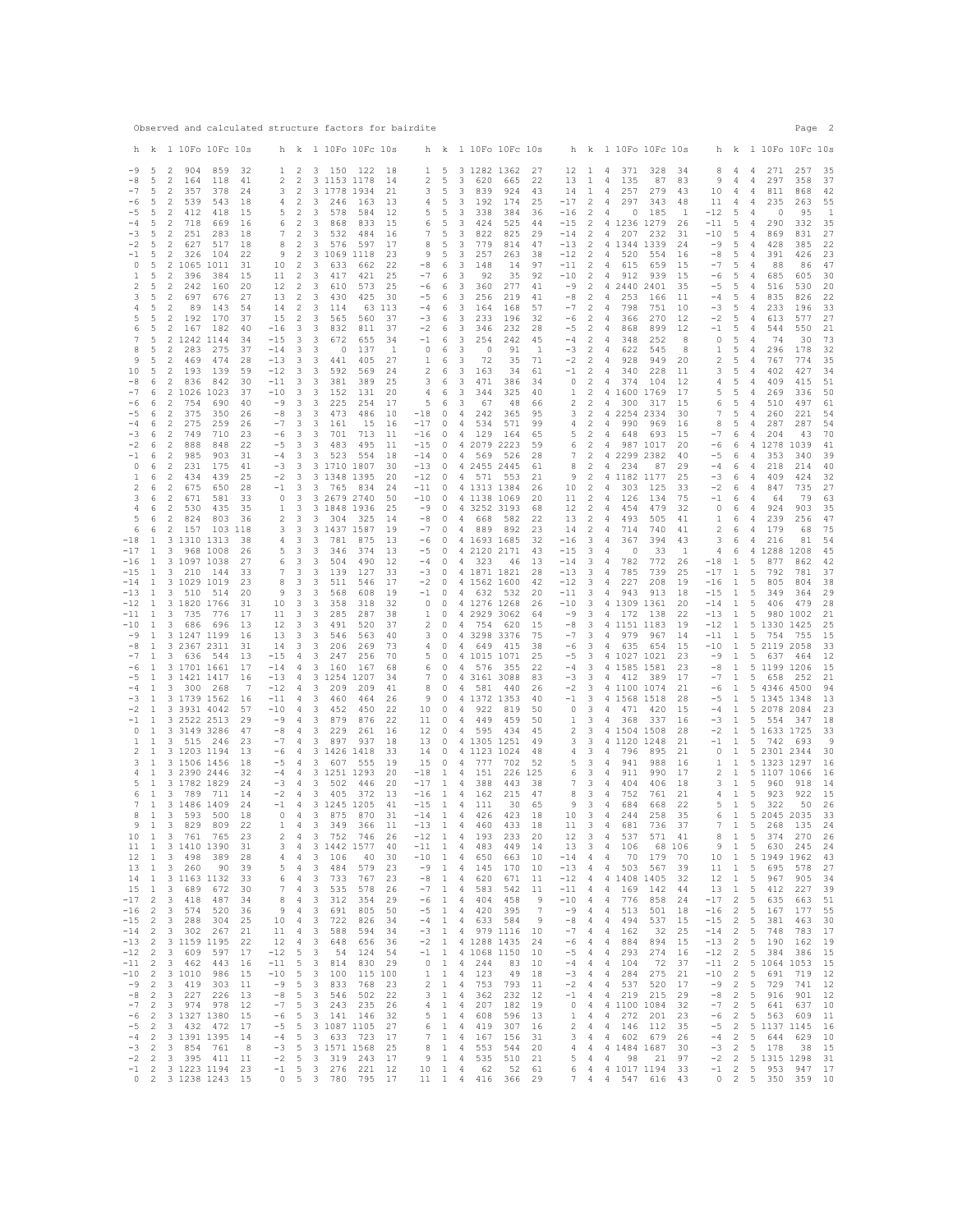Observed and calculated structure factors for bairdite

| h | k | l | 10Fo | 10Fc | 10s |
|---|---|---|---|---|---|
| -9 | 5 | 2 | 904 | 859 | 32 |
| -8 | 5 | 2 | 164 | 118 | 41 |
| -7 | 5 | 2 | 357 | 378 | 24 |
| -6 | 5 | 2 | 539 | 543 | 18 |
| -5 | 5 | 2 | 412 | 418 | 15 |
| -4 | 5 | 2 | 718 | 669 | 16 |
| -3 | 5 | 2 | 251 | 283 | 18 |
| -2 | 5 | 2 | 627 | 517 | 18 |
| -1 | 5 | 2 | 326 | 104 | 22 |
| 0 | 5 | 2 | 1065 | 1011 | 31 |
| 1 | 5 | 2 | 396 | 384 | 15 |
| 2 | 5 | 2 | 242 | 160 | 20 |
| 3 | 5 | 2 | 697 | 676 | 27 |
| 4 | 5 | 2 | 89 | 143 | 54 |
| 5 | 5 | 2 | 192 | 170 | 37 |
| 6 | 5 | 2 | 167 | 182 | 40 |
| 7 | 5 | 2 | 1242 | 1144 | 34 |
| 8 | 5 | 2 | 283 | 275 | 37 |
| 9 | 5 | 2 | 469 | 474 | 28 |
| 10 | 5 | 2 | 193 | 139 | 59 |
| -8 | 6 | 2 | 836 | 842 | 30 |
| -7 | 6 | 2 | 1026 | 1023 | 37 |
| -6 | 6 | 2 | 754 | 690 | 40 |
| -5 | 6 | 2 | 375 | 350 | 26 |
| -4 | 6 | 2 | 275 | 259 | 26 |
| -3 | 6 | 2 | 749 | 710 | 23 |
| -2 | 6 | 2 | 888 | 848 | 22 |
| -1 | 6 | 2 | 985 | 903 | 31 |
| 0 | 6 | 2 | 231 | 175 | 41 |
| 1 | 6 | 2 | 434 | 439 | 25 |
| 2 | 6 | 2 | 675 | 650 | 28 |
| 3 | 6 | 2 | 671 | 581 | 33 |
| 4 | 6 | 2 | 530 | 435 | 35 |
| 5 | 6 | 2 | 824 | 803 | 36 |
| 6 | 6 | 2 | 157 | 103 | 118 |
| -18 | 1 | 3 | 1310 | 1313 | 38 |
| -17 | 1 | 3 | 968 | 1008 | 26 |
| -16 | 1 | 3 | 1097 | 1038 | 27 |
| -15 | 1 | 3 | 210 | 144 | 33 |
| -14 | 1 | 3 | 1029 | 1019 | 23 |
| -13 | 1 | 3 | 510 | 514 | 20 |
| -12 | 1 | 3 | 1820 | 1766 | 31 |
| -11 | 1 | 3 | 735 | 776 | 17 |
| -10 | 1 | 3 | 686 | 696 | 13 |
| -9 | 1 | 3 | 1247 | 1199 | 16 |
| -8 | 1 | 3 | 2367 | 2311 | 31 |
| -7 | 1 | 3 | 636 | 544 | 13 |
| -6 | 1 | 3 | 1701 | 1661 | 17 |
| -5 | 1 | 3 | 1421 | 1417 | 16 |
| -4 | 1 | 3 | 300 | 268 | 7 |
| -3 | 1 | 3 | 1739 | 1562 | 16 |
| -2 | 1 | 3 | 3931 | 4042 | 57 |
| -1 | 1 | 3 | 2522 | 2513 | 29 |
| 0 | 1 | 3 | 3149 | 3286 | 47 |
| 1 | 1 | 3 | 515 | 246 | 23 |
| 2 | 1 | 3 | 1203 | 1194 | 13 |
| 3 | 1 | 3 | 1506 | 1456 | 18 |
| 4 | 1 | 3 | 2390 | 2446 | 32 |
| 5 | 1 | 3 | 1782 | 1829 | 24 |
| 6 | 1 | 3 | 789 | 711 | 14 |
| 7 | 1 | 3 | 1486 | 1409 | 24 |
| 8 | 1 | 3 | 593 | 500 | 18 |
| 9 | 1 | 3 | 829 | 809 | 22 |
| 10 | 1 | 3 | 761 | 765 | 23 |
| 11 | 1 | 3 | 1410 | 1390 | 31 |
| 12 | 1 | 3 | 498 | 389 | 28 |
| 13 | 1 | 3 | 260 | 90 | 39 |
| 14 | 1 | 3 | 1163 | 1132 | 33 |
| 15 | 1 | 3 | 689 | 672 | 30 |
| -17 | 2 | 3 | 418 | 487 | 34 |
| -16 | 2 | 3 | 574 | 520 | 36 |
| -15 | 2 | 3 | 288 | 304 | 25 |
| -14 | 2 | 3 | 302 | 267 | 21 |
| -13 | 2 | 3 | 1159 | 1195 | 22 |
| -12 | 2 | 3 | 609 | 597 | 17 |
| -11 | 2 | 3 | 462 | 443 | 16 |
| -10 | 2 | 3 | 1010 | 986 | 15 |
| -9 | 2 | 3 | 419 | 303 | 11 |
| -8 | 2 | 3 | 227 | 226 | 13 |
| -7 | 2 | 3 | 974 | 978 | 12 |
| -6 | 2 | 3 | 1327 | 1380 | 15 |
| -5 | 2 | 3 | 432 | 472 | 17 |
| -4 | 2 | 3 | 1391 | 1395 | 14 |
| -3 | 2 | 3 | 854 | 761 | 8 |
| -2 | 2 | 3 | 395 | 411 | 11 |
| -1 | 2 | 3 | 1223 | 1194 | 23 |
| 0 | 2 | 3 | 1238 | 1243 | 15 |
| 1 | 2 | 3 | 150 | 122 | 18 |
| 2 | 2 | 3 | 1153 | 1178 | 14 |
| 3 | 2 | 3 | 1778 | 1934 | 21 |
| 4 | 2 | 3 | 246 | 163 | 13 |
| 5 | 2 | 3 | 578 | 584 | 12 |
| 6 | 2 | 3 | 868 | 833 | 15 |
| 7 | 2 | 3 | 532 | 484 | 16 |
| 8 | 2 | 3 | 576 | 597 | 17 |
| 9 | 2 | 3 | 1069 | 1118 | 23 |
| 10 | 2 | 3 | 633 | 662 | 22 |
| 11 | 2 | 3 | 417 | 421 | 25 |
| 12 | 2 | 3 | 610 | 573 | 25 |
| 13 | 2 | 3 | 430 | 425 | 30 |
| 14 | 2 | 3 | 114 | 63 | 113 |
| 15 | 2 | 3 | 565 | 560 | 37 |
| -16 | 3 | 3 | 832 | 811 | 37 |
| -15 | 3 | 3 | 672 | 655 | 34 |
| -14 | 3 | 3 | 0 | 137 | 1 |
| -13 | 3 | 3 | 441 | 405 | 27 |
| -12 | 3 | 3 | 592 | 569 | 24 |
| -11 | 3 | 3 | 381 | 389 | 25 |
| -10 | 3 | 3 | 152 | 131 | 20 |
| -9 | 3 | 3 | 225 | 254 | 17 |
| -8 | 3 | 3 | 473 | 486 | 10 |
| -7 | 3 | 3 | 161 | 15 | 16 |
| -6 | 3 | 3 | 701 | 713 | 11 |
| -5 | 3 | 3 | 483 | 495 | 11 |
| -4 | 3 | 3 | 523 | 554 | 18 |
| -3 | 3 | 3 | 1710 | 1807 | 30 |
| -2 | 3 | 3 | 1348 | 1395 | 20 |
| -1 | 3 | 3 | 765 | 834 | 24 |
| 0 | 3 | 3 | 2679 | 2740 | 50 |
| 1 | 3 | 3 | 1848 | 1936 | 25 |
| 2 | 3 | 3 | 304 | 325 | 14 |
| 3 | 3 | 3 | 1437 | 1587 | 19 |
| 4 | 3 | 3 | 781 | 875 | 13 |
| 5 | 3 | 3 | 346 | 374 | 13 |
| 6 | 3 | 3 | 504 | 490 | 12 |
| 7 | 3 | 3 | 139 | 127 | 33 |
| 8 | 3 | 3 | 511 | 546 | 17 |
| 9 | 3 | 3 | 568 | 608 | 19 |
| 10 | 3 | 3 | 358 | 318 | 32 |
| 11 | 3 | 3 | 285 | 287 | 38 |
| 12 | 3 | 3 | 491 | 520 | 37 |
| 13 | 3 | 3 | 546 | 563 | 40 |
| 14 | 3 | 3 | 206 | 269 | 73 |
| -15 | 4 | 3 | 247 | 256 | 70 |
| -14 | 4 | 3 | 160 | 167 | 68 |
| -13 | 4 | 3 | 1254 | 1207 | 34 |
| -12 | 4 | 3 | 209 | 209 | 41 |
| -11 | 4 | 3 | 460 | 464 | 26 |
| -10 | 4 | 3 | 452 | 450 | 22 |
| -9 | 4 | 3 | 879 | 876 | 22 |
| -8 | 4 | 3 | 229 | 261 | 16 |
| -7 | 4 | 3 | 897 | 937 | 18 |
| -6 | 4 | 3 | 1426 | 1418 | 33 |
| -5 | 4 | 3 | 607 | 555 | 19 |
| -4 | 4 | 3 | 1251 | 1293 | 20 |
| -3 | 4 | 3 | 502 | 446 | 20 |
| -2 | 4 | 3 | 405 | 372 | 13 |
| -1 | 4 | 3 | 1245 | 1205 | 41 |
| 0 | 4 | 3 | 875 | 870 | 31 |
| 1 | 4 | 3 | 349 | 366 | 11 |
| 2 | 4 | 3 | 752 | 746 | 26 |
| 3 | 4 | 3 | 1442 | 1577 | 40 |
| 4 | 4 | 3 | 106 | 40 | 30 |
| 5 | 4 | 3 | 484 | 579 | 23 |
| 6 | 4 | 3 | 733 | 767 | 23 |
| 7 | 4 | 3 | 535 | 578 | 26 |
| 8 | 4 | 3 | 312 | 354 | 29 |
| 9 | 4 | 3 | 691 | 805 | 50 |
| 10 | 4 | 3 | 722 | 826 | 34 |
| 11 | 4 | 3 | 588 | 594 | 34 |
| 12 | 4 | 3 | 648 | 656 | 36 |
| -12 | 5 | 3 | 54 | 124 | 54 |
| -11 | 5 | 3 | 814 | 830 | 29 |
| -10 | 5 | 3 | 100 | 115 | 100 |
| -9 | 5 | 3 | 833 | 768 | 23 |
| -8 | 5 | 3 | 546 | 502 | 22 |
| -7 | 5 | 3 | 243 | 235 | 26 |
| -6 | 5 | 3 | 141 | 146 | 32 |
| -5 | 5 | 3 | 1087 | 1105 | 27 |
| -4 | 5 | 3 | 633 | 723 | 17 |
| -3 | 5 | 3 | 1571 | 1568 | 25 |
| -2 | 5 | 3 | 319 | 243 | 17 |
| -1 | 5 | 3 | 276 | 221 | 12 |
| 0 | 5 | 3 | 780 | 795 | 17 |
| 1 | 5 | 3 | 1282 | 1362 | 27 |
| 2 | 5 | 3 | 620 | 665 | 22 |
| 3 | 5 | 3 | 839 | 924 | 43 |
| 4 | 5 | 3 | 192 | 174 | 25 |
| 5 | 5 | 3 | 338 | 384 | 36 |
| 6 | 5 | 3 | 424 | 525 | 44 |
| 7 | 5 | 3 | 822 | 825 | 29 |
| 8 | 5 | 3 | 779 | 814 | 47 |
| 9 | 5 | 3 | 257 | 263 | 38 |
| -8 | 6 | 3 | 148 | 14 | 97 |
| -7 | 6 | 3 | 92 | 35 | 92 |
| -6 | 6 | 3 | 360 | 277 | 41 |
| -5 | 6 | 3 | 256 | 219 | 41 |
| -4 | 6 | 3 | 164 | 168 | 57 |
| -3 | 6 | 3 | 233 | 196 | 32 |
| -2 | 6 | 3 | 346 | 232 | 28 |
| -1 | 6 | 3 | 254 | 242 | 45 |
| 0 | 6 | 3 | 0 | 91 | 1 |
| 1 | 6 | 3 | 72 | 35 | 71 |
| 2 | 6 | 3 | 163 | 34 | 61 |
| 3 | 6 | 3 | 471 | 386 | 34 |
| 4 | 6 | 3 | 344 | 325 | 40 |
| 5 | 6 | 3 | 67 | 48 | 66 |
| -18 | 0 | 4 | 242 | 365 | 95 |
| -17 | 0 | 4 | 534 | 571 | 99 |
| -16 | 0 | 4 | 129 | 164 | 65 |
| -15 | 0 | 4 | 2079 | 2223 | 59 |
| -14 | 0 | 4 | 569 | 526 | 28 |
| -13 | 0 | 4 | 2455 | 2445 | 61 |
| -12 | 0 | 4 | 571 | 553 | 21 |
| -11 | 0 | 4 | 1313 | 1384 | 26 |
| -10 | 0 | 4 | 1138 | 1069 | 20 |
| -9 | 0 | 4 | 3252 | 3193 | 68 |
| -8 | 0 | 4 | 668 | 582 | 22 |
| -7 | 0 | 4 | 889 | 892 | 23 |
| -6 | 0 | 4 | 1693 | 1685 | 32 |
| -5 | 0 | 4 | 2120 | 2171 | 43 |
| -4 | 0 | 4 | 323 | 46 | 13 |
| -3 | 0 | 4 | 1871 | 1821 | 28 |
| -2 | 0 | 4 | 1562 | 1600 | 42 |
| -1 | 0 | 4 | 632 | 532 | 20 |
| 0 | 0 | 4 | 1276 | 1268 | 26 |
| 1 | 0 | 4 | 2929 | 3062 | 64 |
| 2 | 0 | 4 | 754 | 620 | 15 |
| 3 | 0 | 4 | 3298 | 3376 | 75 |
| 4 | 0 | 4 | 649 | 415 | 38 |
| 5 | 0 | 4 | 1015 | 1071 | 25 |
| 6 | 0 | 4 | 576 | 355 | 22 |
| 7 | 0 | 4 | 3161 | 3088 | 83 |
| 8 | 0 | 4 | 581 | 440 | 26 |
| 9 | 0 | 4 | 1372 | 1353 | 40 |
| 10 | 0 | 4 | 922 | 819 | 50 |
| 11 | 0 | 4 | 449 | 459 | 50 |
| 12 | 0 | 4 | 595 | 434 | 45 |
| 13 | 0 | 4 | 1305 | 1251 | 49 |
| 14 | 0 | 4 | 1123 | 1024 | 48 |
| 15 | 0 | 4 | 777 | 702 | 52 |
| -18 | 1 | 4 | 151 | 226 | 125 |
| -17 | 1 | 4 | 388 | 443 | 38 |
| -16 | 1 | 4 | 162 | 215 | 47 |
| -15 | 1 | 4 | 111 | 30 | 65 |
| -14 | 1 | 4 | 426 | 423 | 18 |
| -13 | 1 | 4 | 460 | 433 | 18 |
| -12 | 1 | 4 | 193 | 233 | 20 |
| -11 | 1 | 4 | 483 | 449 | 14 |
| -10 | 1 | 4 | 650 | 663 | 10 |
| -9 | 1 | 4 | 145 | 170 | 10 |
| -8 | 1 | 4 | 620 | 671 | 11 |
| -7 | 1 | 4 | 583 | 542 | 11 |
| -6 | 1 | 4 | 404 | 458 | 9 |
| -5 | 1 | 4 | 420 | 395 | 7 |
| -4 | 1 | 4 | 633 | 584 | 9 |
| -3 | 1 | 4 | 979 | 1116 | 10 |
| -2 | 1 | 4 | 1288 | 1435 | 24 |
| -1 | 1 | 4 | 1068 | 1150 | 10 |
| 0 | 1 | 4 | 244 | 83 | 10 |
| 1 | 1 | 4 | 123 | 49 | 18 |
| 2 | 1 | 4 | 753 | 793 | 11 |
| 3 | 1 | 4 | 362 | 232 | 12 |
| 4 | 1 | 4 | 207 | 182 | 19 |
| 5 | 1 | 4 | 608 | 596 | 13 |
| 6 | 1 | 4 | 419 | 307 | 16 |
| 7 | 1 | 4 | 167 | 156 | 31 |
| 8 | 1 | 4 | 553 | 544 | 20 |
| 9 | 1 | 4 | 535 | 510 | 21 |
| 10 | 1 | 4 | 62 | 52 | 61 |
| 11 | 1 | 4 | 416 | 366 | 29 |
| 12 | 1 | 4 | 371 | 328 | 34 |
| 13 | 1 | 4 | 135 | 87 | 83 |
| 14 | 1 | 4 | 257 | 279 | 43 |
| -17 | 2 | 4 | 297 | 343 | 48 |
| -16 | 2 | 4 | 0 | 185 | 1 |
| -15 | 2 | 4 | 1236 | 1279 | 26 |
| -14 | 2 | 4 | 207 | 232 | 31 |
| -13 | 2 | 4 | 1344 | 1339 | 24 |
| -12 | 2 | 4 | 520 | 554 | 16 |
| -11 | 2 | 4 | 615 | 659 | 15 |
| -10 | 2 | 4 | 912 | 939 | 15 |
| -9 | 2 | 4 | 2440 | 2401 | 35 |
| -8 | 2 | 4 | 253 | 166 | 11 |
| -7 | 2 | 4 | 798 | 751 | 10 |
| -6 | 2 | 4 | 366 | 270 | 12 |
| -5 | 2 | 4 | 868 | 899 | 12 |
| -4 | 2 | 4 | 348 | 252 | 8 |
| -3 | 2 | 4 | 622 | 545 | 8 |
| -2 | 2 | 4 | 928 | 949 | 20 |
| -1 | 2 | 4 | 340 | 228 | 11 |
| 0 | 2 | 4 | 374 | 104 | 12 |
| 1 | 2 | 4 | 1600 | 1769 | 17 |
| 2 | 2 | 4 | 300 | 317 | 15 |
| 3 | 2 | 4 | 2254 | 2334 | 30 |
| 4 | 2 | 4 | 990 | 969 | 16 |
| 5 | 2 | 4 | 648 | 693 | 15 |
| 6 | 2 | 4 | 987 | 1017 | 20 |
| 7 | 2 | 4 | 2299 | 2382 | 40 |
| 8 | 2 | 4 | 234 | 87 | 29 |
| 9 | 2 | 4 | 1182 | 1177 | 25 |
| 10 | 2 | 4 | 303 | 125 | 33 |
| 11 | 2 | 4 | 126 | 134 | 75 |
| 12 | 2 | 4 | 454 | 479 | 32 |
| 13 | 2 | 4 | 493 | 505 | 41 |
| 14 | 2 | 4 | 714 | 740 | 41 |
| -16 | 3 | 4 | 367 | 394 | 43 |
| -15 | 3 | 4 | 0 | 33 | 1 |
| -14 | 3 | 4 | 782 | 772 | 26 |
| -13 | 3 | 4 | 785 | 739 | 25 |
| -12 | 3 | 4 | 227 | 208 | 19 |
| -11 | 3 | 4 | 943 | 913 | 18 |
| -10 | 3 | 4 | 1309 | 1361 | 20 |
| -9 | 3 | 4 | 172 | 138 | 22 |
| -8 | 3 | 4 | 1151 | 1183 | 19 |
| -7 | 3 | 4 | 979 | 967 | 14 |
| -6 | 3 | 4 | 635 | 654 | 15 |
| -5 | 3 | 4 | 1027 | 1021 | 23 |
| -4 | 3 | 4 | 1585 | 1581 | 23 |
| -3 | 3 | 4 | 412 | 389 | 17 |
| -2 | 3 | 4 | 1100 | 1074 | 21 |
| -1 | 3 | 4 | 1568 | 1518 | 28 |
| 0 | 3 | 4 | 471 | 420 | 15 |
| 1 | 3 | 4 | 368 | 337 | 16 |
| 2 | 3 | 4 | 1504 | 1508 | 28 |
| 3 | 3 | 4 | 1120 | 1248 | 21 |
| 4 | 3 | 4 | 796 | 895 | 21 |
| 5 | 3 | 4 | 941 | 988 | 16 |
| 6 | 3 | 4 | 911 | 990 | 17 |
| 7 | 3 | 4 | 404 | 406 | 18 |
| 8 | 3 | 4 | 752 | 761 | 21 |
| 9 | 3 | 4 | 684 | 668 | 22 |
| 10 | 3 | 4 | 244 | 258 | 35 |
| 11 | 3 | 4 | 681 | 736 | 37 |
| 12 | 3 | 4 | 537 | 571 | 41 |
| 13 | 3 | 4 | 106 | 68 | 106 |
| -14 | 4 | 4 | 70 | 179 | 70 |
| -13 | 4 | 4 | 503 | 567 | 39 |
| -12 | 4 | 4 | 1408 | 1405 | 32 |
| -11 | 4 | 4 | 169 | 142 | 44 |
| -10 | 4 | 4 | 776 | 858 | 24 |
| -9 | 4 | 4 | 513 | 501 | 18 |
| -8 | 4 | 4 | 494 | 537 | 15 |
| -7 | 4 | 4 | 162 | 32 | 25 |
| -6 | 4 | 4 | 884 | 894 | 15 |
| -5 | 4 | 4 | 293 | 274 | 16 |
| -4 | 4 | 4 | 104 | 72 | 37 |
| -3 | 4 | 4 | 284 | 275 | 21 |
| -2 | 4 | 4 | 537 | 520 | 17 |
| -1 | 4 | 4 | 219 | 215 | 29 |
| 0 | 4 | 4 | 1100 | 1084 | 32 |
| 1 | 4 | 4 | 272 | 201 | 23 |
| 2 | 4 | 4 | 146 | 112 | 35 |
| 3 | 4 | 4 | 602 | 679 | 26 |
| 4 | 4 | 4 | 1484 | 1687 | 30 |
| 5 | 4 | 4 | 98 | 21 | 97 |
| 6 | 4 | 4 | 1017 | 1194 | 33 |
| 7 | 4 | 4 | 547 | 616 | 43 |
| 8 | 4 | 4 | 271 | 257 | 35 |
| 9 | 4 | 4 | 297 | 358 | 37 |
| 10 | 4 | 4 | 811 | 868 | 42 |
| 11 | 4 | 4 | 235 | 263 | 55 |
| -12 | 5 | 4 | 0 | 95 | 1 |
| -11 | 5 | 4 | 290 | 332 | 35 |
| -10 | 5 | 4 | 869 | 831 | 27 |
| -9 | 5 | 4 | 428 | 385 | 22 |
| -8 | 5 | 4 | 391 | 426 | 23 |
| -7 | 5 | 4 | 88 | 86 | 47 |
| -6 | 5 | 4 | 685 | 605 | 30 |
| -5 | 5 | 4 | 516 | 530 | 20 |
| -4 | 5 | 4 | 835 | 826 | 22 |
| -3 | 5 | 4 | 233 | 196 | 33 |
| -2 | 5 | 4 | 613 | 577 | 27 |
| -1 | 5 | 4 | 544 | 550 | 21 |
| 0 | 5 | 4 | 74 | 30 | 73 |
| 1 | 5 | 4 | 296 | 178 | 32 |
| 2 | 5 | 4 | 767 | 774 | 35 |
| 3 | 5 | 4 | 402 | 427 | 34 |
| 4 | 5 | 4 | 409 | 415 | 51 |
| 5 | 5 | 4 | 269 | 336 | 50 |
| 6 | 5 | 4 | 510 | 497 | 61 |
| 7 | 5 | 4 | 260 | 221 | 54 |
| 8 | 5 | 4 | 287 | 287 | 54 |
| -7 | 6 | 4 | 204 | 43 | 70 |
| -6 | 6 | 4 | 1278 | 1039 | 41 |
| -5 | 6 | 4 | 353 | 340 | 39 |
| -4 | 6 | 4 | 218 | 214 | 40 |
| -3 | 6 | 4 | 409 | 424 | 32 |
| -2 | 6 | 4 | 847 | 735 | 27 |
| -1 | 6 | 4 | 64 | 79 | 63 |
| 0 | 6 | 4 | 924 | 903 | 35 |
| 1 | 6 | 4 | 239 | 256 | 47 |
| 2 | 6 | 4 | 179 | 68 | 75 |
| 3 | 6 | 4 | 216 | 81 | 54 |
| 4 | 6 | 4 | 1288 | 1208 | 45 |
| -18 | 1 | 5 | 877 | 862 | 42 |
| -17 | 1 | 5 | 792 | 781 | 37 |
| -16 | 1 | 5 | 805 | 804 | 38 |
| -15 | 1 | 5 | 349 | 364 | 29 |
| -14 | 1 | 5 | 406 | 479 | 28 |
| -13 | 1 | 5 | 980 | 1002 | 21 |
| -12 | 1 | 5 | 1330 | 1425 | 25 |
| -11 | 1 | 5 | 754 | 755 | 15 |
| -10 | 1 | 5 | 2119 | 2058 | 33 |
| -9 | 1 | 5 | 637 | 464 | 12 |
| -8 | 1 | 5 | 1199 | 1206 | 15 |
| -7 | 1 | 5 | 658 | 252 | 21 |
| -6 | 1 | 5 | 4346 | 4500 | 94 |
| -5 | 1 | 5 | 1345 | 1348 | 13 |
| -4 | 1 | 5 | 2078 | 2084 | 23 |
| -3 | 1 | 5 | 554 | 347 | 18 |
| -2 | 1 | 5 | 1633 | 1725 | 33 |
| -1 | 1 | 5 | 742 | 693 | 9 |
| 0 | 1 | 5 | 2301 | 2344 | 30 |
| 1 | 1 | 5 | 1323 | 1297 | 16 |
| 2 | 1 | 5 | 1107 | 1066 | 16 |
| 3 | 1 | 5 | 960 | 918 | 14 |
| 4 | 1 | 5 | 923 | 922 | 15 |
| 5 | 1 | 5 | 322 | 50 | 26 |
| 6 | 1 | 5 | 2045 | 2035 | 33 |
| 7 | 1 | 5 | 268 | 135 | 24 |
| 8 | 1 | 5 | 374 | 270 | 26 |
| 9 | 1 | 5 | 630 | 245 | 24 |
| 10 | 1 | 5 | 1949 | 1962 | 43 |
| 11 | 1 | 5 | 695 | 578 | 27 |
| 12 | 1 | 5 | 967 | 905 | 34 |
| 13 | 1 | 5 | 412 | 227 | 39 |
| -17 | 2 | 5 | 635 | 663 | 51 |
| -16 | 2 | 5 | 167 | 177 | 55 |
| -15 | 2 | 5 | 381 | 463 | 30 |
| -14 | 2 | 5 | 748 | 783 | 17 |
| -13 | 2 | 5 | 190 | 160 | 19 |
| -12 | 2 | 5 | 1064 | 1053 | 15 |
| -11 | 2 | 5 | 384 | 386 | 15 |
| -10 | 2 | 5 | 691 | 719 | 12 |
| -9 | 2 | 5 | 729 | 741 | 12 |
| -8 | 2 | 5 | 916 | 901 | 12 |
| -7 | 2 | 5 | 641 | 637 | 10 |
| -6 | 2 | 5 | 563 | 609 | 11 |
| -5 | 2 | 5 | 1137 | 1145 | 16 |
| -4 | 2 | 5 | 644 | 629 | 10 |
| -3 | 2 | 5 | 178 | 38 | 15 |
| -2 | 2 | 5 | 1345 | 1298 | 31 |
| -1 | 2 | 5 | 953 | 947 | 17 |
| 0 | 2 | 5 | 350 | 359 | 10 |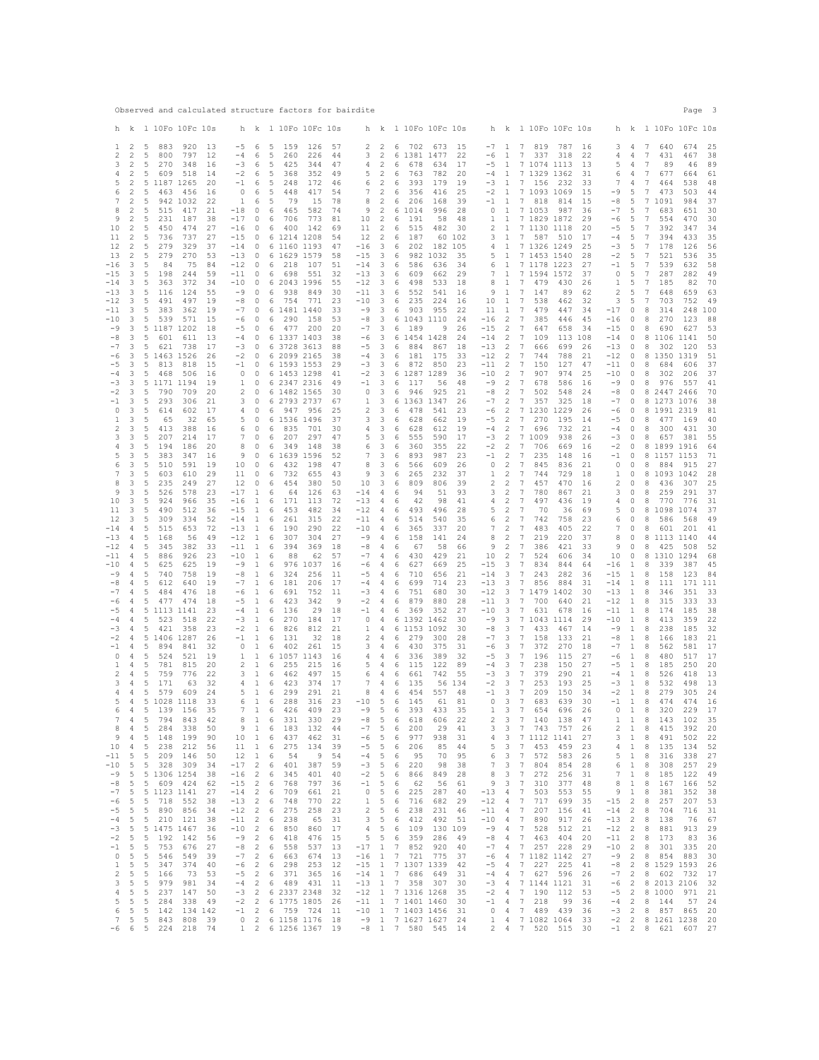# Observed and calculated structure factors for bairdite

| h | k | l | 10Fo | 10Fc | 10s |
|---|---|---|---|---|---|
| 1 | 2 | 5 | 883 | 920 | 13 |
| 2 | 2 | 5 | 800 | 797 | 12 |
| 3 | 2 | 5 | 270 | 348 | 16 |
| 4 | 2 | 5 | 609 | 518 | 14 |
| 5 | 2 | 5 | 1187 | 1265 | 20 |
| 6 | 2 | 5 | 463 | 456 | 16 |
| 7 | 2 | 5 | 942 | 1032 | 22 |
| 8 | 2 | 5 | 515 | 417 | 21 |
| 9 | 2 | 5 | 231 | 187 | 38 |
| 10 | 2 | 5 | 450 | 474 | 27 |
| 11 | 2 | 5 | 736 | 737 | 27 |
| 12 | 2 | 5 | 279 | 329 | 37 |
| 13 | 2 | 5 | 279 | 270 | 53 |
| -16 | 3 | 5 | 84 | 75 | 84 |
| -15 | 3 | 5 | 198 | 244 | 59 |
| -14 | 3 | 5 | 363 | 372 | 34 |
| -13 | 3 | 5 | 116 | 124 | 55 |
| -12 | 3 | 5 | 491 | 497 | 19 |
| -11 | 3 | 5 | 383 | 362 | 19 |
| -10 | 3 | 5 | 539 | 571 | 15 |
| -9 | 3 | 5 | 1187 | 1202 | 18 |
| -8 | 3 | 5 | 601 | 611 | 13 |
| -7 | 3 | 5 | 621 | 738 | 17 |
| -6 | 3 | 5 | 1463 | 1526 | 26 |
| -5 | 3 | 5 | 813 | 818 | 15 |
| -4 | 3 | 5 | 468 | 506 | 16 |
| -3 | 3 | 5 | 1171 | 1194 | 19 |
| -2 | 3 | 5 | 790 | 709 | 20 |
| -1 | 3 | 5 | 293 | 306 | 21 |
| 0 | 3 | 5 | 614 | 602 | 17 |
| 1 | 3 | 5 | 65 | 32 | 65 |
| 2 | 3 | 5 | 413 | 388 | 16 |
| 3 | 3 | 5 | 207 | 214 | 17 |
| 4 | 3 | 5 | 194 | 186 | 20 |
| 5 | 3 | 5 | 383 | 347 | 16 |
| 6 | 3 | 5 | 510 | 591 | 19 |
| 7 | 3 | 5 | 603 | 610 | 29 |
| 8 | 3 | 5 | 235 | 249 | 27 |
| 9 | 3 | 5 | 526 | 578 | 23 |
| 10 | 3 | 5 | 924 | 966 | 35 |
| 11 | 3 | 5 | 490 | 512 | 36 |
| 12 | 3 | 5 | 309 | 334 | 52 |
| -14 | 4 | 5 | 515 | 653 | 72 |
| -13 | 4 | 5 | 168 | 56 | 49 |
| -12 | 4 | 5 | 345 | 382 | 33 |
| -11 | 4 | 5 | 886 | 926 | 23 |
| -10 | 4 | 5 | 625 | 625 | 19 |
| -9 | 4 | 5 | 740 | 758 | 19 |
| -8 | 4 | 5 | 612 | 640 | 19 |
| -7 | 4 | 5 | 484 | 476 | 18 |
| -6 | 4 | 5 | 477 | 474 | 18 |
| -5 | 4 | 5 | 1113 | 1141 | 23 |
| -4 | 4 | 5 | 523 | 518 | 22 |
| -3 | 4 | 5 | 421 | 358 | 23 |
| -2 | 4 | 5 | 1406 | 1287 | 26 |
| -1 | 4 | 5 | 894 | 841 | 32 |
| 0 | 4 | 5 | 524 | 521 | 19 |
| 1 | 4 | 5 | 781 | 815 | 20 |
| 2 | 4 | 5 | 759 | 776 | 22 |
| 3 | 4 | 5 | 171 | 63 | 32 |
| 4 | 4 | 5 | 579 | 609 | 24 |
| 5 | 4 | 5 | 1028 | 1118 | 33 |
| 6 | 4 | 5 | 139 | 156 | 35 |
| 7 | 4 | 5 | 794 | 843 | 42 |
| 8 | 4 | 5 | 284 | 338 | 50 |
| 9 | 4 | 5 | 148 | 199 | 90 |
| 10 | 4 | 5 | 238 | 212 | 56 |
| -11 | 5 | 5 | 209 | 146 | 50 |
| -10 | 5 | 5 | 328 | 309 | 34 |
| -9 | 5 | 5 | 1306 | 1254 | 38 |
| -8 | 5 | 5 | 609 | 424 | 62 |
| -7 | 5 | 5 | 1123 | 1141 | 27 |
| -6 | 5 | 5 | 718 | 552 | 38 |
| -5 | 5 | 5 | 890 | 856 | 34 |
| -4 | 5 | 5 | 210 | 121 | 38 |
| -3 | 5 | 5 | 1475 | 1467 | 36 |
| -2 | 5 | 5 | 192 | 142 | 56 |
| -1 | 5 | 5 | 753 | 676 | 27 |
| 0 | 5 | 5 | 546 | 549 | 39 |
| 1 | 5 | 5 | 347 | 374 | 40 |
| 2 | 5 | 5 | 166 | 73 | 53 |
| 3 | 5 | 5 | 979 | 981 | 34 |
| 4 | 5 | 5 | 237 | 147 | 50 |
| 5 | 5 | 5 | 284 | 338 | 49 |
| 6 | 5 | 5 | 142 | 134 | 142 |
| 7 | 5 | 5 | 843 | 808 | 39 |
| -6 | 6 | 5 | 224 | 218 | 74 |
| -5 | 6 | 5 | 159 | 126 | 57 |
| -4 | 6 | 5 | 260 | 226 | 44 |
| -3 | 6 | 5 | 425 | 344 | 47 |
| -2 | 6 | 5 | 368 | 352 | 49 |
| -1 | 6 | 5 | 248 | 172 | 46 |
| 0 | 6 | 5 | 448 | 417 | 54 |
| 1 | 6 | 5 | 79 | 15 | 78 |
| -18 | 0 | 6 | 465 | 582 | 74 |
| -17 | 0 | 6 | 706 | 773 | 81 |
| -16 | 0 | 6 | 400 | 142 | 69 |
| -15 | 0 | 6 | 1214 | 1208 | 54 |
| -14 | 0 | 6 | 1160 | 1193 | 47 |
| -13 | 0 | 6 | 1629 | 1579 | 58 |
| -12 | 0 | 6 | 218 | 107 | 51 |
| -11 | 0 | 6 | 698 | 551 | 32 |
| -10 | 0 | 6 | 2043 | 1996 | 55 |
| -9 | 0 | 6 | 938 | 849 | 30 |
| -8 | 0 | 6 | 754 | 771 | 23 |
| -7 | 0 | 6 | 1481 | 1440 | 33 |
| -6 | 0 | 6 | 290 | 158 | 53 |
| -5 | 0 | 6 | 477 | 200 | 20 |
| -4 | 0 | 6 | 1337 | 1403 | 38 |
| -3 | 0 | 6 | 3728 | 3613 | 88 |
| -2 | 0 | 6 | 2099 | 2165 | 38 |
| -1 | 0 | 6 | 1593 | 1553 | 29 |
| 0 | 0 | 6 | 1453 | 1298 | 41 |
| 1 | 0 | 6 | 2347 | 2316 | 49 |
| 2 | 0 | 6 | 1482 | 1565 | 30 |
| 3 | 0 | 6 | 2793 | 2737 | 67 |
| 4 | 0 | 6 | 947 | 956 | 25 |
| 5 | 0 | 6 | 1536 | 1496 | 37 |
| 6 | 0 | 6 | 835 | 701 | 30 |
| 7 | 0 | 6 | 207 | 297 | 47 |
| 8 | 0 | 6 | 349 | 148 | 38 |
| 9 | 0 | 6 | 1639 | 1596 | 52 |
| 10 | 0 | 6 | 432 | 198 | 47 |
| 11 | 0 | 6 | 732 | 655 | 43 |
| 12 | 0 | 6 | 454 | 380 | 50 |
| -17 | 1 | 6 | 64 | 126 | 63 |
| -16 | 1 | 6 | 171 | 113 | 72 |
| -15 | 1 | 6 | 453 | 482 | 34 |
| -14 | 1 | 6 | 261 | 315 | 22 |
| -13 | 1 | 6 | 190 | 290 | 22 |
| -12 | 1 | 6 | 307 | 304 | 27 |
| -11 | 1 | 6 | 394 | 369 | 18 |
| -10 | 1 | 6 | 88 | 62 | 57 |
| -9 | 1 | 6 | 976 | 1037 | 16 |
| -8 | 1 | 6 | 324 | 256 | 11 |
| -7 | 1 | 6 | 181 | 206 | 17 |
| -6 | 1 | 6 | 691 | 752 | 11 |
| -5 | 1 | 6 | 423 | 342 | 9 |
| -4 | 1 | 6 | 136 | 29 | 18 |
| -3 | 1 | 6 | 270 | 184 | 17 |
| -2 | 1 | 6 | 826 | 812 | 21 |
| -1 | 1 | 6 | 131 | 32 | 18 |
| 0 | 1 | 6 | 402 | 261 | 15 |
| 1 | 1 | 6 | 1057 | 1143 | 16 |
| 2 | 1 | 6 | 255 | 215 | 16 |
| 3 | 1 | 6 | 462 | 497 | 15 |
| 4 | 1 | 6 | 423 | 374 | 17 |
| 5 | 1 | 6 | 299 | 291 | 21 |
| 6 | 1 | 6 | 288 | 316 | 23 |
| 7 | 1 | 6 | 426 | 409 | 23 |
| 8 | 1 | 6 | 331 | 330 | 29 |
| 9 | 1 | 6 | 183 | 132 | 44 |
| 10 | 1 | 6 | 437 | 462 | 31 |
| 11 | 1 | 6 | 275 | 134 | 39 |
| 12 | 1 | 6 | 54 | 9 | 54 |
| -17 | 2 | 6 | 401 | 387 | 59 |
| -16 | 2 | 6 | 345 | 401 | 40 |
| -15 | 2 | 6 | 768 | 797 | 36 |
| -14 | 2 | 6 | 709 | 661 | 21 |
| -13 | 2 | 6 | 748 | 770 | 22 |
| -12 | 2 | 6 | 275 | 258 | 23 |
| -11 | 2 | 6 | 238 | 65 | 31 |
| -10 | 2 | 6 | 850 | 860 | 17 |
| -9 | 2 | 6 | 418 | 476 | 15 |
| -8 | 2 | 6 | 558 | 537 | 13 |
| -7 | 2 | 6 | 663 | 674 | 13 |
| -6 | 2 | 6 | 298 | 253 | 12 |
| -5 | 2 | 6 | 371 | 365 | 16 |
| -4 | 2 | 6 | 489 | 431 | 11 |
| -3 | 2 | 6 | 2337 | 2348 | 32 |
| -2 | 2 | 6 | 1775 | 1805 | 26 |
| -1 | 2 | 6 | 759 | 724 | 11 |
| 0 | 2 | 6 | 1158 | 1176 | 18 |
| 1 | 2 | 6 | 1256 | 1367 | 19 |
| 2 | 2 | 6 | 702 | 673 | 15 |
| 3 | 2 | 6 | 1381 | 1477 | 22 |
| 4 | 2 | 6 | 678 | 634 | 17 |
| 5 | 2 | 6 | 763 | 782 | 20 |
| 6 | 2 | 6 | 393 | 179 | 19 |
| 7 | 2 | 6 | 356 | 416 | 25 |
| 8 | 2 | 6 | 206 | 168 | 39 |
| 9 | 2 | 6 | 1014 | 996 | 28 |
| 10 | 2 | 6 | 191 | 58 | 48 |
| 11 | 2 | 6 | 515 | 482 | 30 |
| 12 | 2 | 6 | 187 | 60 | 102 |
| -16 | 3 | 6 | 202 | 182 | 105 |
| -15 | 3 | 6 | 982 | 1032 | 35 |
| -14 | 3 | 6 | 586 | 636 | 34 |
| -13 | 3 | 6 | 609 | 662 | 29 |
| -12 | 3 | 6 | 498 | 533 | 18 |
| -11 | 3 | 6 | 552 | 541 | 16 |
| -10 | 3 | 6 | 235 | 224 | 16 |
| -9 | 3 | 6 | 903 | 955 | 22 |
| -8 | 3 | 6 | 1043 | 1110 | 24 |
| -7 | 3 | 6 | 189 | 9 | 26 |
| -6 | 3 | 6 | 1454 | 1428 | 24 |
| -5 | 3 | 6 | 884 | 867 | 18 |
| -4 | 3 | 6 | 181 | 175 | 33 |
| -3 | 3 | 6 | 872 | 850 | 23 |
| -2 | 3 | 6 | 1287 | 1289 | 36 |
| -1 | 3 | 6 | 117 | 56 | 48 |
| 0 | 3 | 6 | 946 | 925 | 21 |
| 1 | 3 | 6 | 1363 | 1347 | 26 |
| 2 | 3 | 6 | 478 | 541 | 23 |
| 3 | 3 | 6 | 628 | 662 | 19 |
| 4 | 3 | 6 | 628 | 612 | 19 |
| 5 | 3 | 6 | 555 | 590 | 17 |
| 6 | 3 | 6 | 360 | 355 | 22 |
| 7 | 3 | 6 | 893 | 987 | 23 |
| 8 | 3 | 6 | 566 | 609 | 26 |
| 9 | 3 | 6 | 265 | 232 | 37 |
| 10 | 3 | 6 | 809 | 806 | 39 |
| -14 | 4 | 6 | 94 | 51 | 93 |
| -13 | 4 | 6 | 42 | 98 | 41 |
| -12 | 4 | 6 | 493 | 496 | 28 |
| -11 | 4 | 6 | 514 | 540 | 35 |
| -10 | 4 | 6 | 365 | 337 | 20 |
| -9 | 4 | 6 | 158 | 141 | 24 |
| -8 | 4 | 6 | 67 | 58 | 66 |
| -7 | 4 | 6 | 430 | 429 | 21 |
| -6 | 4 | 6 | 627 | 669 | 25 |
| -5 | 4 | 6 | 710 | 656 | 21 |
| -4 | 4 | 6 | 699 | 714 | 23 |
| -3 | 4 | 6 | 751 | 680 | 30 |
| -2 | 4 | 6 | 879 | 880 | 28 |
| -1 | 4 | 6 | 369 | 352 | 27 |
| 0 | 4 | 6 | 1392 | 1462 | 30 |
| 1 | 4 | 6 | 1153 | 1092 | 30 |
| 2 | 4 | 6 | 279 | 300 | 28 |
| 3 | 4 | 6 | 430 | 375 | 31 |
| 4 | 4 | 6 | 336 | 389 | 32 |
| 5 | 4 | 6 | 115 | 122 | 89 |
| 6 | 4 | 6 | 661 | 742 | 55 |
| 7 | 4 | 6 | 135 | 56 | 134 |
| 8 | 4 | 6 | 454 | 557 | 48 |
| -10 | 5 | 6 | 145 | 61 | 81 |
| -9 | 5 | 6 | 393 | 433 | 35 |
| -8 | 5 | 6 | 618 | 606 | 22 |
| -7 | 5 | 6 | 200 | 29 | 41 |
| -6 | 5 | 6 | 977 | 938 | 31 |
| -5 | 5 | 6 | 206 | 85 | 44 |
| -4 | 5 | 6 | 95 | 70 | 95 |
| -3 | 5 | 6 | 220 | 98 | 38 |
| -2 | 5 | 6 | 866 | 849 | 28 |
| -1 | 5 | 6 | 62 | 56 | 61 |
| 0 | 5 | 6 | 225 | 287 | 40 |
| 1 | 5 | 6 | 716 | 682 | 29 |
| 2 | 5 | 6 | 238 | 231 | 46 |
| 3 | 5 | 6 | 412 | 492 | 51 |
| 4 | 5 | 6 | 109 | 130 | 109 |
| 5 | 5 | 6 | 359 | 286 | 49 |
| -17 | 1 | 7 | 852 | 920 | 40 |
| -16 | 1 | 7 | 721 | 775 | 37 |
| -15 | 1 | 7 | 1307 | 1339 | 42 |
| -14 | 1 | 7 | 686 | 649 | 31 |
| -13 | 1 | 7 | 358 | 307 | 30 |
| -12 | 1 | 7 | 1316 | 1268 | 35 |
| -11 | 1 | 7 | 1401 | 1460 | 30 |
| -10 | 1 | 7 | 1403 | 1456 | 31 |
| -9 | 1 | 7 | 1627 | 1627 | 24 |
| -8 | 1 | 7 | 580 | 545 | 14 |
| -7 | 1 | 7 | 819 | 787 | 16 |
| -6 | 1 | 7 | 337 | 318 | 22 |
| -5 | 1 | 7 | 1074 | 1113 | 13 |
| -4 | 1 | 7 | 1329 | 1362 | 31 |
| -3 | 1 | 7 | 156 | 232 | 33 |
| -2 | 1 | 7 | 1093 | 1069 | 15 |
| -1 | 1 | 7 | 818 | 814 | 15 |
| 0 | 1 | 7 | 1053 | 987 | 36 |
| 1 | 1 | 7 | 1829 | 1872 | 29 |
| 2 | 1 | 7 | 1130 | 1118 | 20 |
| 3 | 1 | 7 | 587 | 510 | 17 |
| 4 | 1 | 7 | 1326 | 1249 | 25 |
| 5 | 1 | 7 | 1453 | 1540 | 28 |
| 6 | 1 | 7 | 1178 | 1223 | 27 |
| 7 | 1 | 7 | 1594 | 1572 | 37 |
| 8 | 1 | 7 | 479 | 430 | 26 |
| 9 | 1 | 7 | 147 | 89 | 62 |
| 10 | 1 | 7 | 538 | 462 | 32 |
| 11 | 1 | 7 | 479 | 447 | 34 |
| -16 | 2 | 7 | 385 | 446 | 45 |
| -15 | 2 | 7 | 647 | 658 | 34 |
| -14 | 2 | 7 | 109 | 113 | 108 |
| -13 | 2 | 7 | 666 | 699 | 26 |
| -12 | 2 | 7 | 744 | 788 | 21 |
| -11 | 2 | 7 | 150 | 127 | 47 |
| -10 | 2 | 7 | 907 | 974 | 25 |
| -9 | 2 | 7 | 678 | 586 | 16 |
| -8 | 2 | 7 | 502 | 548 | 24 |
| -7 | 2 | 7 | 357 | 325 | 18 |
| -6 | 2 | 7 | 1230 | 1229 | 26 |
| -5 | 2 | 7 | 270 | 195 | 14 |
| -4 | 2 | 7 | 696 | 732 | 21 |
| -3 | 2 | 7 | 1009 | 938 | 26 |
| -2 | 2 | 7 | 706 | 669 | 16 |
| -1 | 2 | 7 | 235 | 148 | 16 |
| 0 | 2 | 7 | 845 | 836 | 21 |
| 1 | 2 | 7 | 744 | 729 | 18 |
| 2 | 2 | 7 | 457 | 470 | 16 |
| 3 | 2 | 7 | 780 | 867 | 21 |
| 4 | 2 | 7 | 497 | 436 | 19 |
| 5 | 2 | 7 | 70 | 36 | 69 |
| 6 | 2 | 7 | 742 | 758 | 23 |
| 7 | 2 | 7 | 483 | 405 | 22 |
| 8 | 2 | 7 | 219 | 220 | 37 |
| 9 | 2 | 7 | 386 | 421 | 33 |
| 10 | 2 | 7 | 524 | 606 | 34 |
| -15 | 3 | 7 | 834 | 844 | 64 |
| -14 | 3 | 7 | 243 | 282 | 36 |
| -13 | 3 | 7 | 1479 | 1402 | 30 |
| -12 | 3 | 7 | 700 | 640 | 21 |
| -11 | 3 | 7 | 631 | 678 | 16 |
| -10 | 3 | 7 | 1043 | 1114 | 29 |
| -9 | 3 | 7 | 433 | 467 | 14 |
| -8 | 3 | 7 | 158 | 133 | 21 |
| -7 | 3 | 7 | 372 | 270 | 18 |
| -6 | 3 | 7 | 196 | 115 | 27 |
| -5 | 3 | 7 | 238 | 150 | 27 |
| -4 | 3 | 7 | 379 | 290 | 21 |
| -3 | 3 | 7 | 253 | 193 | 25 |
| -2 | 3 | 7 | 209 | 150 | 34 |
| -1 | 3 | 7 | 683 | 639 | 30 |
| 0 | 3 | 7 | 654 | 696 | 26 |
| 1 | 3 | 7 | 140 | 138 | 47 |
| 2 | 3 | 7 | 743 | 757 | 26 |
| 3 | 3 | 7 | 1112 | 1141 | 27 |
| 4 | 3 | 7 | 453 | 459 | 23 |
| 5 | 3 | 7 | 572 | 583 | 26 |
| 6 | 3 | 7 | 804 | 854 | 28 |
| 7 | 3 | 7 | 272 | 256 | 31 |
| 8 | 3 | 7 | 310 | 377 | 48 |
| 9 | 3 | 7 | 503 | 553 | 55 |
| -12 | 4 | 7 | 717 | 699 | 35 |
| -11 | 4 | 7 | 207 | 156 | 41 |
| -10 | 4 | 7 | 890 | 917 | 26 |
| -9 | 4 | 7 | 528 | 512 | 21 |
| -8 | 4 | 7 | 463 | 404 | 20 |
| -7 | 4 | 7 | 257 | 228 | 29 |
| -6 | 4 | 7 | 1182 | 1142 | 27 |
| -5 | 4 | 7 | 227 | 225 | 41 |
| -4 | 4 | 7 | 627 | 596 | 26 |
| -3 | 4 | 7 | 1144 | 1121 | 31 |
| -2 | 4 | 7 | 190 | 112 | 53 |
| -1 | 4 | 7 | 218 | 99 | 36 |
| 0 | 4 | 7 | 489 | 439 | 36 |
| 1 | 4 | 7 | 1082 | 1064 | 33 |
| 2 | 4 | 7 | 520 | 515 | 30 |
| 3 | 4 | 7 | 640 | 674 | 25 |
| 4 | 4 | 7 | 431 | 467 | 38 |
| 5 | 4 | 7 | 89 | 46 | 89 |
| 6 | 4 | 7 | 677 | 664 | 61 |
| 7 | 4 | 7 | 464 | 538 | 48 |
| -9 | 5 | 7 | 473 | 503 | 44 |
| -8 | 5 | 7 | 1091 | 984 | 37 |
| -7 | 5 | 7 | 683 | 651 | 30 |
| -6 | 5 | 7 | 554 | 470 | 30 |
| -5 | 5 | 7 | 392 | 347 | 34 |
| -4 | 5 | 7 | 394 | 433 | 35 |
| -3 | 5 | 7 | 178 | 126 | 56 |
| -2 | 5 | 7 | 521 | 536 | 35 |
| -1 | 5 | 7 | 539 | 632 | 58 |
| 0 | 5 | 7 | 287 | 282 | 49 |
| 1 | 5 | 7 | 185 | 82 | 70 |
| 2 | 5 | 7 | 648 | 659 | 63 |
| 3 | 5 | 7 | 703 | 752 | 49 |
| -17 | 0 | 8 | 314 | 248 | 100 |
| -16 | 0 | 8 | 270 | 123 | 88 |
| -15 | 0 | 8 | 690 | 627 | 53 |
| -14 | 0 | 8 | 1106 | 1141 | 50 |
| -13 | 0 | 8 | 302 | 120 | 53 |
| -12 | 0 | 8 | 1350 | 1319 | 51 |
| -11 | 0 | 8 | 684 | 606 | 37 |
| -10 | 0 | 8 | 302 | 206 | 37 |
| -9 | 0 | 8 | 976 | 557 | 41 |
| -8 | 0 | 8 | 2447 | 2466 | 70 |
| -7 | 0 | 8 | 1273 | 1076 | 38 |
| -6 | 0 | 8 | 1991 | 2319 | 81 |
| -5 | 0 | 8 | 477 | 169 | 40 |
| -4 | 0 | 8 | 300 | 431 | 30 |
| -3 | 0 | 8 | 657 | 381 | 55 |
| -2 | 0 | 8 | 1899 | 1916 | 64 |
| -1 | 0 | 8 | 1157 | 1153 | 71 |
| 0 | 0 | 8 | 884 | 915 | 27 |
| 1 | 0 | 8 | 1093 | 1042 | 28 |
| 2 | 0 | 8 | 436 | 307 | 25 |
| 3 | 0 | 8 | 259 | 291 | 37 |
| 4 | 0 | 8 | 770 | 776 | 31 |
| 5 | 0 | 8 | 1098 | 1074 | 37 |
| 6 | 0 | 8 | 586 | 568 | 49 |
| 7 | 0 | 8 | 601 | 201 | 41 |
| 8 | 0 | 8 | 1113 | 1140 | 44 |
| 9 | 0 | 8 | 425 | 508 | 52 |
| 10 | 0 | 8 | 1310 | 1294 | 68 |
| -16 | 1 | 8 | 339 | 387 | 45 |
| -15 | 1 | 8 | 158 | 123 | 84 |
| -14 | 1 | 8 | 111 | 171 | 111 |
| -13 | 1 | 8 | 346 | 351 | 33 |
| -12 | 1 | 8 | 315 | 333 | 33 |
| -11 | 1 | 8 | 174 | 185 | 38 |
| -10 | 1 | 8 | 413 | 359 | 22 |
| -9 | 1 | 8 | 238 | 185 | 32 |
| -8 | 1 | 8 | 166 | 183 | 21 |
| -7 | 1 | 8 | 562 | 581 | 17 |
| -6 | 1 | 8 | 480 | 517 | 17 |
| -5 | 1 | 8 | 185 | 250 | 20 |
| -4 | 1 | 8 | 526 | 418 | 13 |
| -3 | 1 | 8 | 532 | 498 | 13 |
| -2 | 1 | 8 | 279 | 305 | 24 |
| -1 | 1 | 8 | 474 | 474 | 16 |
| 0 | 1 | 8 | 320 | 229 | 17 |
| 1 | 1 | 8 | 143 | 102 | 35 |
| 2 | 1 | 8 | 415 | 392 | 20 |
| 3 | 1 | 8 | 491 | 502 | 22 |
| 4 | 1 | 8 | 135 | 134 | 52 |
| 5 | 1 | 8 | 316 | 338 | 27 |
| 6 | 1 | 8 | 308 | 257 | 29 |
| 7 | 1 | 8 | 185 | 122 | 49 |
| 8 | 1 | 8 | 167 | 166 | 52 |
| 9 | 1 | 8 | 381 | 352 | 38 |
| -15 | 2 | 8 | 257 | 207 | 53 |
| -14 | 2 | 8 | 704 | 716 | 31 |
| -13 | 2 | 8 | 138 | 76 | 67 |
| -12 | 2 | 8 | 881 | 913 | 29 |
| -11 | 2 | 8 | 173 | 83 | 36 |
| -10 | 2 | 8 | 301 | 335 | 20 |
| -9 | 2 | 8 | 854 | 883 | 30 |
| -8 | 2 | 8 | 1529 | 1593 | 26 |
| -7 | 2 | 8 | 602 | 732 | 17 |
| -6 | 2 | 8 | 2013 | 2106 | 32 |
| -5 | 2 | 8 | 1000 | 971 | 21 |
| -4 | 2 | 8 | 144 | 57 | 24 |
| -3 | 2 | 8 | 857 | 865 | 20 |
| -2 | 2 | 8 | 1261 | 1238 | 20 |
| -1 | 2 | 8 | 621 | 607 | 27 |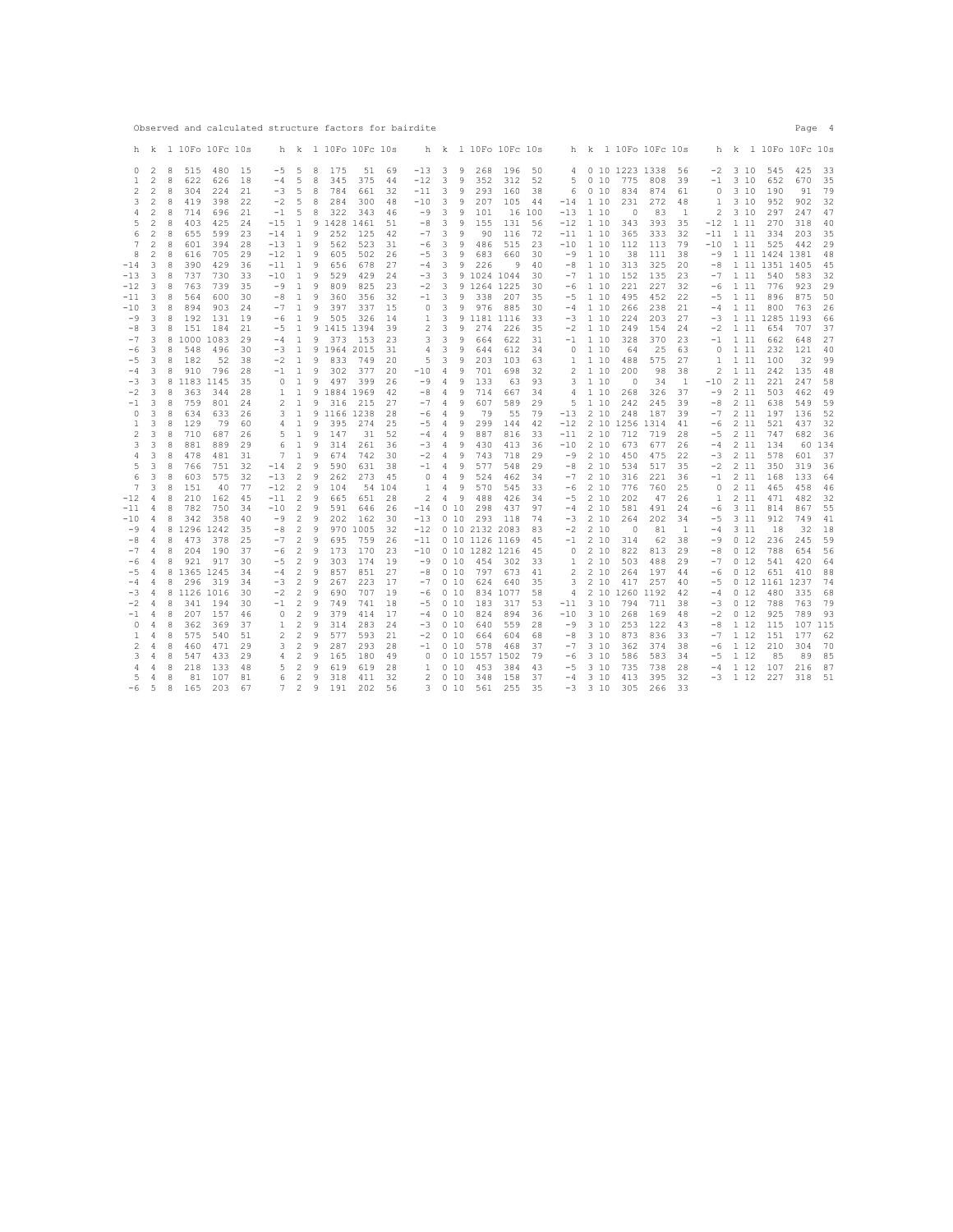Observed and calculated structure factors for bairdite

| h | k | l | 10Fo | 10Fc | 10s | h | k | l | 10Fo | 10Fc | 10s | h | k | l | 10Fo | 10Fc | 10s | h | k | l | 10Fo | 10Fc | 10s | h | k | l | 10Fo | 10Fc | 10s |
|---|---|---|---|---|---|---|---|---|---|---|---|---|---|---|---|---|---|---|---|---|---|---|---|---|---|---|---|---|---|
| 0 | 2 | 8 | 515 | 480 | 15 | -5 | 5 | 8 | 175 | 51 | 69 | -13 | 3 | 9 | 268 | 196 | 50 | 4 | 0 | 10 | 1223 | 1338 | 56 | -2 | 3 | 10 | 545 | 425 | 33 |
| 1 | 2 | 8 | 622 | 626 | 18 | -4 | 5 | 8 | 345 | 375 | 44 | -12 | 3 | 9 | 352 | 312 | 52 | 5 | 0 | 10 | 775 | 808 | 39 | -1 | 3 | 10 | 652 | 670 | 35 |
| 2 | 2 | 8 | 304 | 224 | 21 | -3 | 5 | 8 | 784 | 661 | 32 | -11 | 3 | 9 | 293 | 160 | 38 | 6 | 0 | 10 | 834 | 874 | 61 | 0 | 3 | 10 | 190 | 91 | 79 |
| 3 | 2 | 8 | 419 | 398 | 22 | -2 | 5 | 8 | 284 | 300 | 48 | -10 | 3 | 9 | 207 | 105 | 44 | -14 | 1 | 10 | 231 | 272 | 48 | 1 | 3 | 10 | 952 | 902 | 32 |
| 4 | 2 | 8 | 714 | 696 | 21 | -1 | 5 | 8 | 322 | 343 | 46 | -9 | 3 | 9 | 101 | 16 | 100 | -13 | 1 | 10 | 0 | 83 | 1 | 2 | 3 | 10 | 297 | 247 | 47 |
| 5 | 2 | 8 | 403 | 425 | 24 | -15 | 1 | 9 | 1428 | 1461 | 51 | -8 | 3 | 9 | 155 | 131 | 56 | -12 | 1 | 10 | 343 | 393 | 35 | -12 | 1 | 11 | 270 | 318 | 40 |
| 6 | 2 | 8 | 655 | 599 | 23 | -14 | 1 | 9 | 252 | 125 | 42 | -7 | 3 | 9 | 90 | 116 | 72 | -11 | 1 | 10 | 365 | 333 | 32 | -11 | 1 | 11 | 334 | 203 | 35 |
| 7 | 2 | 8 | 601 | 394 | 28 | -13 | 1 | 9 | 562 | 523 | 31 | -6 | 3 | 9 | 486 | 515 | 23 | -10 | 1 | 10 | 112 | 113 | 79 | -10 | 1 | 11 | 525 | 442 | 29 |
| 8 | 2 | 8 | 616 | 705 | 29 | -12 | 1 | 9 | 605 | 502 | 26 | -5 | 3 | 9 | 683 | 660 | 30 | -9 | 1 | 10 | 38 | 111 | 38 | -9 | 1 | 11 | 1424 | 1381 | 48 |
| -14 | 3 | 8 | 390 | 429 | 36 | -11 | 1 | 9 | 656 | 678 | 27 | -4 | 3 | 9 | 226 | 9 | 40 | -8 | 1 | 10 | 313 | 325 | 20 | -8 | 1 | 11 | 1351 | 1405 | 45 |
| -13 | 3 | 8 | 737 | 730 | 33 | -10 | 1 | 9 | 529 | 429 | 24 | -3 | 3 | 9 | 1024 | 1044 | 30 | -7 | 1 | 10 | 152 | 135 | 23 | -7 | 1 | 11 | 540 | 583 | 32 |
| -12 | 3 | 8 | 763 | 739 | 35 | -9 | 1 | 9 | 809 | 825 | 23 | -2 | 3 | 9 | 1264 | 1225 | 30 | -6 | 1 | 10 | 221 | 227 | 32 | -6 | 1 | 11 | 776 | 923 | 29 |
| -11 | 3 | 8 | 564 | 600 | 30 | -8 | 1 | 9 | 360 | 356 | 32 | -1 | 3 | 9 | 338 | 207 | 35 | -5 | 1 | 10 | 495 | 452 | 22 | -5 | 1 | 11 | 896 | 875 | 50 |
| -10 | 3 | 8 | 894 | 903 | 24 | -7 | 1 | 9 | 397 | 337 | 15 | 0 | 3 | 9 | 976 | 885 | 30 | -4 | 1 | 10 | 266 | 238 | 21 | -4 | 1 | 11 | 800 | 763 | 26 |
| -9 | 3 | 8 | 192 | 131 | 19 | -6 | 1 | 9 | 505 | 326 | 14 | 1 | 3 | 9 | 1181 | 1116 | 33 | -3 | 1 | 10 | 224 | 203 | 27 | -3 | 1 | 11 | 1285 | 1193 | 66 |
| -8 | 3 | 8 | 151 | 184 | 21 | -5 | 1 | 9 | 1415 | 1394 | 39 | 2 | 3 | 9 | 274 | 226 | 35 | -2 | 1 | 10 | 249 | 154 | 24 | -2 | 1 | 11 | 654 | 707 | 37 |
| -7 | 3 | 8 | 1000 | 1083 | 29 | -4 | 1 | 9 | 373 | 153 | 23 | 3 | 3 | 9 | 664 | 622 | 31 | -1 | 1 | 10 | 328 | 370 | 23 | -1 | 1 | 11 | 662 | 648 | 27 |
| -6 | 3 | 8 | 548 | 496 | 30 | -3 | 1 | 9 | 1964 | 2015 | 31 | 4 | 3 | 9 | 644 | 612 | 34 | 0 | 1 | 10 | 64 | 25 | 63 | 0 | 1 | 11 | 232 | 121 | 40 |
| -5 | 3 | 8 | 182 | 52 | 38 | -2 | 1 | 9 | 833 | 749 | 20 | 5 | 3 | 9 | 203 | 103 | 63 | 1 | 1 | 10 | 488 | 575 | 27 | 1 | 1 | 11 | 100 | 32 | 99 |
| -4 | 3 | 8 | 910 | 796 | 28 | -1 | 1 | 9 | 302 | 377 | 20 | -10 | 4 | 9 | 701 | 698 | 32 | 2 | 1 | 10 | 200 | 98 | 38 | 2 | 1 | 11 | 242 | 135 | 48 |
| -3 | 3 | 8 | 1183 | 1145 | 35 | 0 | 1 | 9 | 497 | 399 | 26 | -9 | 4 | 9 | 133 | 63 | 93 | 3 | 1 | 10 | 0 | 34 | 1 | -10 | 2 | 11 | 221 | 247 | 58 |
| -2 | 3 | 8 | 363 | 344 | 28 | 1 | 1 | 9 | 1884 | 1969 | 42 | -8 | 4 | 9 | 714 | 667 | 34 | 4 | 1 | 10 | 268 | 326 | 37 | -9 | 2 | 11 | 503 | 462 | 49 |
| -1 | 3 | 8 | 759 | 801 | 24 | 2 | 1 | 9 | 316 | 215 | 27 | -7 | 4 | 9 | 607 | 589 | 29 | 5 | 1 | 10 | 242 | 245 | 39 | -8 | 2 | 11 | 638 | 549 | 59 |
| 0 | 3 | 8 | 634 | 633 | 26 | 3 | 1 | 9 | 1166 | 1238 | 28 | -6 | 4 | 9 | 79 | 55 | 79 | -13 | 2 | 10 | 248 | 187 | 39 | -7 | 2 | 11 | 197 | 136 | 52 |
| 1 | 3 | 8 | 129 | 79 | 60 | 4 | 1 | 9 | 395 | 274 | 25 | -5 | 4 | 9 | 299 | 144 | 42 | -12 | 2 | 10 | 1256 | 1314 | 41 | -6 | 2 | 11 | 521 | 437 | 32 |
| 2 | 3 | 8 | 710 | 687 | 26 | 5 | 1 | 9 | 147 | 31 | 52 | -4 | 4 | 9 | 887 | 816 | 33 | -11 | 2 | 10 | 712 | 719 | 28 | -5 | 2 | 11 | 747 | 682 | 36 |
| 3 | 3 | 8 | 881 | 889 | 29 | 6 | 1 | 9 | 314 | 261 | 36 | -3 | 4 | 9 | 430 | 413 | 36 | -10 | 2 | 10 | 673 | 677 | 26 | -4 | 2 | 11 | 134 | 60 | 134 |
| 4 | 3 | 8 | 478 | 481 | 31 | 7 | 1 | 9 | 674 | 742 | 30 | -2 | 4 | 9 | 743 | 718 | 29 | -9 | 2 | 10 | 450 | 475 | 22 | -3 | 2 | 11 | 578 | 601 | 37 |
| 5 | 3 | 8 | 766 | 751 | 32 | -14 | 2 | 9 | 590 | 631 | 38 | -1 | 4 | 9 | 577 | 548 | 29 | -8 | 2 | 10 | 534 | 517 | 35 | -2 | 2 | 11 | 350 | 319 | 36 |
| 6 | 3 | 8 | 603 | 575 | 32 | -13 | 2 | 9 | 262 | 273 | 45 | 0 | 4 | 9 | 524 | 462 | 34 | -7 | 2 | 10 | 316 | 221 | 36 | -1 | 2 | 11 | 168 | 133 | 64 |
| 7 | 3 | 8 | 151 | 40 | 77 | -12 | 2 | 9 | 104 | 54 | 104 | 1 | 4 | 9 | 570 | 545 | 33 | -6 | 2 | 10 | 776 | 760 | 25 | 0 | 2 | 11 | 465 | 458 | 46 |
| -12 | 4 | 8 | 210 | 162 | 45 | -11 | 2 | 9 | 665 | 651 | 28 | 2 | 4 | 9 | 488 | 426 | 34 | -5 | 2 | 10 | 202 | 47 | 26 | 1 | 2 | 11 | 471 | 482 | 32 |
| -11 | 4 | 8 | 782 | 750 | 34 | -10 | 2 | 9 | 591 | 646 | 26 | -14 | 0 | 10 | 298 | 437 | 97 | -4 | 2 | 10 | 581 | 491 | 24 | -6 | 3 | 11 | 814 | 867 | 55 |
| -10 | 4 | 8 | 342 | 358 | 40 | -9 | 2 | 9 | 202 | 162 | 30 | -13 | 0 | 10 | 293 | 118 | 74 | -3 | 2 | 10 | 264 | 202 | 34 | -5 | 3 | 11 | 912 | 749 | 41 |
| -9 | 4 | 8 | 1296 | 1242 | 35 | -8 | 2 | 9 | 970 | 1005 | 32 | -12 | 0 | 10 | 2132 | 2083 | 83 | -2 | 2 | 10 | 0 | 81 | 1 | -4 | 3 | 11 | 18 | 32 | 18 |
| -8 | 4 | 8 | 473 | 378 | 25 | -7 | 2 | 9 | 695 | 759 | 26 | -11 | 0 | 10 | 1126 | 1169 | 45 | -1 | 2 | 10 | 314 | 62 | 38 | -9 | 0 | 12 | 236 | 245 | 59 |
| -7 | 4 | 8 | 204 | 190 | 37 | -6 | 2 | 9 | 173 | 170 | 23 | -10 | 0 | 10 | 1282 | 1216 | 45 | 0 | 2 | 10 | 822 | 813 | 29 | -8 | 0 | 12 | 788 | 654 | 56 |
| -6 | 4 | 8 | 921 | 917 | 30 | -5 | 2 | 9 | 303 | 174 | 19 | -9 | 0 | 10 | 454 | 302 | 33 | 1 | 2 | 10 | 503 | 488 | 29 | -7 | 0 | 12 | 541 | 420 | 64 |
| -5 | 4 | 8 | 1365 | 1245 | 34 | -4 | 2 | 9 | 857 | 851 | 27 | -8 | 0 | 10 | 797 | 673 | 41 | 2 | 2 | 10 | 264 | 197 | 44 | -6 | 0 | 12 | 651 | 410 | 88 |
| -4 | 4 | 8 | 296 | 319 | 34 | -3 | 2 | 9 | 267 | 223 | 17 | -7 | 0 | 10 | 624 | 640 | 35 | 3 | 2 | 10 | 417 | 257 | 40 | -5 | 0 | 12 | 1161 | 1237 | 74 |
| -3 | 4 | 8 | 1126 | 1016 | 30 | -2 | 2 | 9 | 690 | 707 | 19 | -6 | 0 | 10 | 834 | 1077 | 58 | 4 | 2 | 10 | 1260 | 1192 | 42 | -4 | 0 | 12 | 480 | 335 | 68 |
| -2 | 4 | 8 | 341 | 194 | 30 | -1 | 2 | 9 | 749 | 741 | 18 | -5 | 0 | 10 | 183 | 317 | 53 | -11 | 3 | 10 | 794 | 711 | 38 | -3 | 0 | 12 | 788 | 763 | 79 |
| -1 | 4 | 8 | 207 | 157 | 46 | 0 | 2 | 9 | 379 | 414 | 17 | -4 | 0 | 10 | 824 | 894 | 36 | -10 | 3 | 10 | 268 | 169 | 48 | -2 | 0 | 12 | 925 | 789 | 93 |
| 0 | 4 | 8 | 362 | 369 | 37 | 1 | 2 | 9 | 314 | 283 | 24 | -3 | 0 | 10 | 640 | 559 | 28 | -9 | 3 | 10 | 253 | 122 | 43 | -8 | 1 | 12 | 115 | 107 | 115 |
| 1 | 4 | 8 | 575 | 540 | 51 | 2 | 2 | 9 | 577 | 593 | 21 | -2 | 0 | 10 | 664 | 604 | 68 | -8 | 3 | 10 | 873 | 836 | 33 | -7 | 1 | 12 | 151 | 177 | 62 |
| 2 | 4 | 8 | 460 | 471 | 29 | 3 | 2 | 9 | 287 | 293 | 28 | -1 | 0 | 10 | 578 | 468 | 37 | -7 | 3 | 10 | 362 | 374 | 38 | -6 | 1 | 12 | 210 | 304 | 70 |
| 3 | 4 | 8 | 547 | 433 | 29 | 4 | 2 | 9 | 165 | 180 | 49 | 0 | 0 | 10 | 1557 | 1502 | 79 | -6 | 3 | 10 | 586 | 583 | 34 | -5 | 1 | 12 | 85 | 89 | 85 |
| 4 | 4 | 8 | 218 | 133 | 48 | 5 | 2 | 9 | 619 | 619 | 28 | 1 | 0 | 10 | 453 | 384 | 43 | -5 | 3 | 10 | 735 | 738 | 28 | -4 | 1 | 12 | 107 | 216 | 87 |
| 5 | 4 | 8 | 81 | 107 | 81 | 6 | 2 | 9 | 318 | 411 | 32 | 2 | 0 | 10 | 348 | 158 | 37 | -4 | 3 | 10 | 413 | 395 | 32 | -3 | 1 | 12 | 227 | 318 | 51 |
| -6 | 5 | 8 | 165 | 203 | 67 | 7 | 2 | 9 | 191 | 202 | 56 | 3 | 0 | 10 | 561 | 255 | 35 | -3 | 3 | 10 | 305 | 266 | 33 | | | | | | |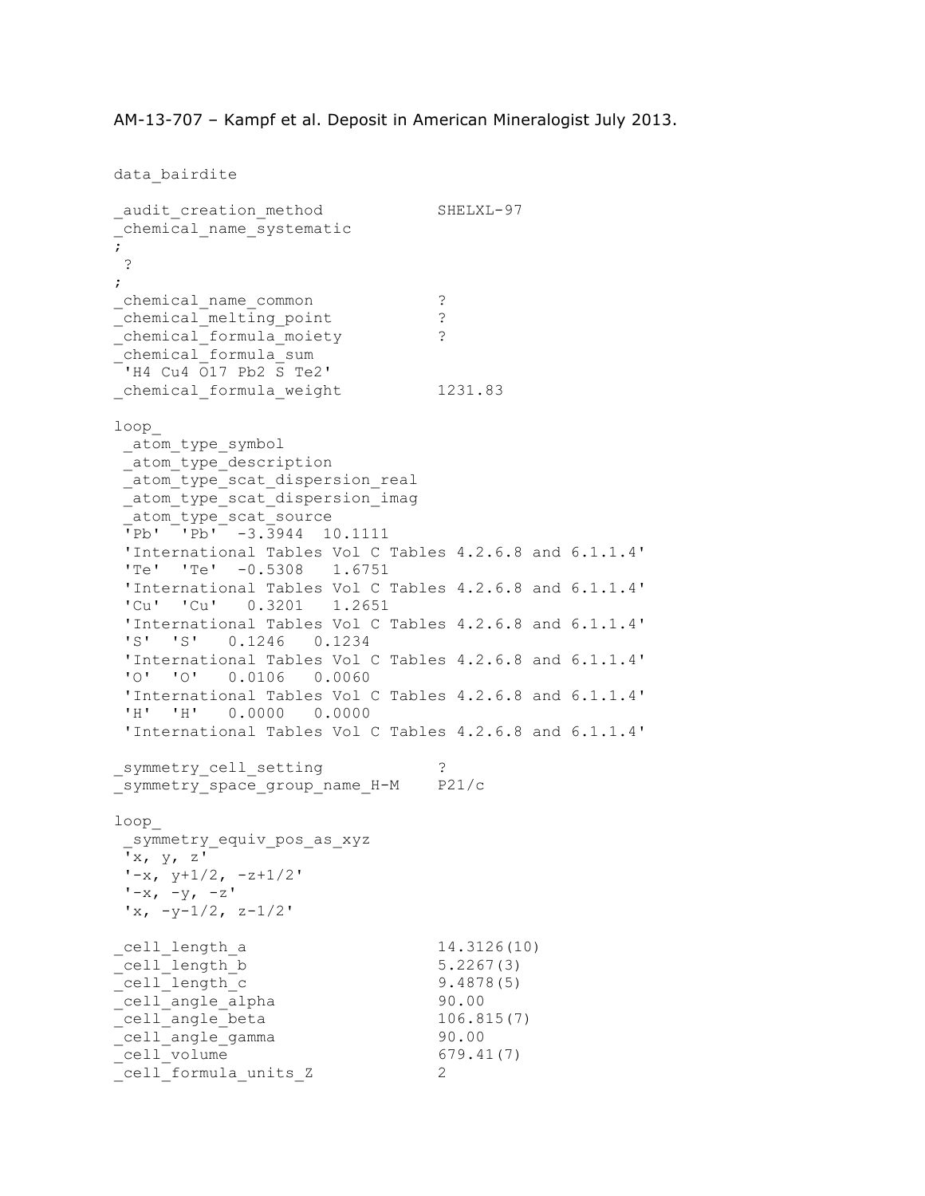AM-13-707 – Kampf et al. Deposit in American Mineralogist July 2013.

```
data_bairdite

_audit_creation_method            SHELXL-97
_chemical_name_systematic
;
 ?
;
_chemical_name_common             ?
_chemical_melting_point           ?
_chemical_formula_moiety          ?
_chemical_formula_sum
 'H4 Cu4 O17 Pb2 S Te2'
_chemical_formula_weight          1231.83

loop_
 _atom_type_symbol
 _atom_type_description
 _atom_type_scat_dispersion_real
 _atom_type_scat_dispersion_imag
 _atom_type_scat_source
 'Pb'  'Pb'  -3.3944  10.1111
 'International Tables Vol C Tables 4.2.6.8 and 6.1.1.4'
 'Te'  'Te'  -0.5308   1.6751
 'International Tables Vol C Tables 4.2.6.8 and 6.1.1.4'
 'Cu'  'Cu'   0.3201   1.2651
 'International Tables Vol C Tables 4.2.6.8 and 6.1.1.4'
 'S'  'S'   0.1246   0.1234
 'International Tables Vol C Tables 4.2.6.8 and 6.1.1.4'
 'O'  'O'   0.0106   0.0060
 'International Tables Vol C Tables 4.2.6.8 and 6.1.1.4'
 'H'  'H'   0.0000   0.0000
 'International Tables Vol C Tables 4.2.6.8 and 6.1.1.4'

_symmetry_cell_setting            ?
_symmetry_space_group_name_H-M    P21/c

loop_
 _symmetry_equiv_pos_as_xyz
 'x, y, z'
 '-x, y+1/2, -z+1/2'
 '-x, -y, -z'
 'x, -y-1/2, z-1/2'

_cell_length_a                    14.3126(10)
_cell_length_b                    5.2267(3)
_cell_length_c                    9.4878(5)
_cell_angle_alpha                 90.00
_cell_angle_beta                  106.815(7)
_cell_angle_gamma                 90.00
_cell_volume                      679.41(7)
_cell_formula_units_Z             2
```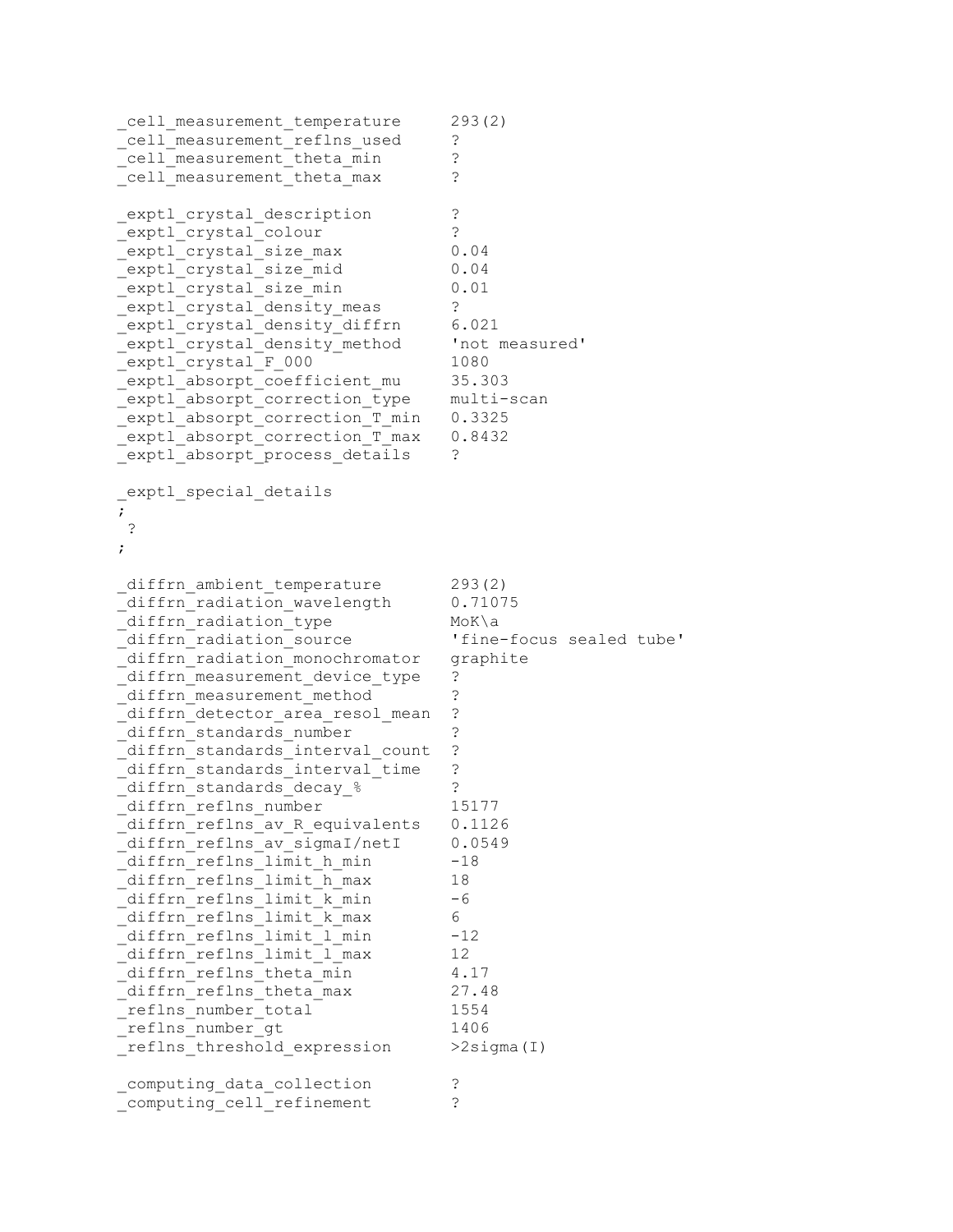```
_cell_measurement_temperature     293(2)
_cell_measurement_reflns_used     ?
_cell_measurement_theta_min       ?
_cell_measurement_theta_max       ?

_exptl_crystal_description        ?
_exptl_crystal_colour             ?
_exptl_crystal_size_max           0.04
_exptl_crystal_size_mid           0.04
_exptl_crystal_size_min           0.01
_exptl_crystal_density_meas       ?
_exptl_crystal_density_diffrn     6.021
_exptl_crystal_density_method     'not measured'
_exptl_crystal_F_000              1080
_exptl_absorpt_coefficient_mu     35.303
_exptl_absorpt_correction_type    multi-scan
_exptl_absorpt_correction_T_min   0.3325
_exptl_absorpt_correction_T_max   0.8432
_exptl_absorpt_process_details    ?

_exptl_special_details
;
 ?
;

_diffrn_ambient_temperature       293(2)
_diffrn_radiation_wavelength      0.71075
_diffrn_radiation_type            MoK\a
_diffrn_radiation_source          'fine-focus sealed tube'
_diffrn_radiation_monochromator   graphite
_diffrn_measurement_device_type   ?
_diffrn_measurement_method        ?
_diffrn_detector_area_resol_mean  ?
_diffrn_standards_number          ?
_diffrn_standards_interval_count  ?
_diffrn_standards_interval_time   ?
_diffrn_standards_decay_%         ?
_diffrn_reflns_number             15177
_diffrn_reflns_av_R_equivalents   0.1126
_diffrn_reflns_av_sigmaI/netI     0.0549
_diffrn_reflns_limit_h_min        -18
_diffrn_reflns_limit_h_max        18
_diffrn_reflns_limit_k_min        -6
_diffrn_reflns_limit_k_max        6
_diffrn_reflns_limit_l_min        -12
_diffrn_reflns_limit_l_max        12
_diffrn_reflns_theta_min          4.17
_diffrn_reflns_theta_max          27.48
_reflns_number_total              1554
_reflns_number_gt                 1406
_reflns_threshold_expression      >2sigma(I)

_computing_data_collection        ?
_computing_cell_refinement        ?
```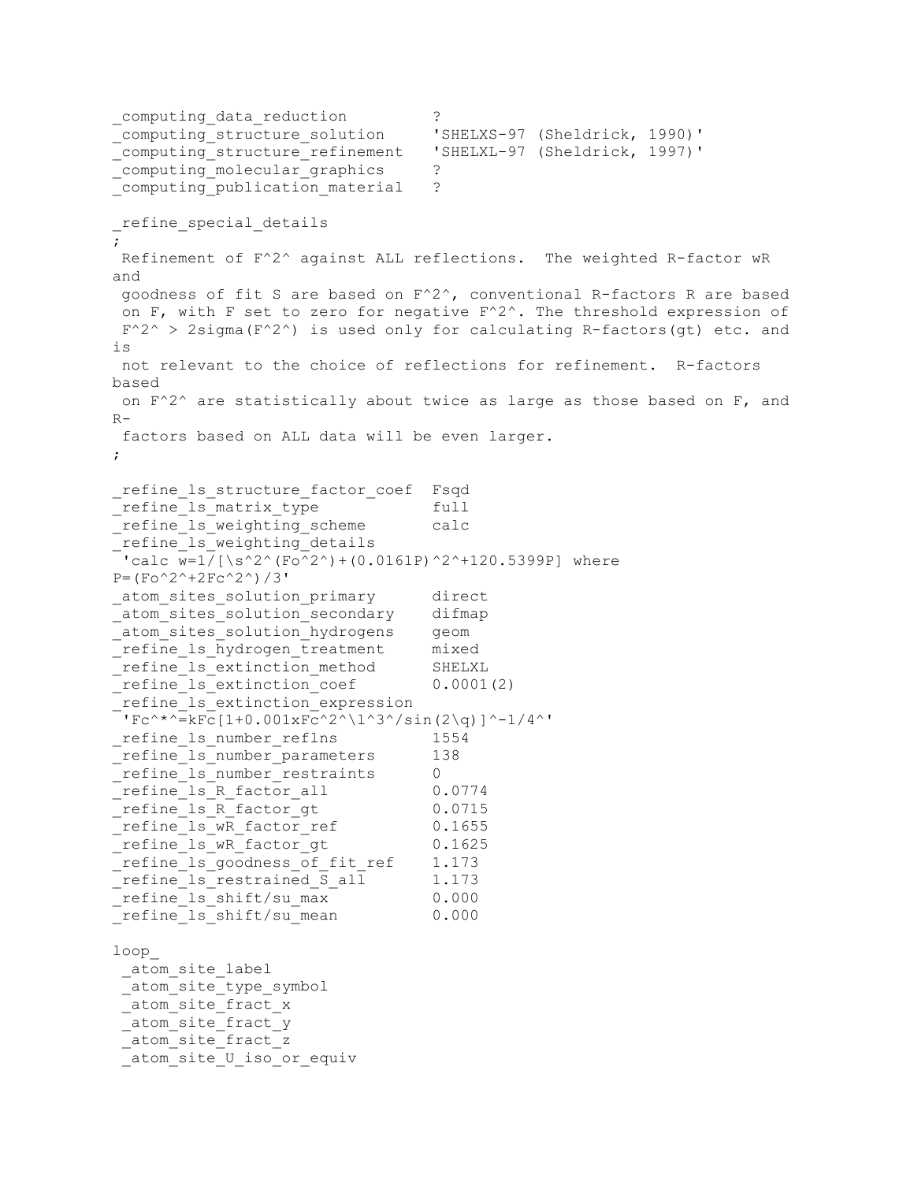```
_computing_data_reduction         ?
_computing_structure_solution     'SHELXS-97 (Sheldrick, 1990)'
_computing_structure_refinement   'SHELXL-97 (Sheldrick, 1997)'
_computing_molecular_graphics     ?
_computing_publication_material   ?

_refine_special_details
;
 Refinement of F^2^ against ALL reflections.  The weighted R-factor wR
and
 goodness of fit S are based on F^2^, conventional R-factors R are based
 on F, with F set to zero for negative F^2^. The threshold expression of
 F^2^ > 2sigma(F^2^) is used only for calculating R-factors(gt) etc. and
is
 not relevant to the choice of reflections for refinement.  R-factors
based
 on F^2^ are statistically about twice as large as those based on F, and
R-
 factors based on ALL data will be even larger.
;

_refine_ls_structure_factor_coef  Fsqd
_refine_ls_matrix_type            full
_refine_ls_weighting_scheme       calc
_refine_ls_weighting_details
 'calc w=1/[\s^2^(Fo^2^)+(0.0161P)^2^+120.5399P] where
P=(Fo^2^+2Fc^2^)/3'
_atom_sites_solution_primary      direct
_atom_sites_solution_secondary    difmap
_atom_sites_solution_hydrogens    geom
_refine_ls_hydrogen_treatment     mixed
_refine_ls_extinction_method      SHELXL
_refine_ls_extinction_coef        0.0001(2)
_refine_ls_extinction_expression
 'Fc^*^=kFc[1+0.001xFc^2^\l^3^/sin(2\q)]^-1/4^'
_refine_ls_number_reflns          1554
_refine_ls_number_parameters      138
_refine_ls_number_restraints      0
_refine_ls_R_factor_all           0.0774
_refine_ls_R_factor_gt            0.0715
_refine_ls_wR_factor_ref          0.1655
_refine_ls_wR_factor_gt           0.1625
_refine_ls_goodness_of_fit_ref    1.173
_refine_ls_restrained_S_all       1.173
_refine_ls_shift/su_max           0.000
_refine_ls_shift/su_mean          0.000

loop_
 _atom_site_label
 _atom_site_type_symbol
 _atom_site_fract_x
 _atom_site_fract_y
 _atom_site_fract_z
 _atom_site_U_iso_or_equiv
```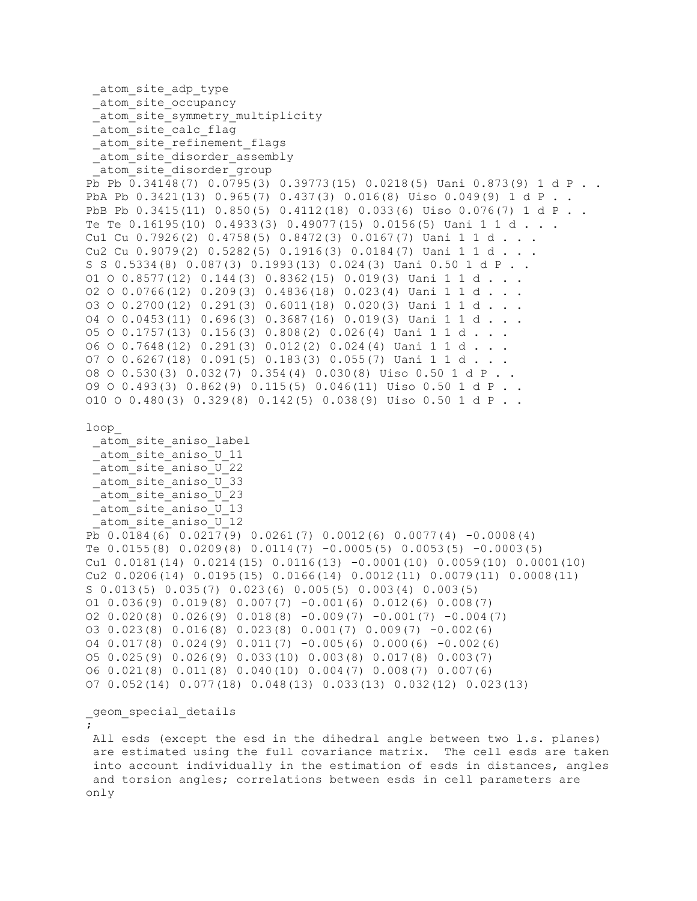```
 _atom_site_adp_type
 _atom_site_occupancy
 _atom_site_symmetry_multiplicity
 _atom_site_calc_flag
 _atom_site_refinement_flags
 _atom_site_disorder_assembly
 _atom_site_disorder_group
Pb Pb 0.34148(7) 0.0795(3) 0.39773(15) 0.0218(5) Uani 0.873(9) 1 d P . .
PbA Pb 0.3421(13) 0.965(7) 0.437(3) 0.016(8) Uiso 0.049(9) 1 d P . .
PbB Pb 0.3415(11) 0.850(5) 0.4112(18) 0.033(6) Uiso 0.076(7) 1 d P . .
Te Te 0.16195(10) 0.4933(3) 0.49077(15) 0.0156(5) Uani 1 1 d . . .
Cu1 Cu 0.7926(2) 0.4758(5) 0.8472(3) 0.0167(7) Uani 1 1 d . . .
Cu2 Cu 0.9079(2) 0.5282(5) 0.1916(3) 0.0184(7) Uani 1 1 d . . .
S S 0.5334(8) 0.087(3) 0.1993(13) 0.024(3) Uani 0.50 1 d P . .
O1 O 0.8577(12) 0.144(3) 0.8362(15) 0.019(3) Uani 1 1 d . . .
O2 O 0.0766(12) 0.209(3) 0.4836(18) 0.023(4) Uani 1 1 d . . .
O3 O 0.2700(12) 0.291(3) 0.6011(18) 0.020(3) Uani 1 1 d . . .
O4 O 0.0453(11) 0.696(3) 0.3687(16) 0.019(3) Uani 1 1 d . . .
O5 O 0.1757(13) 0.156(3) 0.808(2) 0.026(4) Uani 1 1 d . . .
O6 O 0.7648(12) 0.291(3) 0.012(2) 0.024(4) Uani 1 1 d . . .
O7 O 0.6267(18) 0.091(5) 0.183(3) 0.055(7) Uani 1 1 d . . .
O8 O 0.530(3) 0.032(7) 0.354(4) 0.030(8) Uiso 0.50 1 d P . .
O9 O 0.493(3) 0.862(9) 0.115(5) 0.046(11) Uiso 0.50 1 d P . .
O10 O 0.480(3) 0.329(8) 0.142(5) 0.038(9) Uiso 0.50 1 d P . .

loop_
 _atom_site_aniso_label
 _atom_site_aniso_U_11
 _atom_site_aniso_U_22
 _atom_site_aniso_U_33
 _atom_site_aniso_U_23
 _atom_site_aniso_U_13
 _atom_site_aniso_U_12
Pb 0.0184(6) 0.0217(9) 0.0261(7) 0.0012(6) 0.0077(4) -0.0008(4)
Te 0.0155(8) 0.0209(8) 0.0114(7) -0.0005(5) 0.0053(5) -0.0003(5)
Cu1 0.0181(14) 0.0214(15) 0.0116(13) -0.0001(10) 0.0059(10) 0.0001(10)
Cu2 0.0206(14) 0.0195(15) 0.0166(14) 0.0012(11) 0.0079(11) 0.0008(11)
S 0.013(5) 0.035(7) 0.023(6) 0.005(5) 0.003(4) 0.003(5)
O1 0.036(9) 0.019(8) 0.007(7) -0.001(6) 0.012(6) 0.008(7)
O2 0.020(8) 0.026(9) 0.018(8) -0.009(7) -0.001(7) -0.004(7)
O3 0.023(8) 0.016(8) 0.023(8) 0.001(7) 0.009(7) -0.002(6)
O4 0.017(8) 0.024(9) 0.011(7) -0.005(6) 0.000(6) -0.002(6)
O5 0.025(9) 0.026(9) 0.033(10) 0.003(8) 0.017(8) 0.003(7)
O6 0.021(8) 0.011(8) 0.040(10) 0.004(7) 0.008(7) 0.007(6)
O7 0.052(14) 0.077(18) 0.048(13) 0.033(13) 0.032(12) 0.023(13)

_geom_special_details
;
 All esds (except the esd in the dihedral angle between two l.s. planes)
 are estimated using the full covariance matrix.  The cell esds are taken
 into account individually in the estimation of esds in distances, angles
 and torsion angles; correlations between esds in cell parameters are
only
```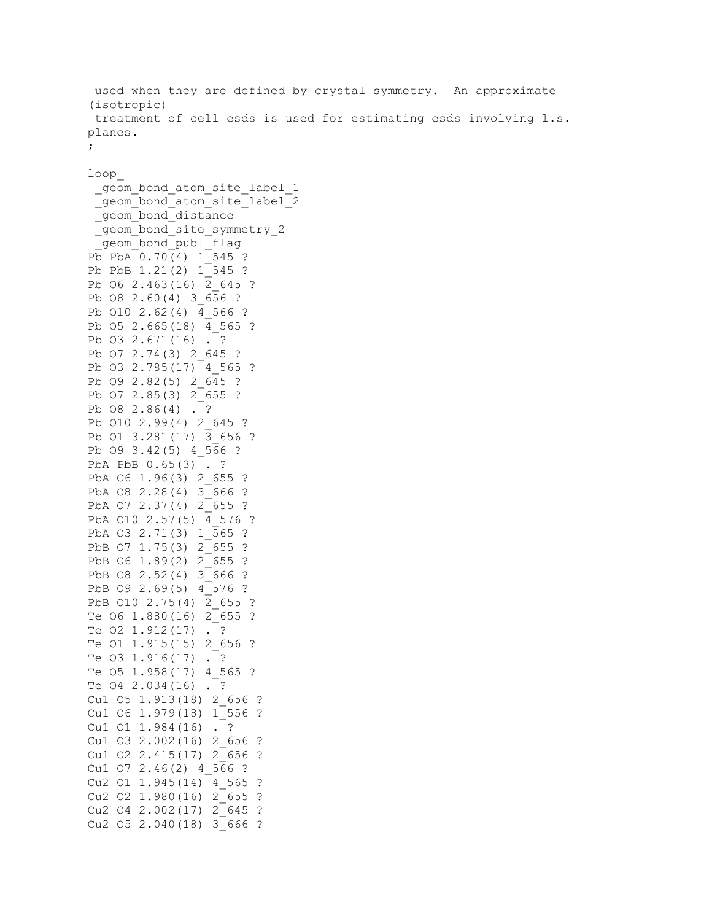```
 used when they are defined by crystal symmetry.  An approximate
(isotropic)
 treatment of cell esds is used for estimating esds involving l.s.
planes.
;

loop_
 _geom_bond_atom_site_label_1
 _geom_bond_atom_site_label_2
 _geom_bond_distance
 _geom_bond_site_symmetry_2
 _geom_bond_publ_flag
Pb PbA 0.70(4) 1_545 ?
Pb PbB 1.21(2) 1_545 ?
Pb O6 2.463(16) 2_645 ?
Pb O8 2.60(4) 3_656 ?
Pb O10 2.62(4) 4_566 ?
Pb O5 2.665(18) 4_565 ?
Pb O3 2.671(16) . ?
Pb O7 2.74(3) 2_645 ?
Pb O3 2.785(17) 4_565 ?
Pb O9 2.82(5) 2_645 ?
Pb O7 2.85(3) 2_655 ?
Pb O8 2.86(4) . ?
Pb O10 2.99(4) 2_645 ?
Pb O1 3.281(17) 3_656 ?
Pb O9 3.42(5) 4_566 ?
PbA PbB 0.65(3) . ?
PbA O6 1.96(3) 2_655 ?
PbA O8 2.28(4) 3_666 ?
PbA O7 2.37(4) 2_655 ?
PbA O10 2.57(5) 4_576 ?
PbA O3 2.71(3) 1_565 ?
PbB O7 1.75(3) 2_655 ?
PbB O6 1.89(2) 2_655 ?
PbB O8 2.52(4) 3_666 ?
PbB O9 2.69(5) 4_576 ?
PbB O10 2.75(4) 2_655 ?
Te O6 1.880(16) 2_655 ?
Te O2 1.912(17) . ?
Te O1 1.915(15) 2_656 ?
Te O3 1.916(17) . ?
Te O5 1.958(17) 4_565 ?
Te O4 2.034(16) . ?
Cu1 O5 1.913(18) 2_656 ?
Cu1 O6 1.979(18) 1_556 ?
Cu1 O1 1.984(16) . ?
Cu1 O3 2.002(16) 2_656 ?
Cu1 O2 2.415(17) 2_656 ?
Cu1 O7 2.46(2) 4_566 ?
Cu2 O1 1.945(14) 4_565 ?
Cu2 O2 1.980(16) 2_655 ?
Cu2 O4 2.002(17) 2_645 ?
Cu2 O5 2.040(18) 3_666 ?
```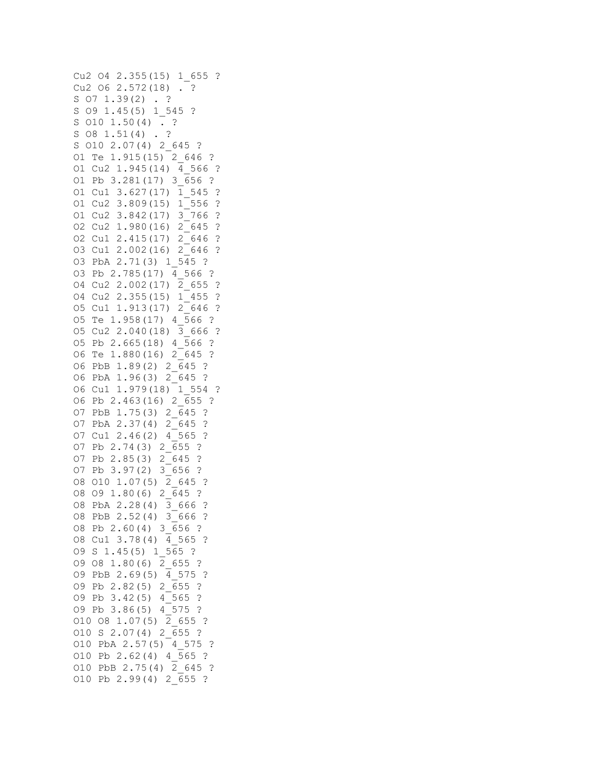```
Cu2 O4 2.355(15) 1_655 ?
Cu2 O6 2.572(18) . ?
S O7 1.39(2) . ?
S O9 1.45(5) 1_545 ?
S O10 1.50(4) . ?
S O8 1.51(4) . ?
S O10 2.07(4) 2_645 ?
O1 Te 1.915(15) 2_646 ?
O1 Cu2 1.945(14) 4_566 ?
O1 Pb 3.281(17) 3_656 ?
O1 Cu1 3.627(17) 1_545 ?
O1 Cu2 3.809(15) 1_556 ?
O1 Cu2 3.842(17) 3_766 ?
O2 Cu2 1.980(16) 2_645 ?
O2 Cu1 2.415(17) 2_646 ?
O3 Cu1 2.002(16) 2_646 ?
O3 PbA 2.71(3) 1_545 ?
O3 Pb 2.785(17) 4_566 ?
O4 Cu2 2.002(17) 2_655 ?
O4 Cu2 2.355(15) 1_455 ?
O5 Cu1 1.913(17) 2_646 ?
O5 Te 1.958(17) 4_566 ?
O5 Cu2 2.040(18) 3_666 ?
O5 Pb 2.665(18) 4_566 ?
O6 Te 1.880(16) 2_645 ?
O6 PbB 1.89(2) 2_645 ?
O6 PbA 1.96(3) 2_645 ?
O6 Cu1 1.979(18) 1_554 ?
O6 Pb 2.463(16) 2_655 ?
O7 PbB 1.75(3) 2_645 ?
O7 PbA 2.37(4) 2_645 ?
O7 Cu1 2.46(2) 4_565 ?
O7 Pb 2.74(3) 2_655 ?
O7 Pb 2.85(3) 2_645 ?
O7 Pb 3.97(2) 3_656 ?
O8 O10 1.07(5) 2_645 ?
O8 O9 1.80(6) 2_645 ?
O8 PbA 2.28(4) 3_666 ?
O8 PbB 2.52(4) 3_666 ?
O8 Pb 2.60(4) 3_656 ?
O8 Cu1 3.78(4) 4_565 ?
O9 S 1.45(5) 1_565 ?
O9 O8 1.80(6) 2_655 ?
O9 PbB 2.69(5) 4_575 ?
O9 Pb 2.82(5) 2_655 ?
O9 Pb 3.42(5) 4_565 ?
O9 Pb 3.86(5) 4_575 ?
O10 O8 1.07(5) 2_655 ?
O10 S 2.07(4) 2_655 ?
O10 PbA 2.57(5) 4_575 ?
O10 Pb 2.62(4) 4_565 ?
O10 PbB 2.75(4) 2_645 ?
O10 Pb 2.99(4) 2_655 ?
```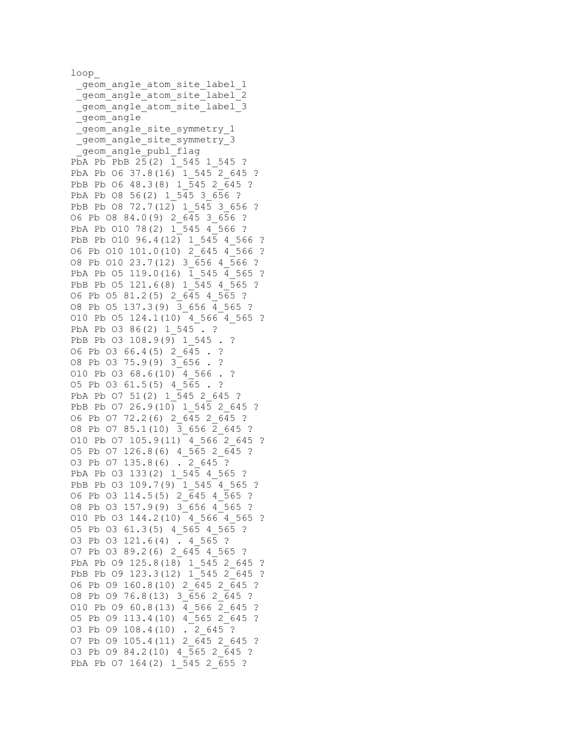```
loop_
 _geom_angle_atom_site_label_1
 _geom_angle_atom_site_label_2
 _geom_angle_atom_site_label_3
 _geom_angle
 _geom_angle_site_symmetry_1
 _geom_angle_site_symmetry_3
 _geom_angle_publ_flag
PbA Pb PbB 25(2) 1_545 1_545 ?
PbA Pb O6 37.8(16) 1_545 2_645 ?
PbB Pb O6 48.3(8) 1_545 2_645 ?
PbA Pb O8 56(2) 1_545 3_656 ?
PbB Pb O8 72.7(12) 1_545 3_656 ?
O6 Pb O8 84.0(9) 2_645 3_656 ?
PbA Pb O10 78(2) 1_545 4_566 ?
PbB Pb O10 96.4(12) 1_545 4_566 ?
O6 Pb O10 101.0(10) 2_645 4_566 ?
O8 Pb O10 23.7(12) 3_656 4_566 ?
PbA Pb O5 119.0(16) 1_545 4_565 ?
PbB Pb O5 121.6(8) 1_545 4_565 ?
O6 Pb O5 81.2(5) 2_645 4_565 ?
O8 Pb O5 137.3(9) 3_656 4_565 ?
O10 Pb O5 124.1(10) 4_566 4_565 ?
PbA Pb O3 86(2) 1_545 . ?
PbB Pb O3 108.9(9) 1_545 . ?
O6 Pb O3 66.4(5) 2_645 . ?
O8 Pb O3 75.9(9) 3_656 . ?
O10 Pb O3 68.6(10) 4_566 . ?
O5 Pb O3 61.5(5) 4_565 . ?
PbA Pb O7 51(2) 1_545 2_645 ?
PbB Pb O7 26.9(10) 1_545 2_645 ?
O6 Pb O7 72.2(6) 2_645 2_645 ?
O8 Pb O7 85.1(10) 3_656 2_645 ?
O10 Pb O7 105.9(11) 4_566 2_645 ?
O5 Pb O7 126.8(6) 4_565 2_645 ?
O3 Pb O7 135.8(6) . 2_645 ?
PbA Pb O3 133(2) 1_545 4_565 ?
PbB Pb O3 109.7(9) 1_545 4_565 ?
O6 Pb O3 114.5(5) 2_645 4_565 ?
O8 Pb O3 157.9(9) 3_656 4_565 ?
O10 Pb O3 144.2(10) 4_566 4_565 ?
O5 Pb O3 61.3(5) 4_565 4_565 ?
O3 Pb O3 121.6(4) . 4_565 ?
O7 Pb O3 89.2(6) 2_645 4_565 ?
PbA Pb O9 125.8(18) 1_545 2_645 ?
PbB Pb O9 123.3(12) 1_545 2_645 ?
O6 Pb O9 160.8(10) 2_645 2_645 ?
O8 Pb O9 76.8(13) 3_656 2_645 ?
O10 Pb O9 60.8(13) 4_566 2_645 ?
O5 Pb O9 113.4(10) 4_565 2_645 ?
O3 Pb O9 108.4(10) . 2_645 ?
O7 Pb O9 105.4(11) 2_645 2_645 ?
O3 Pb O9 84.2(10) 4_565 2_645 ?
PbA Pb O7 164(2) 1_545 2_655 ?
```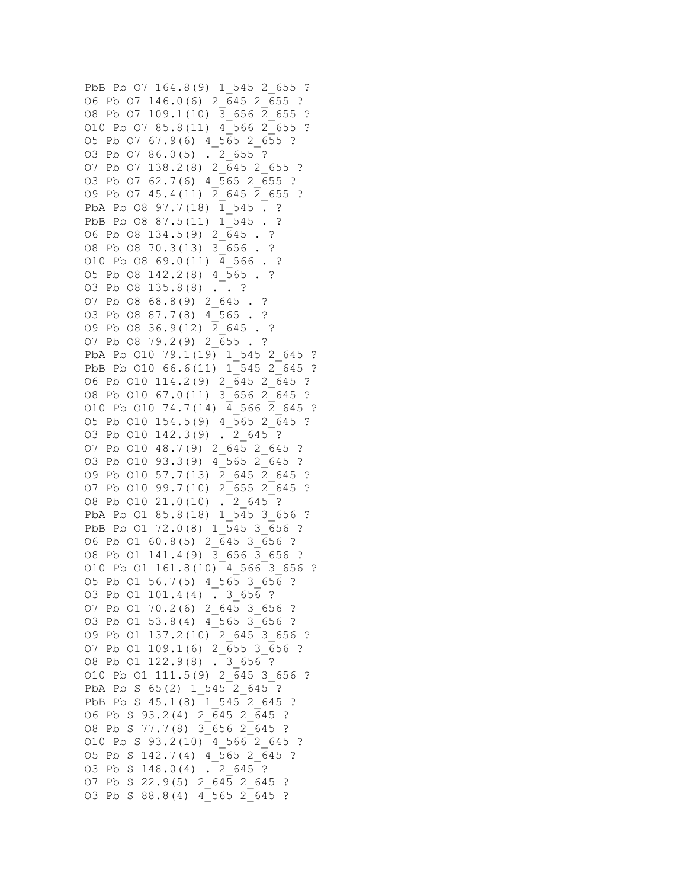```
PbB Pb O7 164.8(9) 1_545 2_655 ?
O6 Pb O7 146.0(6) 2_645 2_655 ?
O8 Pb O7 109.1(10) 3_656 2_655 ?
O10 Pb O7 85.8(11) 4_566 2_655 ?
O5 Pb O7 67.9(6) 4_565 2_655 ?
O3 Pb O7 86.0(5) . 2_655 ?
O7 Pb O7 138.2(8) 2_645 2_655 ?
O3 Pb O7 62.7(6) 4_565 2_655 ?
O9 Pb O7 45.4(11) 2_645 2_655 ?
PbA Pb O8 97.7(18) 1_545 . ?
PbB Pb O8 87.5(11) 1_545 . ?
O6 Pb O8 134.5(9) 2_645 . ?
O8 Pb O8 70.3(13) 3_656 . ?
O10 Pb O8 69.0(11) 4_566 . ?
O5 Pb O8 142.2(8) 4_565 . ?
O3 Pb O8 135.8(8) . . ?
O7 Pb O8 68.8(9) 2_645 . ?
O3 Pb O8 87.7(8) 4_565 . ?
O9 Pb O8 36.9(12) 2_645 . ?
O7 Pb O8 79.2(9) 2_655 . ?
PbA Pb O10 79.1(19) 1_545 2_645 ?
PbB Pb O10 66.6(11) 1_545 2_645 ?
O6 Pb O10 114.2(9) 2_645 2_645 ?
O8 Pb O10 67.0(11) 3_656 2_645 ?
O10 Pb O10 74.7(14) 4_566 2_645 ?
O5 Pb O10 154.5(9) 4_565 2_645 ?
O3 Pb O10 142.3(9) . 2_645 ?
O7 Pb O10 48.7(9) 2_645 2_645 ?
O3 Pb O10 93.3(9) 4_565 2_645 ?
O9 Pb O10 57.7(13) 2_645 2_645 ?
O7 Pb O10 99.7(10) 2_655 2_645 ?
O8 Pb O10 21.0(10) . 2_645 ?
PbA Pb O1 85.8(18) 1_545 3_656 ?
PbB Pb O1 72.0(8) 1_545 3_656 ?
O6 Pb O1 60.8(5) 2_645 3_656 ?
O8 Pb O1 141.4(9) 3_656 3_656 ?
O10 Pb O1 161.8(10) 4_566 3_656 ?
O5 Pb O1 56.7(5) 4_565 3_656 ?
O3 Pb O1 101.4(4) . 3_656 ?
O7 Pb O1 70.2(6) 2_645 3_656 ?
O3 Pb O1 53.8(4) 4_565 3_656 ?
O9 Pb O1 137.2(10) 2_645 3_656 ?
O7 Pb O1 109.1(6) 2_655 3_656 ?
O8 Pb O1 122.9(8) . 3_656 ?
O10 Pb O1 111.5(9) 2_645 3_656 ?
PbA Pb S 65(2) 1_545 2_645 ?
PbB Pb S 45.1(8) 1_545 2_645 ?
O6 Pb S 93.2(4) 2_645 2_645 ?
O8 Pb S 77.7(8) 3_656 2_645 ?
O10 Pb S 93.2(10) 4_566 2_645 ?
O5 Pb S 142.7(4) 4_565 2_645 ?
O3 Pb S 148.0(4) . 2_645 ?
O7 Pb S 22.9(5) 2_645 2_645 ?
O3 Pb S 88.8(4) 4_565 2_645 ?
```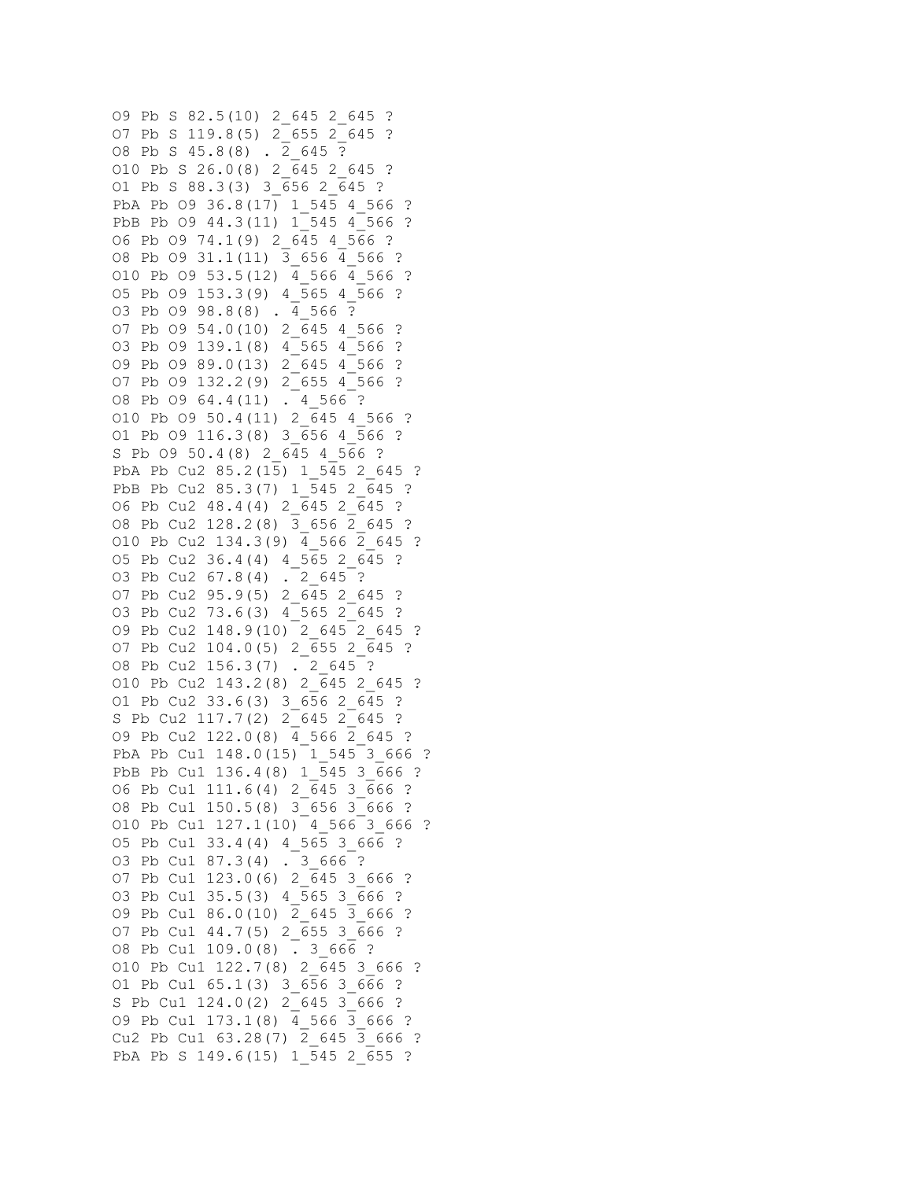```
O9 Pb S 82.5(10) 2_645 2_645 ?
O7 Pb S 119.8(5) 2_655 2_645 ?
O8 Pb S 45.8(8) . 2_645 ?
O10 Pb S 26.0(8) 2_645 2_645 ?
O1 Pb S 88.3(3) 3_656 2_645 ?
PbA Pb O9 36.8(17) 1_545 4_566 ?
PbB Pb O9 44.3(11) 1_545 4_566 ?
O6 Pb O9 74.1(9) 2_645 4_566 ?
O8 Pb O9 31.1(11) 3_656 4_566 ?
O10 Pb O9 53.5(12) 4_566 4_566 ?
O5 Pb O9 153.3(9) 4_565 4_566 ?
O3 Pb O9 98.8(8) . 4_566 ?
O7 Pb O9 54.0(10) 2_645 4_566 ?
O3 Pb O9 139.1(8) 4_565 4_566 ?
O9 Pb O9 89.0(13) 2_645 4_566 ?
O7 Pb O9 132.2(9) 2_655 4_566 ?
O8 Pb O9 64.4(11) . 4_566 ?
O10 Pb O9 50.4(11) 2_645 4_566 ?
O1 Pb O9 116.3(8) 3_656 4_566 ?
S Pb O9 50.4(8) 2_645 4_566 ?
PbA Pb Cu2 85.2(15) 1_545 2_645 ?
PbB Pb Cu2 85.3(7) 1_545 2_645 ?
O6 Pb Cu2 48.4(4) 2_645 2_645 ?
O8 Pb Cu2 128.2(8) 3_656 2_645 ?
O10 Pb Cu2 134.3(9) 4_566 2_645 ?
O5 Pb Cu2 36.4(4) 4_565 2_645 ?
O3 Pb Cu2 67.8(4) . 2_645 ?
O7 Pb Cu2 95.9(5) 2_645 2_645 ?
O3 Pb Cu2 73.6(3) 4_565 2_645 ?
O9 Pb Cu2 148.9(10) 2_645 2_645 ?
O7 Pb Cu2 104.0(5) 2_655 2_645 ?
O8 Pb Cu2 156.3(7) . 2_645 ?
O10 Pb Cu2 143.2(8) 2_645 2_645 ?
O1 Pb Cu2 33.6(3) 3_656 2_645 ?
S Pb Cu2 117.7(2) 2_645 2_645 ?
O9 Pb Cu2 122.0(8) 4_566 2_645 ?
PbA Pb Cu1 148.0(15) 1_545 3_666 ?
PbB Pb Cu1 136.4(8) 1_545 3_666 ?
O6 Pb Cu1 111.6(4) 2_645 3_666 ?
O8 Pb Cu1 150.5(8) 3_656 3_666 ?
O10 Pb Cu1 127.1(10) 4_566 3_666 ?
O5 Pb Cu1 33.4(4) 4_565 3_666 ?
O3 Pb Cu1 87.3(4) . 3_666 ?
O7 Pb Cu1 123.0(6) 2_645 3_666 ?
O3 Pb Cu1 35.5(3) 4_565 3_666 ?
O9 Pb Cu1 86.0(10) 2_645 3_666 ?
O7 Pb Cu1 44.7(5) 2_655 3_666 ?
O8 Pb Cu1 109.0(8) . 3_666 ?
O10 Pb Cu1 122.7(8) 2_645 3_666 ?
O1 Pb Cu1 65.1(3) 3_656 3_666 ?
S Pb Cu1 124.0(2) 2_645 3_666 ?
O9 Pb Cu1 173.1(8) 4_566 3_666 ?
Cu2 Pb Cu1 63.28(7) 2_645 3_666 ?
PbA Pb S 149.6(15) 1_545 2_655 ?
```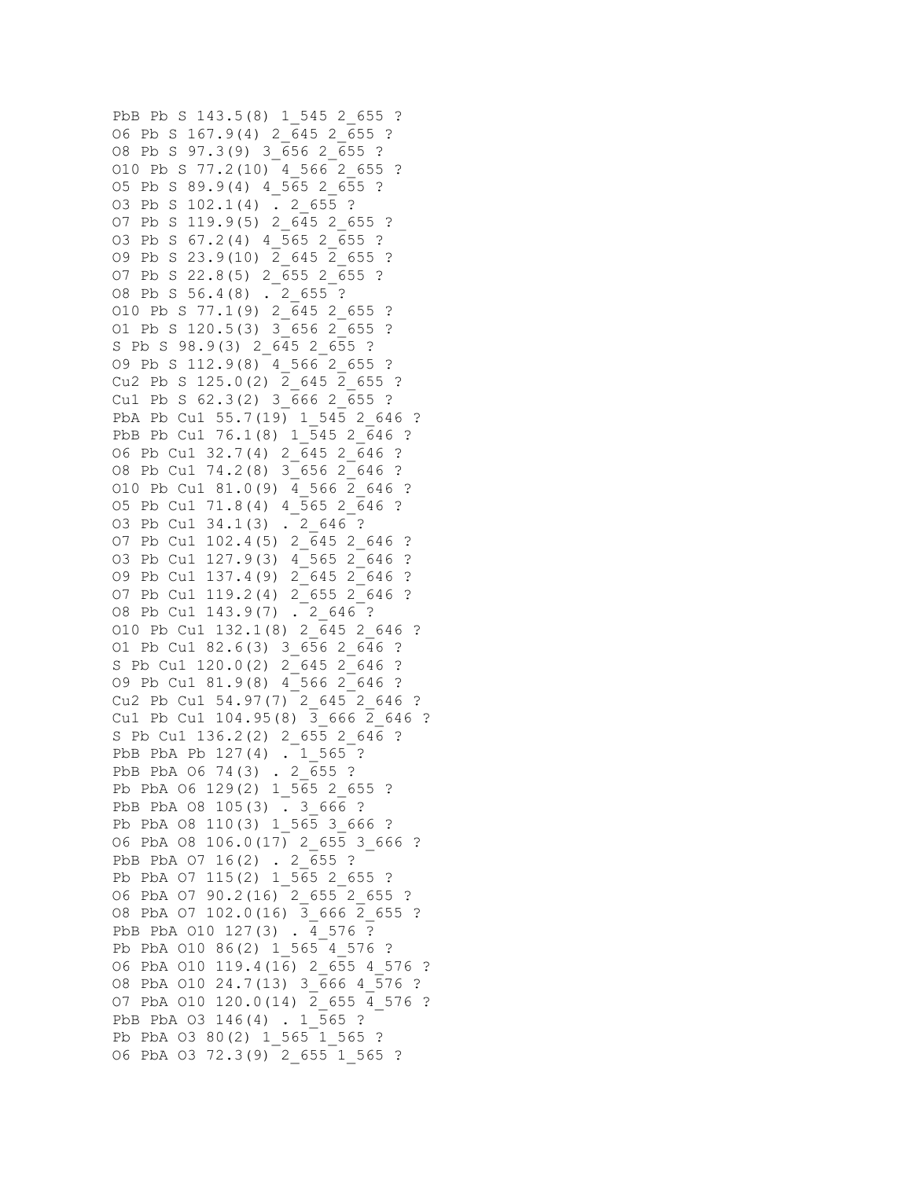```
PbB Pb S 143.5(8) 1_545 2_655 ?
O6 Pb S 167.9(4) 2_645 2_655 ?
O8 Pb S 97.3(9) 3_656 2_655 ?
O10 Pb S 77.2(10) 4_566 2_655 ?
O5 Pb S 89.9(4) 4_565 2_655 ?
O3 Pb S 102.1(4) . 2_655 ?
O7 Pb S 119.9(5) 2_645 2_655 ?
O3 Pb S 67.2(4) 4_565 2_655 ?
O9 Pb S 23.9(10) 2_645 2_655 ?
O7 Pb S 22.8(5) 2_655 2_655 ?
O8 Pb S 56.4(8) . 2_655 ?
O10 Pb S 77.1(9) 2_645 2_655 ?
O1 Pb S 120.5(3) 3_656 2_655 ?
S Pb S 98.9(3) 2_645 2_655 ?
O9 Pb S 112.9(8) 4_566 2_655 ?
Cu2 Pb S 125.0(2) 2_645 2_655 ?
Cu1 Pb S 62.3(2) 3_666 2_655 ?
PbA Pb Cu1 55.7(19) 1_545 2_646 ?
PbB Pb Cu1 76.1(8) 1_545 2_646 ?
O6 Pb Cu1 32.7(4) 2_645 2_646 ?
O8 Pb Cu1 74.2(8) 3_656 2_646 ?
O10 Pb Cu1 81.0(9) 4_566 2_646 ?
O5 Pb Cu1 71.8(4) 4_565 2_646 ?
O3 Pb Cu1 34.1(3) . 2_646 ?
O7 Pb Cu1 102.4(5) 2_645 2_646 ?
O3 Pb Cu1 127.9(3) 4_565 2_646 ?
O9 Pb Cu1 137.4(9) 2_645 2_646 ?
O7 Pb Cu1 119.2(4) 2_655 2_646 ?
O8 Pb Cu1 143.9(7) . 2_646 ?
O10 Pb Cu1 132.1(8) 2_645 2_646 ?
O1 Pb Cu1 82.6(3) 3_656 2_646 ?
S Pb Cu1 120.0(2) 2_645 2_646 ?
O9 Pb Cu1 81.9(8) 4_566 2_646 ?
Cu2 Pb Cu1 54.97(7) 2_645 2_646 ?
Cu1 Pb Cu1 104.95(8) 3_666 2_646 ?
S Pb Cu1 136.2(2) 2_655 2_646 ?
PbB PbA Pb 127(4) . 1_565 ?
PbB PbA O6 74(3) . 2_655 ?
Pb PbA O6 129(2) 1_565 2_655 ?
PbB PbA O8 105(3) . 3_666 ?
Pb PbA O8 110(3) 1_565 3_666 ?
O6 PbA O8 106.0(17) 2_655 3_666 ?
PbB PbA O7 16(2) . 2_655 ?
Pb PbA O7 115(2) 1_565 2_655 ?
O6 PbA O7 90.2(16) 2_655 2_655 ?
O8 PbA O7 102.0(16) 3_666 2_655 ?
PbB PbA O10 127(3) . 4_576 ?
Pb PbA O10 86(2) 1_565 4_576 ?
O6 PbA O10 119.4(16) 2_655 4_576 ?
O8 PbA O10 24.7(13) 3_666 4_576 ?
O7 PbA O10 120.0(14) 2_655 4_576 ?
PbB PbA O3 146(4) . 1_565 ?
Pb PbA O3 80(2) 1_565 1_565 ?
O6 PbA O3 72.3(9) 2_655 1_565 ?
```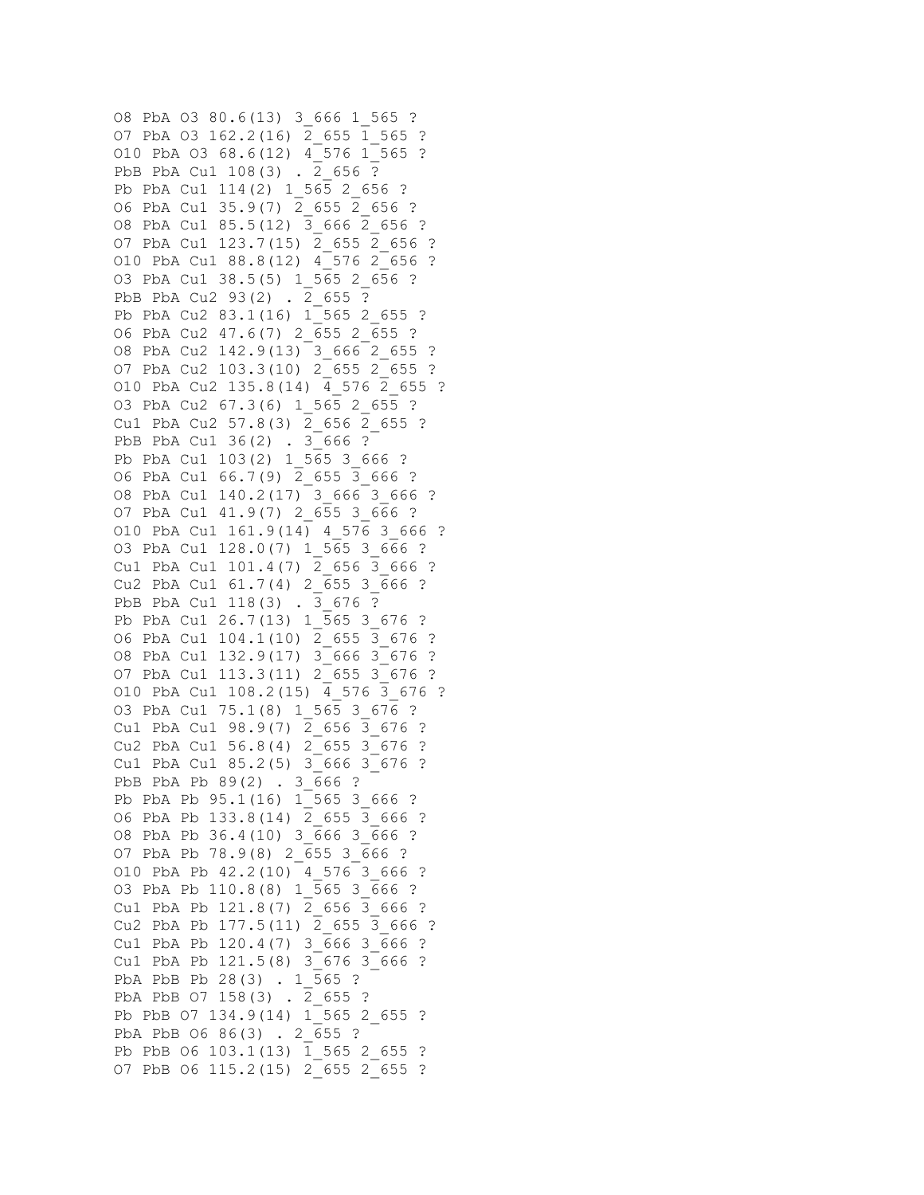```
O8 PbA O3 80.6(13) 3_666 1_565 ?
O7 PbA O3 162.2(16) 2_655 1_565 ?
O10 PbA O3 68.6(12) 4_576 1_565 ?
PbB PbA Cu1 108(3) . 2_656 ?
Pb PbA Cu1 114(2) 1_565 2_656 ?
O6 PbA Cu1 35.9(7) 2_655 2_656 ?
O8 PbA Cu1 85.5(12) 3_666 2_656 ?
O7 PbA Cu1 123.7(15) 2_655 2_656 ?
O10 PbA Cu1 88.8(12) 4_576 2_656 ?
O3 PbA Cu1 38.5(5) 1_565 2_656 ?
PbB PbA Cu2 93(2) . 2_655 ?
Pb PbA Cu2 83.1(16) 1_565 2_655 ?
O6 PbA Cu2 47.6(7) 2_655 2_655 ?
O8 PbA Cu2 142.9(13) 3_666 2_655 ?
O7 PbA Cu2 103.3(10) 2_655 2_655 ?
O10 PbA Cu2 135.8(14) 4_576 2_655 ?
O3 PbA Cu2 67.3(6) 1_565 2_655 ?
Cu1 PbA Cu2 57.8(3) 2_656 2_655 ?
PbB PbA Cu1 36(2) . 3_666 ?
Pb PbA Cu1 103(2) 1_565 3_666 ?
O6 PbA Cu1 66.7(9) 2_655 3_666 ?
O8 PbA Cu1 140.2(17) 3_666 3_666 ?
O7 PbA Cu1 41.9(7) 2_655 3_666 ?
O10 PbA Cu1 161.9(14) 4_576 3_666 ?
O3 PbA Cu1 128.0(7) 1_565 3_666 ?
Cu1 PbA Cu1 101.4(7) 2_656 3_666 ?
Cu2 PbA Cu1 61.7(4) 2_655 3_666 ?
PbB PbA Cu1 118(3) . 3_676 ?
Pb PbA Cu1 26.7(13) 1_565 3_676 ?
O6 PbA Cu1 104.1(10) 2_655 3_676 ?
O8 PbA Cu1 132.9(17) 3_666 3_676 ?
O7 PbA Cu1 113.3(11) 2_655 3_676 ?
O10 PbA Cu1 108.2(15) 4_576 3_676 ?
O3 PbA Cu1 75.1(8) 1_565 3_676 ?
Cu1 PbA Cu1 98.9(7) 2_656 3_676 ?
Cu2 PbA Cu1 56.8(4) 2_655 3_676 ?
Cu1 PbA Cu1 85.2(5) 3_666 3_676 ?
PbB PbA Pb 89(2) . 3_666 ?
Pb PbA Pb 95.1(16) 1_565 3_666 ?
O6 PbA Pb 133.8(14) 2_655 3_666 ?
O8 PbA Pb 36.4(10) 3_666 3_666 ?
O7 PbA Pb 78.9(8) 2_655 3_666 ?
O10 PbA Pb 42.2(10) 4_576 3_666 ?
O3 PbA Pb 110.8(8) 1_565 3_666 ?
Cu1 PbA Pb 121.8(7) 2_656 3_666 ?
Cu2 PbA Pb 177.5(11) 2_655 3_666 ?
Cu1 PbA Pb 120.4(7) 3_666 3_666 ?
Cu1 PbA Pb 121.5(8) 3_676 3_666 ?
PbA PbB Pb 28(3) . 1_565 ?
PbA PbB O7 158(3) . 2_655 ?
Pb PbB O7 134.9(14) 1_565 2_655 ?
PbA PbB O6 86(3) . 2_655 ?
Pb PbB O6 103.1(13) 1_565 2_655 ?
O7 PbB O6 115.2(15) 2_655 2_655 ?
```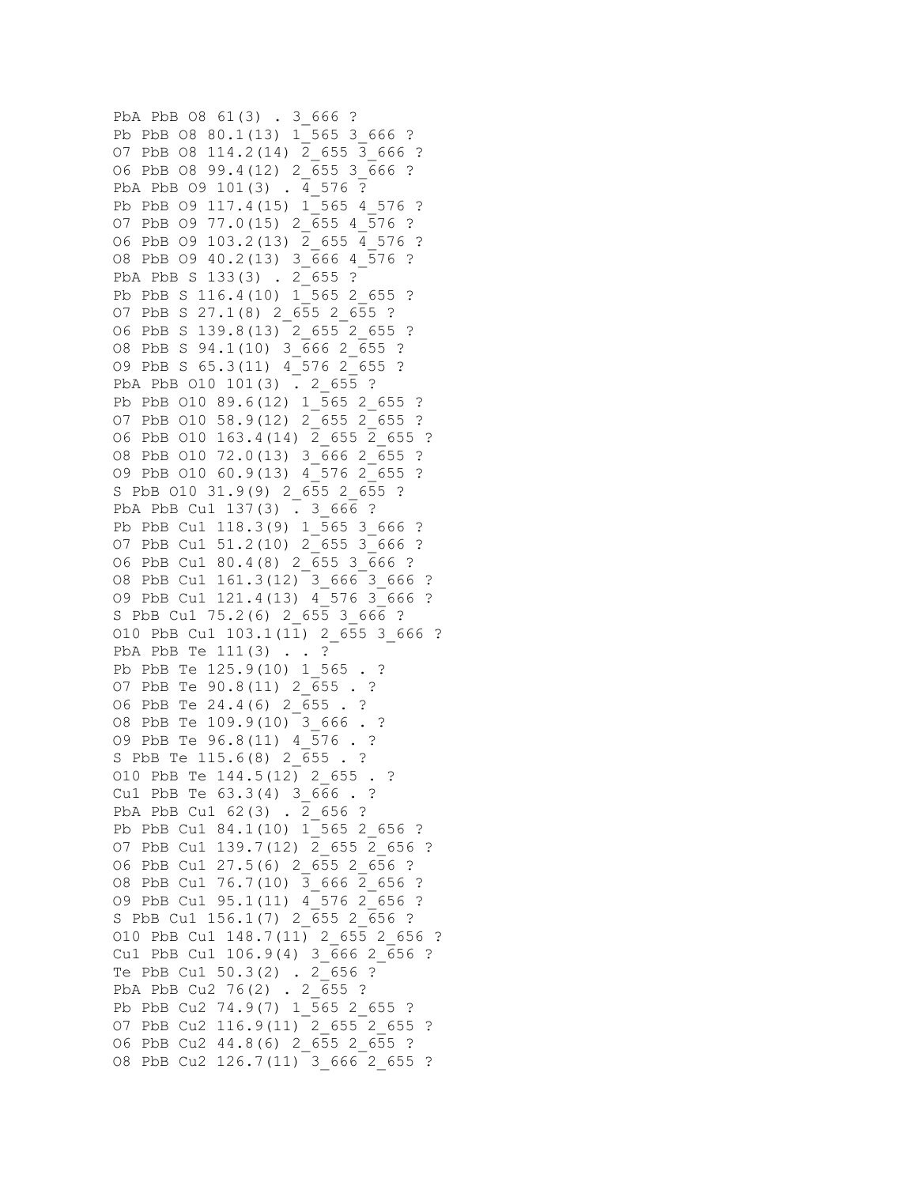```
PbA PbB O8 61(3) . 3_666 ?
Pb PbB O8 80.1(13) 1_565 3_666 ?
O7 PbB O8 114.2(14) 2_655 3_666 ?
O6 PbB O8 99.4(12) 2_655 3_666 ?
PbA PbB O9 101(3) . 4_576 ?
Pb PbB O9 117.4(15) 1_565 4_576 ?
O7 PbB O9 77.0(15) 2_655 4_576 ?
O6 PbB O9 103.2(13) 2_655 4_576 ?
O8 PbB O9 40.2(13) 3_666 4_576 ?
PbA PbB S 133(3) . 2_655 ?
Pb PbB S 116.4(10) 1_565 2_655 ?
O7 PbB S 27.1(8) 2_655 2_655 ?
O6 PbB S 139.8(13) 2_655 2_655 ?
O8 PbB S 94.1(10) 3_666 2_655 ?
O9 PbB S 65.3(11) 4_576 2_655 ?
PbA PbB O10 101(3) . 2_655 ?
Pb PbB O10 89.6(12) 1_565 2_655 ?
O7 PbB O10 58.9(12) 2_655 2_655 ?
O6 PbB O10 163.4(14) 2_655 2_655 ?
O8 PbB O10 72.0(13) 3_666 2_655 ?
O9 PbB O10 60.9(13) 4_576 2_655 ?
S PbB O10 31.9(9) 2_655 2_655 ?
PbA PbB Cu1 137(3) . 3_666 ?
Pb PbB Cu1 118.3(9) 1_565 3_666 ?
O7 PbB Cu1 51.2(10) 2_655 3_666 ?
O6 PbB Cu1 80.4(8) 2_655 3_666 ?
O8 PbB Cu1 161.3(12) 3_666 3_666 ?
O9 PbB Cu1 121.4(13) 4_576 3_666 ?
S PbB Cu1 75.2(6) 2_655 3_666 ?
O10 PbB Cu1 103.1(11) 2_655 3_666 ?
PbA PbB Te 111(3) . . ?
Pb PbB Te 125.9(10) 1_565 . ?
O7 PbB Te 90.8(11) 2_655 . ?
O6 PbB Te 24.4(6) 2_655 . ?
O8 PbB Te 109.9(10) 3_666 . ?
O9 PbB Te 96.8(11) 4_576 . ?
S PbB Te 115.6(8) 2_655 . ?
O10 PbB Te 144.5(12) 2_655 . ?
Cu1 PbB Te 63.3(4) 3_666 . ?
PbA PbB Cu1 62(3) . 2_656 ?
Pb PbB Cu1 84.1(10) 1_565 2_656 ?
O7 PbB Cu1 139.7(12) 2_655 2_656 ?
O6 PbB Cu1 27.5(6) 2_655 2_656 ?
O8 PbB Cu1 76.7(10) 3_666 2_656 ?
O9 PbB Cu1 95.1(11) 4_576 2_656 ?
S PbB Cu1 156.1(7) 2_655 2_656 ?
O10 PbB Cu1 148.7(11) 2_655 2_656 ?
Cu1 PbB Cu1 106.9(4) 3_666 2_656 ?
Te PbB Cu1 50.3(2) . 2_656 ?
PbA PbB Cu2 76(2) . 2_655 ?
Pb PbB Cu2 74.9(7) 1_565 2_655 ?
O7 PbB Cu2 116.9(11) 2_655 2_655 ?
O6 PbB Cu2 44.8(6) 2_655 2_655 ?
O8 PbB Cu2 126.7(11) 3_666 2_655 ?
```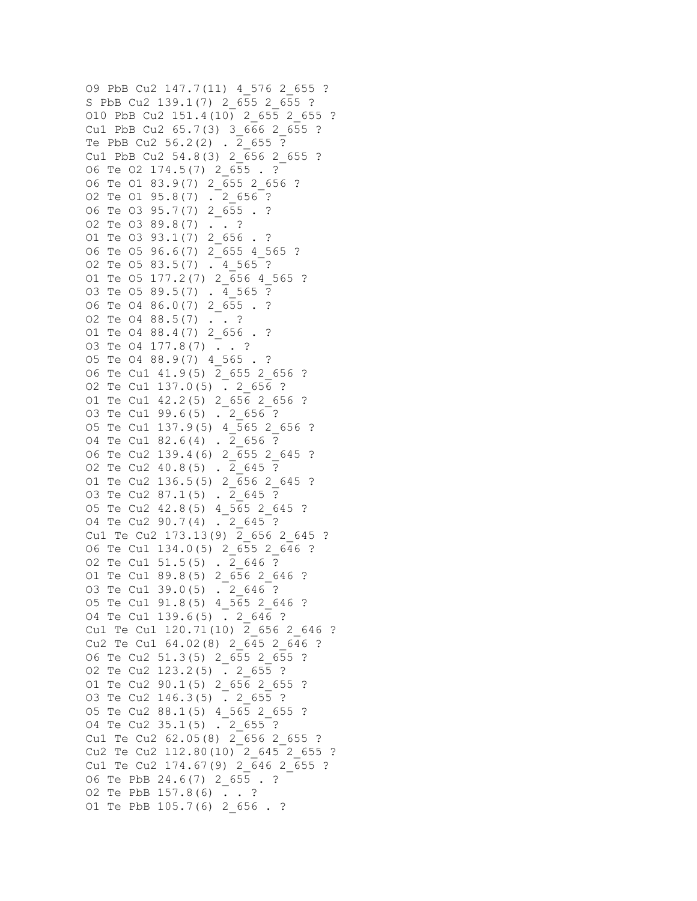```
O9 PbB Cu2 147.7(11) 4_576 2_655 ?
S PbB Cu2 139.1(7) 2_655 2_655 ?
O10 PbB Cu2 151.4(10) 2_655 2_655 ?
Cu1 PbB Cu2 65.7(3) 3_666 2_655 ?
Te PbB Cu2 56.2(2) . 2_655 ?
Cu1 PbB Cu2 54.8(3) 2_656 2_655 ?
O6 Te O2 174.5(7) 2_655 . ?
O6 Te O1 83.9(7) 2_655 2_656 ?
O2 Te O1 95.8(7) . 2_656 ?
O6 Te O3 95.7(7) 2_655 . ?
O2 Te O3 89.8(7) . . ?
O1 Te O3 93.1(7) 2_656 . ?
O6 Te O5 96.6(7) 2_655 4_565 ?
O2 Te O5 83.5(7) . 4_565 ?
O1 Te O5 177.2(7) 2_656 4_565 ?
O3 Te O5 89.5(7) . 4_565 ?
O6 Te O4 86.0(7) 2_655 . ?
O2 Te O4 88.5(7) . . ?
O1 Te O4 88.4(7) 2_656 . ?
O3 Te O4 177.8(7) . . ?
O5 Te O4 88.9(7) 4_565 . ?
O6 Te Cu1 41.9(5) 2_655 2_656 ?
O2 Te Cu1 137.0(5) . 2_656 ?
O1 Te Cu1 42.2(5) 2_656 2_656 ?
O3 Te Cu1 99.6(5) . 2_656 ?
O5 Te Cu1 137.9(5) 4_565 2_656 ?
O4 Te Cu1 82.6(4) . 2_656 ?
O6 Te Cu2 139.4(6) 2_655 2_645 ?
O2 Te Cu2 40.8(5) . 2_645 ?
O1 Te Cu2 136.5(5) 2_656 2_645 ?
O3 Te Cu2 87.1(5) . 2_645 ?
O5 Te Cu2 42.8(5) 4_565 2_645 ?
O4 Te Cu2 90.7(4) . 2_645 ?
Cu1 Te Cu2 173.13(9) 2_656 2_645 ?
O6 Te Cu1 134.0(5) 2_655 2_646 ?
O2 Te Cu1 51.5(5) . 2_646 ?
O1 Te Cu1 89.8(5) 2_656 2_646 ?
O3 Te Cu1 39.0(5) . 2_646 ?
O5 Te Cu1 91.8(5) 4_565 2_646 ?
O4 Te Cu1 139.6(5) . 2_646 ?
Cu1 Te Cu1 120.71(10) 2_656 2_646 ?
Cu2 Te Cu1 64.02(8) 2_645 2_646 ?
O6 Te Cu2 51.3(5) 2_655 2_655 ?
O2 Te Cu2 123.2(5) . 2_655 ?
O1 Te Cu2 90.1(5) 2_656 2_655 ?
O3 Te Cu2 146.3(5) . 2_655 ?
O5 Te Cu2 88.1(5) 4_565 2_655 ?
O4 Te Cu2 35.1(5) . 2_655 ?
Cu1 Te Cu2 62.05(8) 2_656 2_655 ?
Cu2 Te Cu2 112.80(10) 2_645 2_655 ?
Cu1 Te Cu2 174.67(9) 2_646 2_655 ?
O6 Te PbB 24.6(7) 2_655 . ?
O2 Te PbB 157.8(6) . . ?
O1 Te PbB 105.7(6) 2_656 . ?
```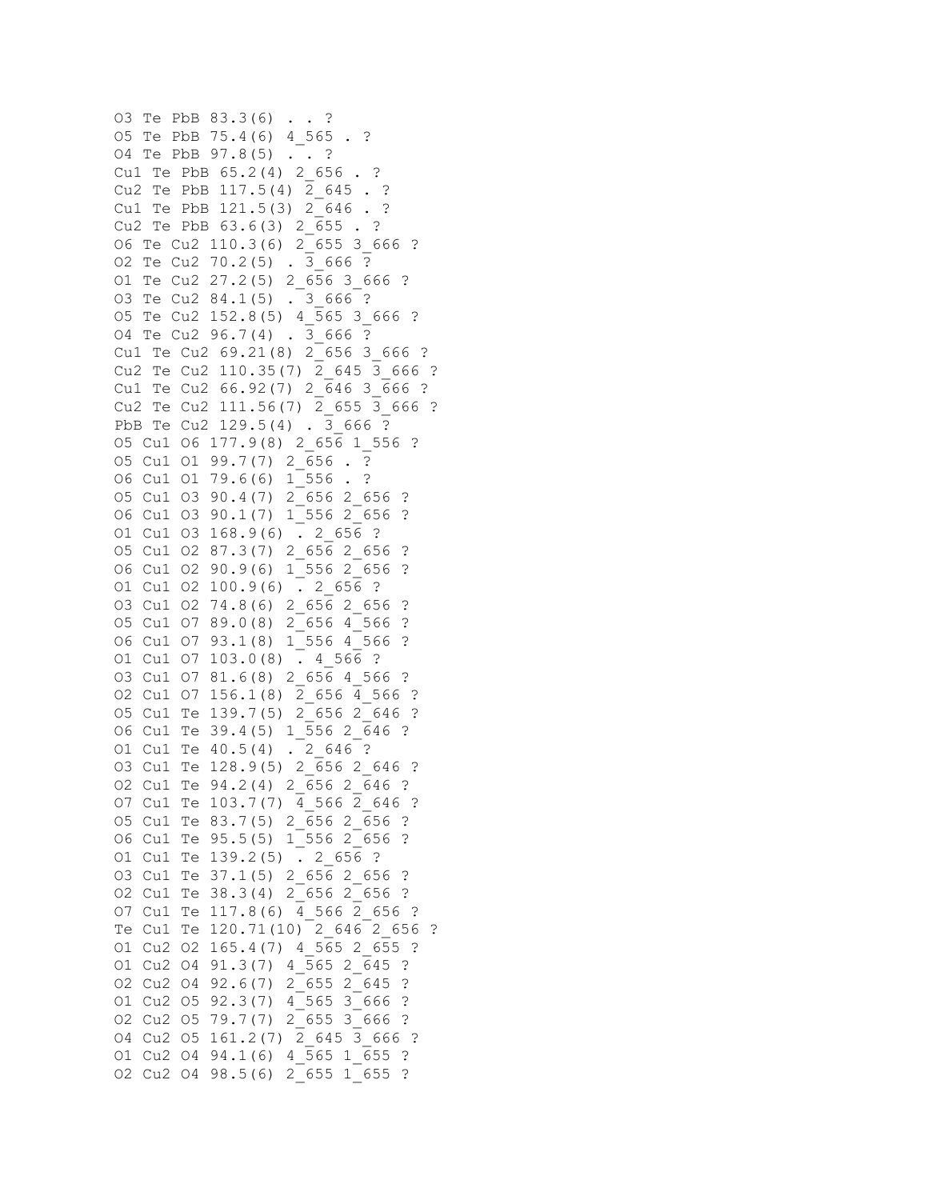```
O3 Te PbB 83.3(6) . . ?
O5 Te PbB 75.4(6) 4_565 . ?
O4 Te PbB 97.8(5) . . ?
Cu1 Te PbB 65.2(4) 2_656 . ?
Cu2 Te PbB 117.5(4) 2_645 . ?
Cu1 Te PbB 121.5(3) 2_646 . ?
Cu2 Te PbB 63.6(3) 2_655 . ?
O6 Te Cu2 110.3(6) 2_655 3_666 ?
O2 Te Cu2 70.2(5) . 3_666 ?
O1 Te Cu2 27.2(5) 2_656 3_666 ?
O3 Te Cu2 84.1(5) . 3_666 ?
O5 Te Cu2 152.8(5) 4_565 3_666 ?
O4 Te Cu2 96.7(4) . 3_666 ?
Cu1 Te Cu2 69.21(8) 2_656 3_666 ?
Cu2 Te Cu2 110.35(7) 2_645 3_666 ?
Cu1 Te Cu2 66.92(7) 2_646 3_666 ?
Cu2 Te Cu2 111.56(7) 2_655 3_666 ?
PbB Te Cu2 129.5(4) . 3_666 ?
O5 Cu1 O6 177.9(8) 2_656 1_556 ?
O5 Cu1 O1 99.7(7) 2_656 . ?
O6 Cu1 O1 79.6(6) 1_556 . ?
O5 Cu1 O3 90.4(7) 2_656 2_656 ?
O6 Cu1 O3 90.1(7) 1_556 2_656 ?
O1 Cu1 O3 168.9(6) . 2_656 ?
O5 Cu1 O2 87.3(7) 2_656 2_656 ?
O6 Cu1 O2 90.9(6) 1_556 2_656 ?
O1 Cu1 O2 100.9(6) . 2_656 ?
O3 Cu1 O2 74.8(6) 2_656 2_656 ?
O5 Cu1 O7 89.0(8) 2_656 4_566 ?
O6 Cu1 O7 93.1(8) 1_556 4_566 ?
O1 Cu1 O7 103.0(8) . 4_566 ?
O3 Cu1 O7 81.6(8) 2_656 4_566 ?
O2 Cu1 O7 156.1(8) 2_656 4_566 ?
O5 Cu1 Te 139.7(5) 2_656 2_646 ?
O6 Cu1 Te 39.4(5) 1_556 2_646 ?
O1 Cu1 Te 40.5(4) . 2_646 ?
O3 Cu1 Te 128.9(5) 2_656 2_646 ?
O2 Cu1 Te 94.2(4) 2_656 2_646 ?
O7 Cu1 Te 103.7(7) 4_566 2_646 ?
O5 Cu1 Te 83.7(5) 2_656 2_656 ?
O6 Cu1 Te 95.5(5) 1_556 2_656 ?
O1 Cu1 Te 139.2(5) . 2_656 ?
O3 Cu1 Te 37.1(5) 2_656 2_656 ?
O2 Cu1 Te 38.3(4) 2_656 2_656 ?
O7 Cu1 Te 117.8(6) 4_566 2_656 ?
Te Cu1 Te 120.71(10) 2_646 2_656 ?
O1 Cu2 O2 165.4(7) 4_565 2_655 ?
O1 Cu2 O4 91.3(7) 4_565 2_645 ?
O2 Cu2 O4 92.6(7) 2_655 2_645 ?
O1 Cu2 O5 92.3(7) 4_565 3_666 ?
O2 Cu2 O5 79.7(7) 2_655 3_666 ?
O4 Cu2 O5 161.2(7) 2_645 3_666 ?
O1 Cu2 O4 94.1(6) 4_565 1_655 ?
O2 Cu2 O4 98.5(6) 2_655 1_655 ?
```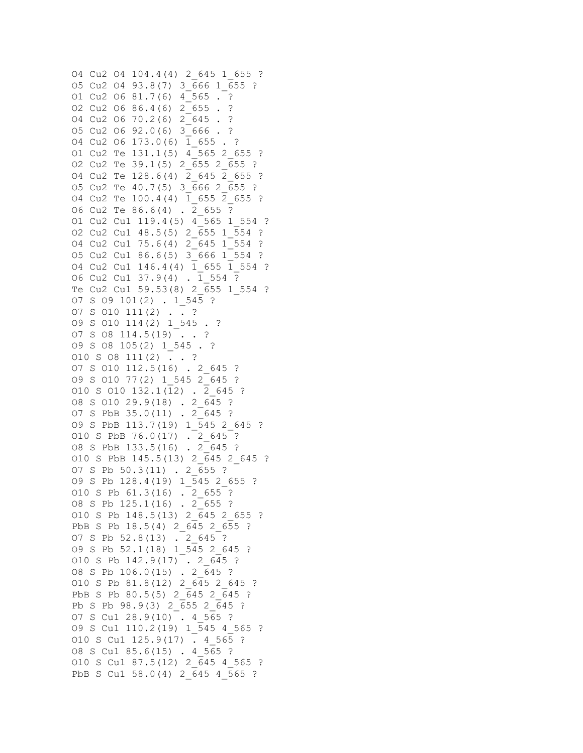```
O4 Cu2 O4 104.4(4) 2_645 1_655 ?
O5 Cu2 O4 93.8(7) 3_666 1_655 ?
O1 Cu2 O6 81.7(6) 4_565 . ?
O2 Cu2 O6 86.4(6) 2_655 . ?
O4 Cu2 O6 70.2(6) 2_645 . ?
O5 Cu2 O6 92.0(6) 3_666 . ?
O4 Cu2 O6 173.0(6) 1_655 . ?
O1 Cu2 Te 131.1(5) 4_565 2_655 ?
O2 Cu2 Te 39.1(5) 2_655 2_655 ?
O4 Cu2 Te 128.6(4) 2_645 2_655 ?
O5 Cu2 Te 40.7(5) 3_666 2_655 ?
O4 Cu2 Te 100.4(4) 1_655 2_655 ?
O6 Cu2 Te 86.6(4) . 2_655 ?
O1 Cu2 Cu1 119.4(5) 4_565 1_554 ?
O2 Cu2 Cu1 48.5(5) 2_655 1_554 ?
O4 Cu2 Cu1 75.6(4) 2_645 1_554 ?
O5 Cu2 Cu1 86.6(5) 3_666 1_554 ?
O4 Cu2 Cu1 146.4(4) 1_655 1_554 ?
O6 Cu2 Cu1 37.9(4) . 1_554 ?
Te Cu2 Cu1 59.53(8) 2_655 1_554 ?
O7 S O9 101(2) . 1_545 ?
O7 S O10 111(2) . . ?
O9 S O10 114(2) 1_545 . ?
O7 S O8 114.5(19) . . ?
O9 S O8 105(2) 1_545 . ?
O10 S O8 111(2) . . ?
O7 S O10 112.5(16) . 2_645 ?
O9 S O10 77(2) 1_545 2_645 ?
O10 S O10 132.1(12) . 2_645 ?
O8 S O10 29.9(18) . 2_645 ?
O7 S PbB 35.0(11) . 2_645 ?
O9 S PbB 113.7(19) 1_545 2_645 ?
O10 S PbB 76.0(17) . 2_645 ?
O8 S PbB 133.5(16) . 2_645 ?
O10 S PbB 145.5(13) 2_645 2_645 ?
O7 S Pb 50.3(11) . 2_655 ?
O9 S Pb 128.4(19) 1_545 2_655 ?
O10 S Pb 61.3(16) . 2_655 ?
O8 S Pb 125.1(16) . 2_655 ?
O10 S Pb 148.5(13) 2_645 2_655 ?
PbB S Pb 18.5(4) 2_645 2_655 ?
O7 S Pb 52.8(13) . 2_645 ?
O9 S Pb 52.1(18) 1_545 2_645 ?
O10 S Pb 142.9(17) . 2_645 ?
O8 S Pb 106.0(15) . 2_645 ?
O10 S Pb 81.8(12) 2_645 2_645 ?
PbB S Pb 80.5(5) 2_645 2_645 ?
Pb S Pb 98.9(3) 2_655 2_645 ?
O7 S Cu1 28.9(10) . 4_565 ?
O9 S Cu1 110.2(19) 1_545 4_565 ?
O10 S Cu1 125.9(17) . 4_565 ?
O8 S Cu1 85.6(15) . 4_565 ?
O10 S Cu1 87.5(12) 2_645 4_565 ?
PbB S Cu1 58.0(4) 2_645 4_565 ?
```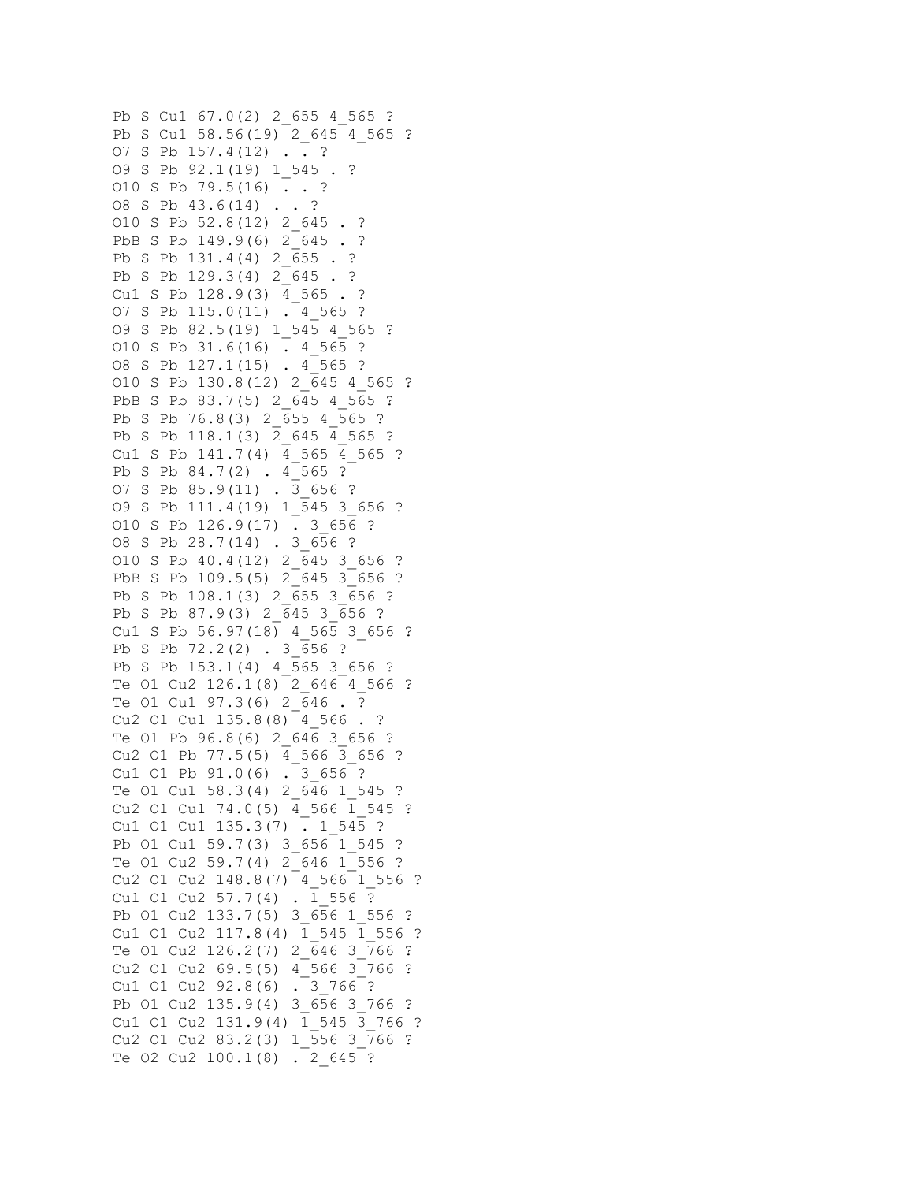```
Pb S Cu1 67.0(2) 2_655 4_565 ?
Pb S Cu1 58.56(19) 2_645 4_565 ?
O7 S Pb 157.4(12) . . ?
O9 S Pb 92.1(19) 1_545 . ?
O10 S Pb 79.5(16) . . ?
O8 S Pb 43.6(14) . . ?
O10 S Pb 52.8(12) 2_645 . ?
PbB S Pb 149.9(6) 2_645 . ?
Pb S Pb 131.4(4) 2_655 . ?
Pb S Pb 129.3(4) 2_645 . ?
Cu1 S Pb 128.9(3) 4_565 . ?
O7 S Pb 115.0(11) . 4_565 ?
O9 S Pb 82.5(19) 1_545 4_565 ?
O10 S Pb 31.6(16) . 4_565 ?
O8 S Pb 127.1(15) . 4_565 ?
O10 S Pb 130.8(12) 2_645 4_565 ?
PbB S Pb 83.7(5) 2_645 4_565 ?
Pb S Pb 76.8(3) 2_655 4_565 ?
Pb S Pb 118.1(3) 2_645 4_565 ?
Cu1 S Pb 141.7(4) 4_565 4_565 ?
Pb S Pb 84.7(2) . 4_565 ?
O7 S Pb 85.9(11) . 3_656 ?
O9 S Pb 111.4(19) 1_545 3_656 ?
O10 S Pb 126.9(17) . 3_656 ?
O8 S Pb 28.7(14) . 3_656 ?
O10 S Pb 40.4(12) 2_645 3_656 ?
PbB S Pb 109.5(5) 2_645 3_656 ?
Pb S Pb 108.1(3) 2_655 3_656 ?
Pb S Pb 87.9(3) 2_645 3_656 ?
Cu1 S Pb 56.97(18) 4_565 3_656 ?
Pb S Pb 72.2(2) . 3_656 ?
Pb S Pb 153.1(4) 4_565 3_656 ?
Te O1 Cu2 126.1(8) 2_646 4_566 ?
Te O1 Cu1 97.3(6) 2_646 . ?
Cu2 O1 Cu1 135.8(8) 4_566 . ?
Te O1 Pb 96.8(6) 2_646 3_656 ?
Cu2 O1 Pb 77.5(5) 4_566 3_656 ?
Cu1 O1 Pb 91.0(6) . 3_656 ?
Te O1 Cu1 58.3(4) 2_646 1_545 ?
Cu2 O1 Cu1 74.0(5) 4_566 1_545 ?
Cu1 O1 Cu1 135.3(7) . 1_545 ?
Pb O1 Cu1 59.7(3) 3_656 1_545 ?
Te O1 Cu2 59.7(4) 2_646 1_556 ?
Cu2 O1 Cu2 148.8(7) 4_566 1_556 ?
Cu1 O1 Cu2 57.7(4) . 1_556 ?
Pb O1 Cu2 133.7(5) 3_656 1_556 ?
Cu1 O1 Cu2 117.8(4) 1_545 1_556 ?
Te O1 Cu2 126.2(7) 2_646 3_766 ?
Cu2 O1 Cu2 69.5(5) 4_566 3_766 ?
Cu1 O1 Cu2 92.8(6) . 3_766 ?
Pb O1 Cu2 135.9(4) 3_656 3_766 ?
Cu1 O1 Cu2 131.9(4) 1_545 3_766 ?
Cu2 O1 Cu2 83.2(3) 1_556 3_766 ?
Te O2 Cu2 100.1(8) . 2_645 ?
```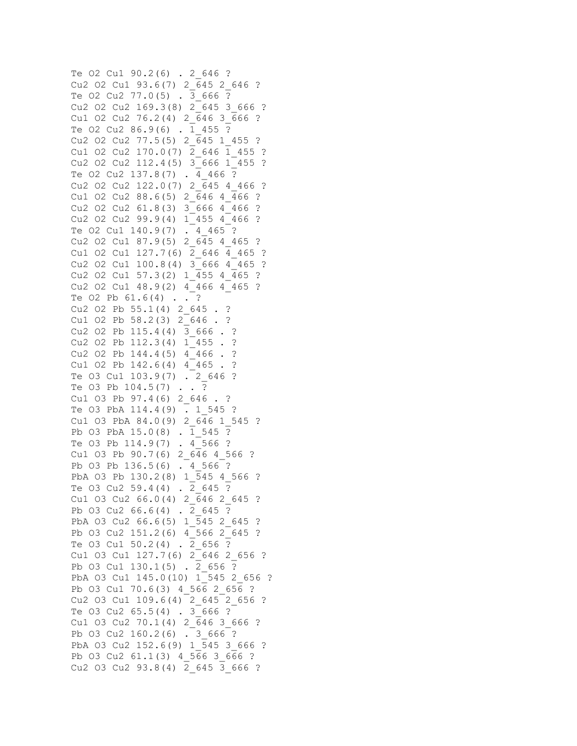```
Te O2 Cu1 90.2(6) . 2_646 ?
Cu2 O2 Cu1 93.6(7) 2_645 2_646 ?
Te O2 Cu2 77.0(5) . 3_666 ?
Cu2 O2 Cu2 169.3(8) 2_645 3_666 ?
Cu1 O2 Cu2 76.2(4) 2_646 3_666 ?
Te O2 Cu2 86.9(6) . 1_455 ?
Cu2 O2 Cu2 77.5(5) 2_645 1_455 ?
Cu1 O2 Cu2 170.0(7) 2_646 1_455 ?
Cu2 O2 Cu2 112.4(5) 3_666 1_455 ?
Te O2 Cu2 137.8(7) . 4_466 ?
Cu2 O2 Cu2 122.0(7) 2_645 4_466 ?
Cu1 O2 Cu2 88.6(5) 2_646 4_466 ?
Cu2 O2 Cu2 61.8(3) 3_666 4_466 ?
Cu2 O2 Cu2 99.9(4) 1_455 4_466 ?
Te O2 Cu1 140.9(7) . 4_465 ?
Cu2 O2 Cu1 87.9(5) 2_645 4_465 ?
Cu1 O2 Cu1 127.7(6) 2_646 4_465 ?
Cu2 O2 Cu1 100.8(4) 3_666 4_465 ?
Cu2 O2 Cu1 57.3(2) 1_455 4_465 ?
Cu2 O2 Cu1 48.9(2) 4_466 4_465 ?
Te O2 Pb 61.6(4) . . ?
Cu2 O2 Pb 55.1(4) 2_645 . ?
Cu1 O2 Pb 58.2(3) 2_646 . ?
Cu2 O2 Pb 115.4(4) 3_666 . ?
Cu2 O2 Pb 112.3(4) 1_455 . ?
Cu2 O2 Pb 144.4(5) 4_466 . ?
Cu1 O2 Pb 142.6(4) 4_465 . ?
Te O3 Cu1 103.9(7) . 2_646 ?
Te O3 Pb 104.5(7) . . ?
Cu1 O3 Pb 97.4(6) 2_646 . ?
Te O3 PbA 114.4(9) . 1_545 ?
Cu1 O3 PbA 84.0(9) 2_646 1_545 ?
Pb O3 PbA 15.0(8) . 1_545 ?
Te O3 Pb 114.9(7) . 4_566 ?
Cu1 O3 Pb 90.7(6) 2_646 4_566 ?
Pb O3 Pb 136.5(6) . 4_566 ?
PbA O3 Pb 130.2(8) 1_545 4_566 ?
Te O3 Cu2 59.4(4) . 2_645 ?
Cu1 O3 Cu2 66.0(4) 2_646 2_645 ?
Pb O3 Cu2 66.6(4) . 2_645 ?
PbA O3 Cu2 66.6(5) 1_545 2_645 ?
Pb O3 Cu2 151.2(6) 4_566 2_645 ?
Te O3 Cu1 50.2(4) . 2_656 ?
Cu1 O3 Cu1 127.7(6) 2_646 2_656 ?
Pb O3 Cu1 130.1(5) . 2_656 ?
PbA O3 Cu1 145.0(10) 1_545 2_656 ?
Pb O3 Cu1 70.6(3) 4_566 2_656 ?
Cu2 O3 Cu1 109.6(4) 2_645 2_656 ?
Te O3 Cu2 65.5(4) . 3_666 ?
Cu1 O3 Cu2 70.1(4) 2_646 3_666 ?
Pb O3 Cu2 160.2(6) . 3_666 ?
PbA O3 Cu2 152.6(9) 1_545 3_666 ?
Pb O3 Cu2 61.1(3) 4_566 3_666 ?
Cu2 O3 Cu2 93.8(4) 2_645 3_666 ?
```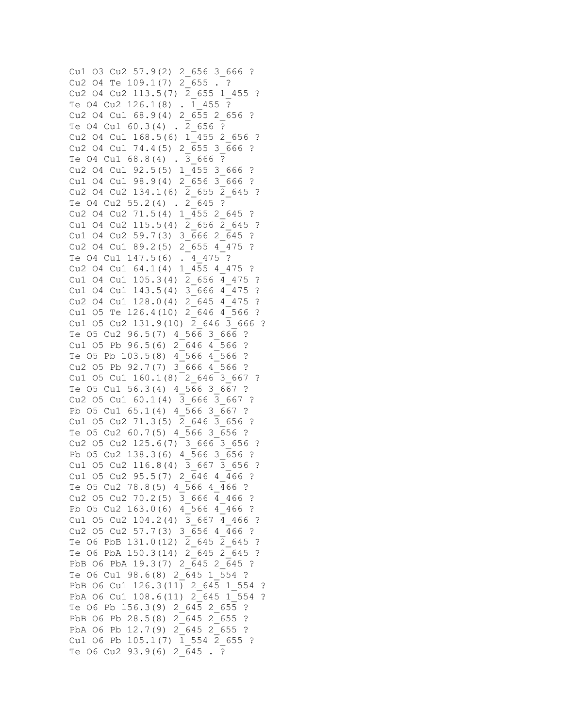```
Cu1 O3 Cu2 57.9(2) 2_656 3_666 ?
Cu2 O4 Te 109.1(7) 2_655 . ?
Cu2 O4 Cu2 113.5(7) 2_655 1_455 ?
Te O4 Cu2 126.1(8) . 1_455 ?
Cu2 O4 Cu1 68.9(4) 2_655 2_656 ?
Te O4 Cu1 60.3(4) . 2_656 ?
Cu2 O4 Cu1 168.5(6) 1_455 2_656 ?
Cu2 O4 Cu1 74.4(5) 2_655 3_666 ?
Te O4 Cu1 68.8(4) . 3_666 ?
Cu2 O4 Cu1 92.5(5) 1_455 3_666 ?
Cu1 O4 Cu1 98.9(4) 2_656 3_666 ?
Cu2 O4 Cu2 134.1(6) 2_655 2_645 ?
Te O4 Cu2 55.2(4) . 2_645 ?
Cu2 O4 Cu2 71.5(4) 1_455 2_645 ?
Cu1 O4 Cu2 115.5(4) 2_656 2_645 ?
Cu1 O4 Cu2 59.7(3) 3_666 2_645 ?
Cu2 O4 Cu1 89.2(5) 2_655 4_475 ?
Te O4 Cu1 147.5(6) . 4_475 ?
Cu2 O4 Cu1 64.1(4) 1_455 4_475 ?
Cu1 O4 Cu1 105.3(4) 2_656 4_475 ?
Cu1 O4 Cu1 143.5(4) 3_666 4_475 ?
Cu2 O4 Cu1 128.0(4) 2_645 4_475 ?
Cu1 O5 Te 126.4(10) 2_646 4_566 ?
Cu1 O5 Cu2 131.9(10) 2_646 3_666 ?
Te O5 Cu2 96.5(7) 4_566 3_666 ?
Cu1 O5 Pb 96.5(6) 2_646 4_566 ?
Te O5 Pb 103.5(8) 4_566 4_566 ?
Cu2 O5 Pb 92.7(7) 3_666 4_566 ?
Cu1 O5 Cu1 160.1(8) 2_646 3_667 ?
Te O5 Cu1 56.3(4) 4_566 3_667 ?
Cu2 O5 Cu1 60.1(4) 3_666 3_667 ?
Pb O5 Cu1 65.1(4) 4_566 3_667 ?
Cu1 O5 Cu2 71.3(5) 2_646 3_656 ?
Te O5 Cu2 60.7(5) 4_566 3_656 ?
Cu2 O5 Cu2 125.6(7) 3_666 3_656 ?
Pb O5 Cu2 138.3(6) 4_566 3_656 ?
Cu1 O5 Cu2 116.8(4) 3_667 3_656 ?
Cu1 O5 Cu2 95.5(7) 2_646 4_466 ?
Te O5 Cu2 78.8(5) 4_566 4_466 ?
Cu2 O5 Cu2 70.2(5) 3_666 4_466 ?
Pb O5 Cu2 163.0(6) 4_566 4_466 ?
Cu1 O5 Cu2 104.2(4) 3_667 4_466 ?
Cu2 O5 Cu2 57.7(3) 3_656 4_466 ?
Te O6 PbB 131.0(12) 2_645 2_645 ?
Te O6 PbA 150.3(14) 2_645 2_645 ?
PbB O6 PbA 19.3(7) 2_645 2_645 ?
Te O6 Cu1 98.6(8) 2_645 1_554 ?
PbB O6 Cu1 126.3(11) 2_645 1_554 ?
PbA O6 Cu1 108.6(11) 2_645 1_554 ?
Te O6 Pb 156.3(9) 2_645 2_655 ?
PbB O6 Pb 28.5(8) 2_645 2_655 ?
PbA O6 Pb 12.7(9) 2_645 2_655 ?
Cu1 O6 Pb 105.1(7) 1_554 2_655 ?
Te O6 Cu2 93.9(6) 2_645 . ?
```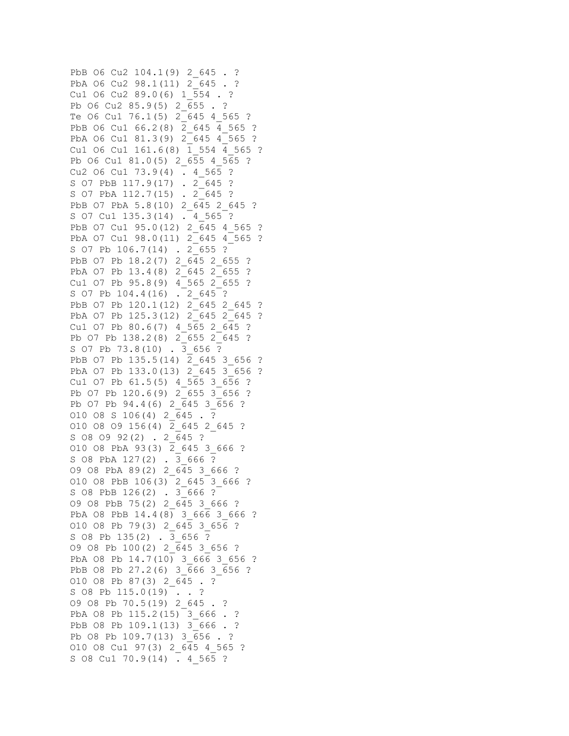```
PbB O6 Cu2 104.1(9) 2_645 . ?
PbA O6 Cu2 98.1(11) 2_645 . ?
Cu1 O6 Cu2 89.0(6) 1_554 . ?
Pb O6 Cu2 85.9(5) 2_655 . ?
Te O6 Cu1 76.1(5) 2_645 4_565 ?
PbB O6 Cu1 66.2(8) 2_645 4_565 ?
PbA O6 Cu1 81.3(9) 2_645 4_565 ?
Cu1 O6 Cu1 161.6(8) 1_554 4_565 ?
Pb O6 Cu1 81.0(5) 2_655 4_565 ?
Cu2 O6 Cu1 73.9(4) . 4_565 ?
S O7 PbB 117.9(17) . 2_645 ?
S O7 PbA 112.7(15) . 2_645 ?
PbB O7 PbA 5.8(10) 2_645 2_645 ?
S O7 Cu1 135.3(14) . 4_565 ?
PbB O7 Cu1 95.0(12) 2_645 4_565 ?
PbA O7 Cu1 98.0(11) 2_645 4_565 ?
S O7 Pb 106.7(14) . 2_655 ?
PbB O7 Pb 18.2(7) 2_645 2_655 ?
PbA O7 Pb 13.4(8) 2_645 2_655 ?
Cu1 O7 Pb 95.8(9) 4_565 2_655 ?
S O7 Pb 104.4(16) . 2_645 ?
PbB O7 Pb 120.1(12) 2_645 2_645 ?
PbA O7 Pb 125.3(12) 2_645 2_645 ?
Cu1 O7 Pb 80.6(7) 4_565 2_645 ?
Pb O7 Pb 138.2(8) 2_655 2_645 ?
S O7 Pb 73.8(10) . 3_656 ?
PbB O7 Pb 135.5(14) 2_645 3_656 ?
PbA O7 Pb 133.0(13) 2_645 3_656 ?
Cu1 O7 Pb 61.5(5) 4_565 3_656 ?
Pb O7 Pb 120.6(9) 2_655 3_656 ?
Pb O7 Pb 94.4(6) 2_645 3_656 ?
O10 O8 S 106(4) 2_645 . ?
O10 O8 O9 156(4) 2_645 2_645 ?
S O8 O9 92(2) . 2_645 ?
O10 O8 PbA 93(3) 2_645 3_666 ?
S O8 PbA 127(2) . 3_666 ?
O9 O8 PbA 89(2) 2_645 3_666 ?
O10 O8 PbB 106(3) 2_645 3_666 ?
S O8 PbB 126(2) . 3_666 ?
O9 O8 PbB 75(2) 2_645 3_666 ?
PbA O8 PbB 14.4(8) 3_666 3_666 ?
O10 O8 Pb 79(3) 2_645 3_656 ?
S O8 Pb 135(2) . 3_656 ?
O9 O8 Pb 100(2) 2_645 3_656 ?
PbA O8 Pb 14.7(10) 3_666 3_656 ?
PbB O8 Pb 27.2(6) 3_666 3_656 ?
O10 O8 Pb 87(3) 2_645 . ?
S O8 Pb 115.0(19) . . ?
O9 O8 Pb 70.5(19) 2_645 . ?
PbA O8 Pb 115.2(15) 3_666 . ?
PbB O8 Pb 109.1(13) 3_666 . ?
Pb O8 Pb 109.7(13) 3_656 . ?
O10 O8 Cu1 97(3) 2_645 4_565 ?
S O8 Cu1 70.9(14) . 4_565 ?
```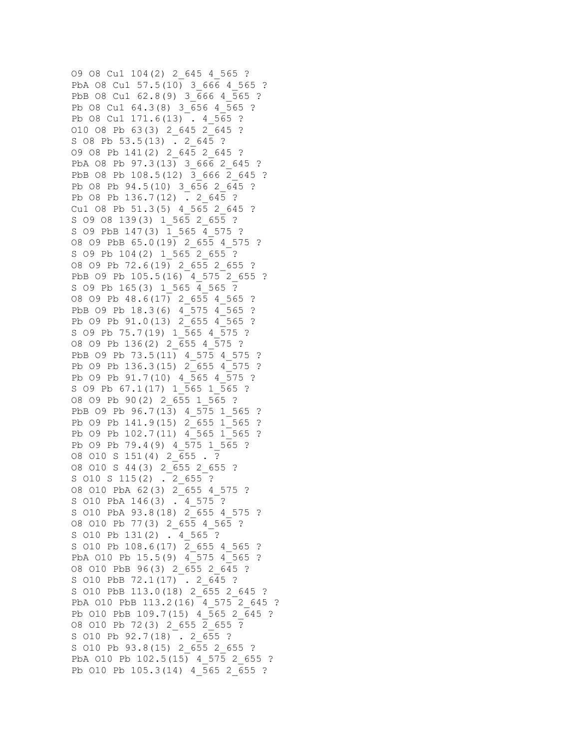```
O9 O8 Cu1 104(2) 2_645 4_565 ?
PbA O8 Cu1 57.5(10) 3_666 4_565 ?
PbB O8 Cu1 62.8(9) 3_666 4_565 ?
Pb O8 Cu1 64.3(8) 3_656 4_565 ?
Pb O8 Cu1 171.6(13) . 4_565 ?
O10 O8 Pb 63(3) 2_645 2_645 ?
S O8 Pb 53.5(13) . 2_645 ?
O9 O8 Pb 141(2) 2_645 2_645 ?
PbA O8 Pb 97.3(13) 3_666 2_645 ?
PbB O8 Pb 108.5(12) 3_666 2_645 ?
Pb O8 Pb 94.5(10) 3_656 2_645 ?
Pb O8 Pb 136.7(12) . 2_645 ?
Cu1 O8 Pb 51.3(5) 4_565 2_645 ?
S O9 O8 139(3) 1_565 2_655 ?
S O9 PbB 147(3) 1_565 4_575 ?
O8 O9 PbB 65.0(19) 2_655 4_575 ?
S O9 Pb 104(2) 1_565 2_655 ?
O8 O9 Pb 72.6(19) 2_655 2_655 ?
PbB O9 Pb 105.5(16) 4_575 2_655 ?
S O9 Pb 165(3) 1_565 4_565 ?
O8 O9 Pb 48.6(17) 2_655 4_565 ?
PbB O9 Pb 18.3(6) 4_575 4_565 ?
Pb O9 Pb 91.0(13) 2_655 4_565 ?
S O9 Pb 75.7(19) 1_565 4_575 ?
O8 O9 Pb 136(2) 2_655 4_575 ?
PbB O9 Pb 73.5(11) 4_575 4_575 ?
Pb O9 Pb 136.3(15) 2_655 4_575 ?
Pb O9 Pb 91.7(10) 4_565 4_575 ?
S O9 Pb 67.1(17) 1_565 1_565 ?
O8 O9 Pb 90(2) 2_655 1_565 ?
PbB O9 Pb 96.7(13) 4_575 1_565 ?
Pb O9 Pb 141.9(15) 2_655 1_565 ?
Pb O9 Pb 102.7(11) 4_565 1_565 ?
Pb O9 Pb 79.4(9) 4_575 1_565 ?
O8 O10 S 151(4) 2_655 . ?
O8 O10 S 44(3) 2_655 2_655 ?
S O10 S 115(2) . 2_655 ?
O8 O10 PbA 62(3) 2_655 4_575 ?
S O10 PbA 146(3) . 4_575 ?
S O10 PbA 93.8(18) 2_655 4_575 ?
O8 O10 Pb 77(3) 2_655 4_565 ?
S O10 Pb 131(2) . 4_565 ?
S O10 Pb 108.6(17) 2_655 4_565 ?
PbA O10 Pb 15.5(9) 4_575 4_565 ?
O8 O10 PbB 96(3) 2_655 2_645 ?
S O10 PbB 72.1(17) . 2_645 ?
S O10 PbB 113.0(18) 2_655 2_645 ?
PbA O10 PbB 113.2(16) 4_575 2_645 ?
Pb O10 PbB 109.7(15) 4_565 2_645 ?
O8 O10 Pb 72(3) 2_655 2_655 ?
S O10 Pb 92.7(18) . 2_655 ?
S O10 Pb 93.8(15) 2_655 2_655 ?
PbA O10 Pb 102.5(15) 4_575 2_655 ?
Pb O10 Pb 105.3(14) 4_565 2_655 ?
```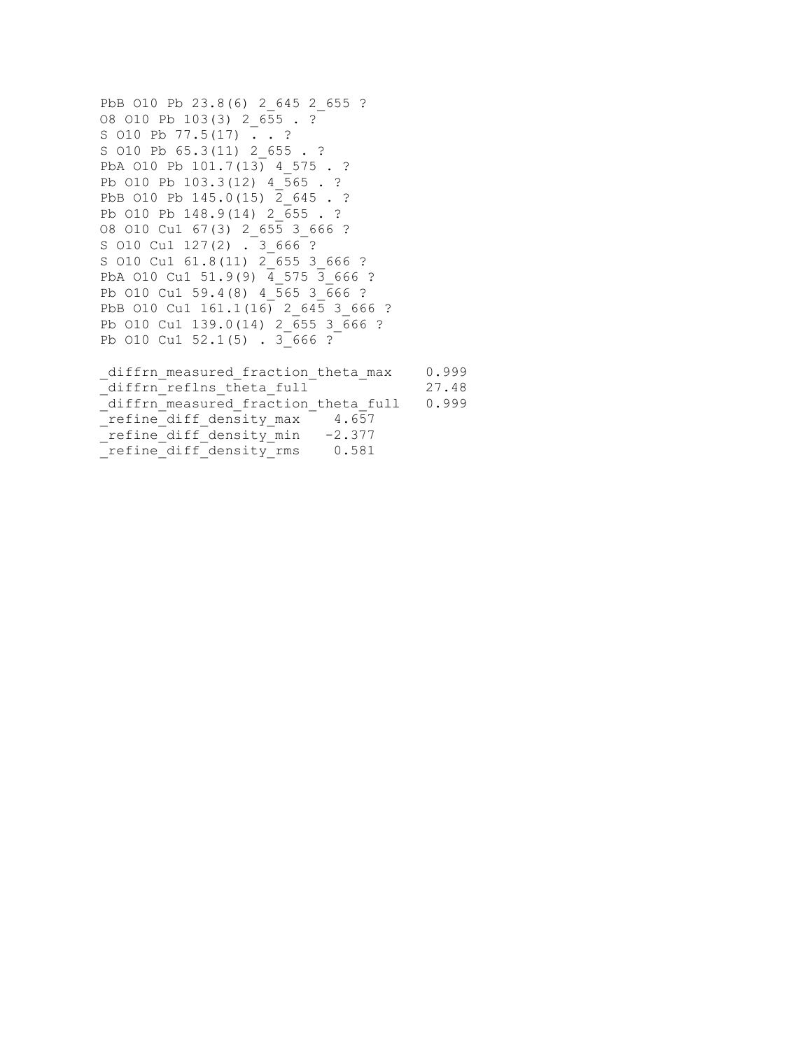```
PbB O10 Pb 23.8(6) 2_645 2_655 ?
O8 O10 Pb 103(3) 2_655 . ?
S O10 Pb 77.5(17) . . ?
S O10 Pb 65.3(11) 2_655 . ?
PbA O10 Pb 101.7(13) 4_575 . ?
Pb O10 Pb 103.3(12) 4_565 . ?
PbB O10 Pb 145.0(15) 2_645 . ?
Pb O10 Pb 148.9(14) 2_655 . ?
O8 O10 Cu1 67(3) 2_655 3_666 ?
S O10 Cu1 127(2) . 3_666 ?
S O10 Cu1 61.8(11) 2_655 3_666 ?
PbA O10 Cu1 51.9(9) 4_575 3_666 ?
Pb O10 Cu1 59.4(8) 4_565 3_666 ?
PbB O10 Cu1 161.1(16) 2_645 3_666 ?
Pb O10 Cu1 139.0(14) 2_655 3_666 ?
Pb O10 Cu1 52.1(5) . 3_666 ?

_diffrn_measured_fraction_theta_max    0.999
_diffrn_reflns_theta_full              27.48
_diffrn_measured_fraction_theta_full   0.999
_refine_diff_density_max    4.657
_refine_diff_density_min   -2.377
_refine_diff_density_rms    0.581
```